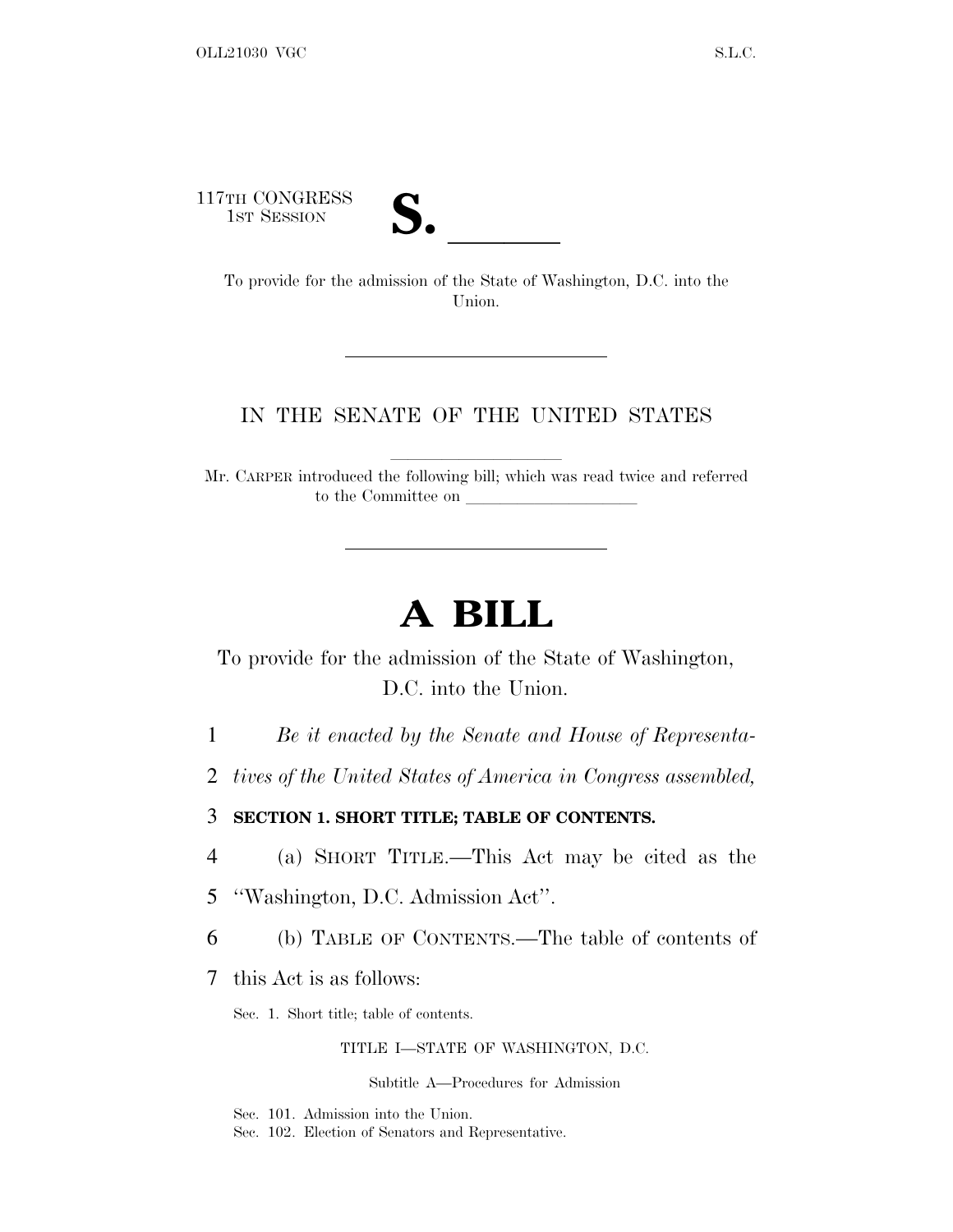117TH CONGRESS
1ST SESSION

# S. \_\_\_\_\_\_

To provide for the admission of the State of Washington, D.C. into the Union.

---

IN THE SENATE OF THE UNITED STATES

Mr. CARPER introduced the following bill; which was read twice and referred to the Committee on \_\_\_\_\_\_\_\_\_\_\_\_\_\_\_\_\_\_\_\_

---

# A BILL

To provide for the admission of the State of Washington, D.C. into the Union.

1 *Be it enacted by the Senate and House of Representa-*
2 *tives of the United States of America in Congress assembled,*

3 **SECTION 1. SHORT TITLE; TABLE OF CONTENTS.**

4 (a) SHORT TITLE.—This Act may be cited as the
5 ''Washington, D.C. Admission Act''.

6 (b) TABLE OF CONTENTS.—The table of contents of
7 this Act is as follows:

Sec. 1. Short title; table of contents.

TITLE I—STATE OF WASHINGTON, D.C.

Subtitle A—Procedures for Admission

Sec. 101. Admission into the Union.
Sec. 102. Election of Senators and Representative.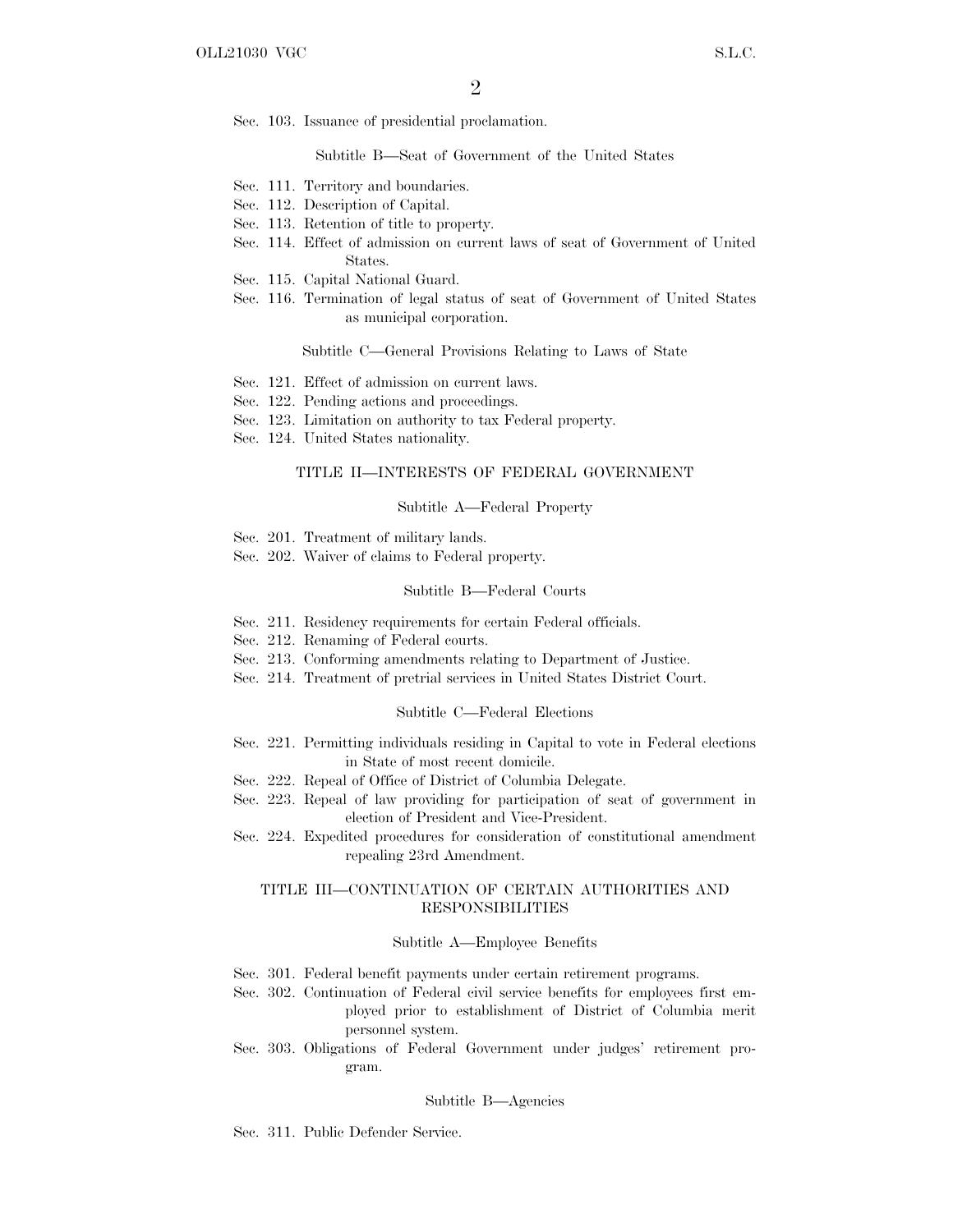Sec. 103. Issuance of presidential proclamation.

Subtitle B—Seat of Government of the United States

Sec. 111. Territory and boundaries.
Sec. 112. Description of Capital.
Sec. 113. Retention of title to property.
Sec. 114. Effect of admission on current laws of seat of Government of United States.
Sec. 115. Capital National Guard.
Sec. 116. Termination of legal status of seat of Government of United States as municipal corporation.

Subtitle C—General Provisions Relating to Laws of State

Sec. 121. Effect of admission on current laws.
Sec. 122. Pending actions and proceedings.
Sec. 123. Limitation on authority to tax Federal property.
Sec. 124. United States nationality.

TITLE II—INTERESTS OF FEDERAL GOVERNMENT

Subtitle A—Federal Property

Sec. 201. Treatment of military lands.
Sec. 202. Waiver of claims to Federal property.

Subtitle B—Federal Courts

Sec. 211. Residency requirements for certain Federal officials.
Sec. 212. Renaming of Federal courts.
Sec. 213. Conforming amendments relating to Department of Justice.
Sec. 214. Treatment of pretrial services in United States District Court.

Subtitle C—Federal Elections

Sec. 221. Permitting individuals residing in Capital to vote in Federal elections in State of most recent domicile.
Sec. 222. Repeal of Office of District of Columbia Delegate.
Sec. 223. Repeal of law providing for participation of seat of government in election of President and Vice-President.
Sec. 224. Expedited procedures for consideration of constitutional amendment repealing 23rd Amendment.

TITLE III—CONTINUATION OF CERTAIN AUTHORITIES AND RESPONSIBILITIES

Subtitle A—Employee Benefits

Sec. 301. Federal benefit payments under certain retirement programs.
Sec. 302. Continuation of Federal civil service benefits for employees first employed prior to establishment of District of Columbia merit personnel system.
Sec. 303. Obligations of Federal Government under judges' retirement program.

Subtitle B—Agencies

Sec. 311. Public Defender Service.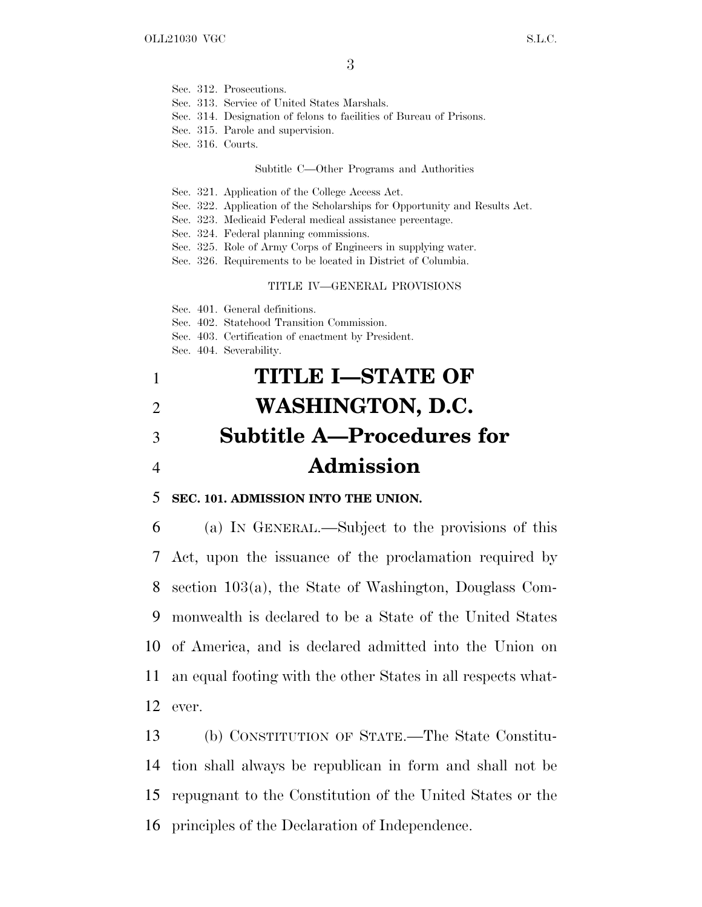Sec. 312. Prosecutions.
Sec. 313. Service of United States Marshals.
Sec. 314. Designation of felons to facilities of Bureau of Prisons.
Sec. 315. Parole and supervision.
Sec. 316. Courts.

Subtitle C—Other Programs and Authorities

Sec. 321. Application of the College Access Act.
Sec. 322. Application of the Scholarships for Opportunity and Results Act.
Sec. 323. Medicaid Federal medical assistance percentage.
Sec. 324. Federal planning commissions.
Sec. 325. Role of Army Corps of Engineers in supplying water.
Sec. 326. Requirements to be located in District of Columbia.

TITLE IV—GENERAL PROVISIONS

Sec. 401. General definitions.
Sec. 402. Statehood Transition Commission.
Sec. 403. Certification of enactment by President.
Sec. 404. Severability.

# TITLE I—STATE OF WASHINGTON, D.C.

## Subtitle A—Procedures for Admission

### SEC. 101. ADMISSION INTO THE UNION.

(a) IN GENERAL.—Subject to the provisions of this Act, upon the issuance of the proclamation required by section 103(a), the State of Washington, Douglass Commonwealth is declared to be a State of the United States of America, and is declared admitted into the Union on an equal footing with the other States in all respects whatever.

(b) CONSTITUTION OF STATE.—The State Constitution shall always be republican in form and shall not be repugnant to the Constitution of the United States or the principles of the Declaration of Independence.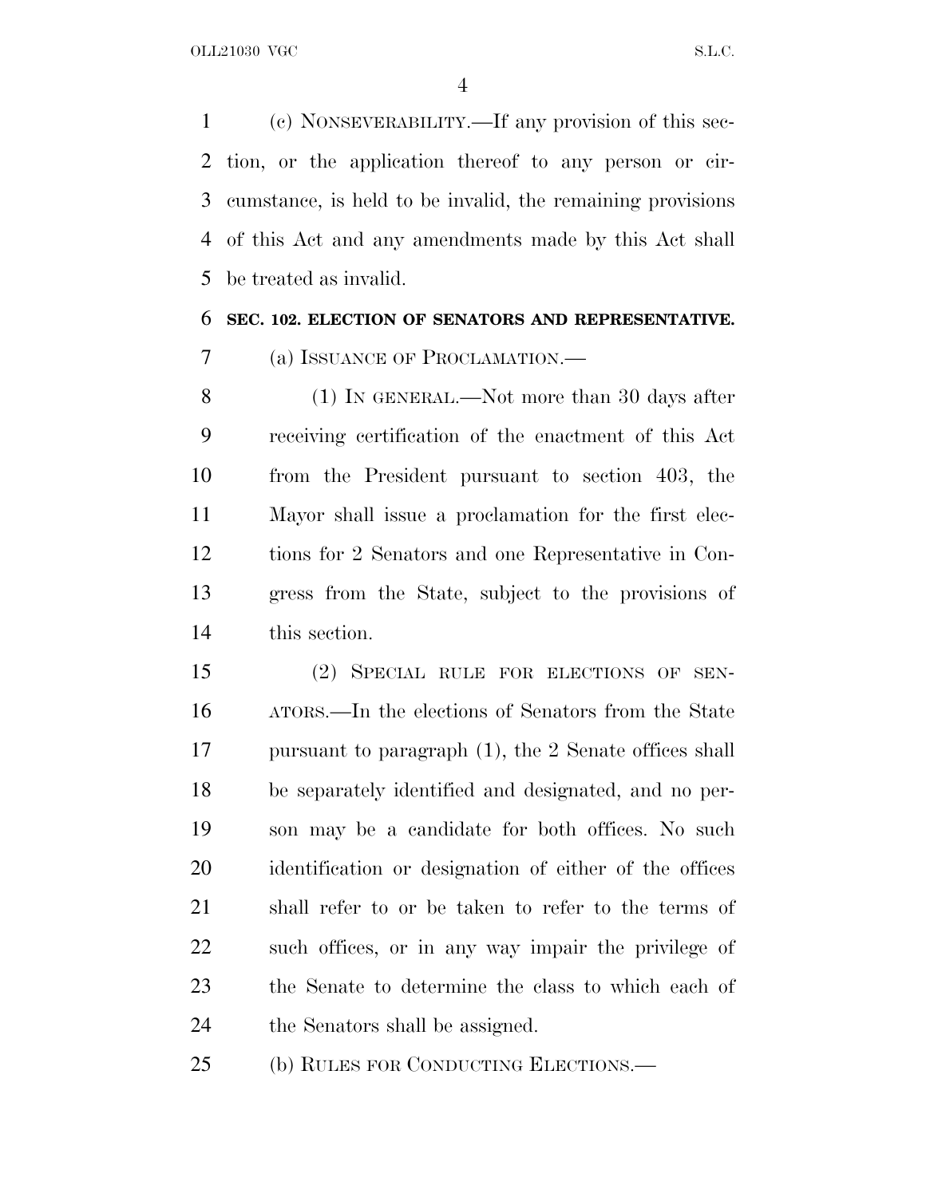(c) NONSEVERABILITY.—If any provision of this section, or the application thereof to any person or circumstance, is held to be invalid, the remaining provisions of this Act and any amendments made by this Act shall be treated as invalid.

**SEC. 102. ELECTION OF SENATORS AND REPRESENTATIVE.**

(a) ISSUANCE OF PROCLAMATION.—

(1) IN GENERAL.—Not more than 30 days after receiving certification of the enactment of this Act from the President pursuant to section 403, the Mayor shall issue a proclamation for the first elections for 2 Senators and one Representative in Congress from the State, subject to the provisions of this section.

(2) SPECIAL RULE FOR ELECTIONS OF SENATORS.—In the elections of Senators from the State pursuant to paragraph (1), the 2 Senate offices shall be separately identified and designated, and no person may be a candidate for both offices. No such identification or designation of either of the offices shall refer to or be taken to refer to the terms of such offices, or in any way impair the privilege of the Senate to determine the class to which each of the Senators shall be assigned.

(b) RULES FOR CONDUCTING ELECTIONS.—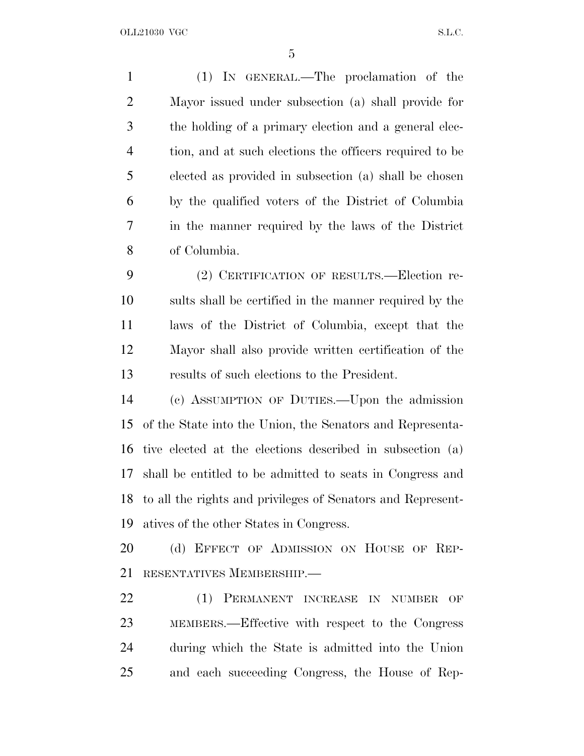(1) IN GENERAL.—The proclamation of the Mayor issued under subsection (a) shall provide for the holding of a primary election and a general election, and at such elections the officers required to be elected as provided in subsection (a) shall be chosen by the qualified voters of the District of Columbia in the manner required by the laws of the District of Columbia.

(2) CERTIFICATION OF RESULTS.—Election results shall be certified in the manner required by the laws of the District of Columbia, except that the Mayor shall also provide written certification of the results of such elections to the President.

(c) ASSUMPTION OF DUTIES.—Upon the admission of the State into the Union, the Senators and Representative elected at the elections described in subsection (a) shall be entitled to be admitted to seats in Congress and to all the rights and privileges of Senators and Representatives of the other States in Congress.

(d) EFFECT OF ADMISSION ON HOUSE OF REPRESENTATIVES MEMBERSHIP.—

(1) PERMANENT INCREASE IN NUMBER OF MEMBERS.—Effective with respect to the Congress during which the State is admitted into the Union and each succeeding Congress, the House of Rep-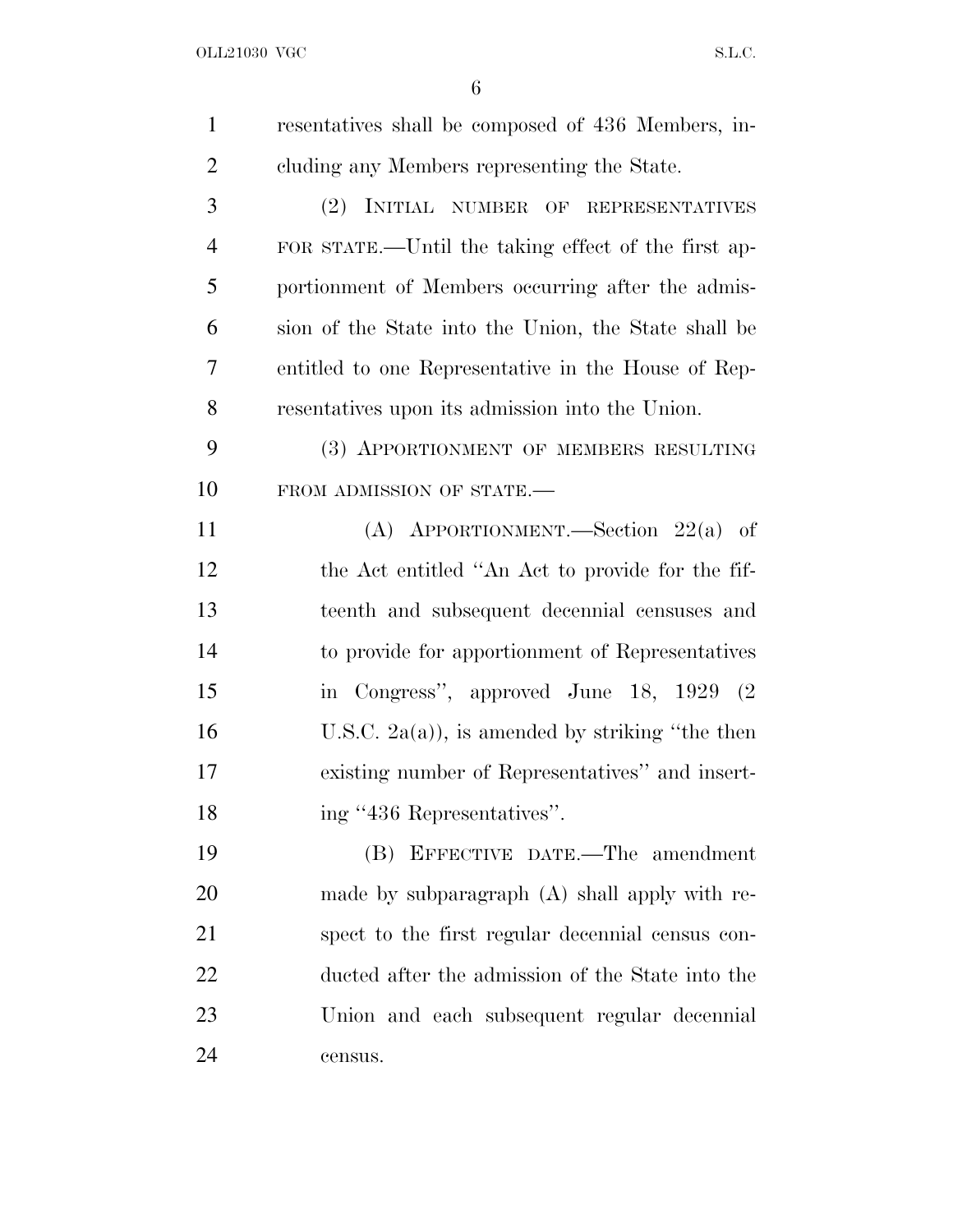resentatives shall be composed of 436 Members, including any Members representing the State.

(2) INITIAL NUMBER OF REPRESENTATIVES FOR STATE.—Until the taking effect of the first apportionment of Members occurring after the admission of the State into the Union, the State shall be entitled to one Representative in the House of Representatives upon its admission into the Union.

(3) APPORTIONMENT OF MEMBERS RESULTING FROM ADMISSION OF STATE.—

(A) APPORTIONMENT.—Section 22(a) of the Act entitled ''An Act to provide for the fifteenth and subsequent decennial censuses and to provide for apportionment of Representatives in Congress'', approved June 18, 1929 (2 U.S.C. 2a(a)), is amended by striking ''the then existing number of Representatives'' and inserting ''436 Representatives''.

(B) EFFECTIVE DATE.—The amendment made by subparagraph (A) shall apply with respect to the first regular decennial census conducted after the admission of the State into the Union and each subsequent regular decennial census.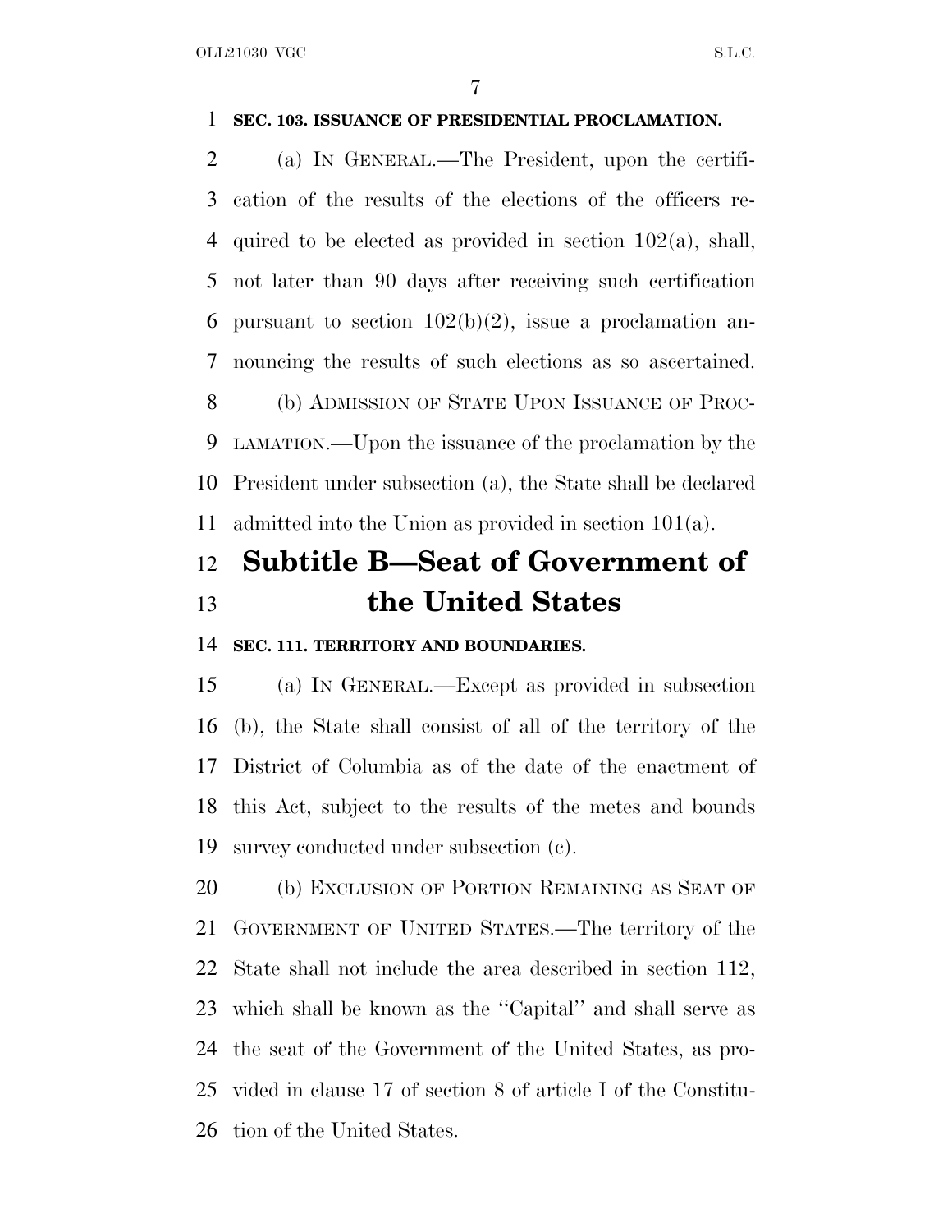**SEC. 103. ISSUANCE OF PRESIDENTIAL PROCLAMATION.**

(a) IN GENERAL.—The President, upon the certification of the results of the elections of the officers required to be elected as provided in section 102(a), shall, not later than 90 days after receiving such certification pursuant to section 102(b)(2), issue a proclamation announcing the results of such elections as so ascertained.

(b) ADMISSION OF STATE UPON ISSUANCE OF PROCLAMATION.—Upon the issuance of the proclamation by the President under subsection (a), the State shall be declared admitted into the Union as provided in section 101(a).

## Subtitle B—Seat of Government of the United States

**SEC. 111. TERRITORY AND BOUNDARIES.**

(a) IN GENERAL.—Except as provided in subsection (b), the State shall consist of all of the territory of the District of Columbia as of the date of the enactment of this Act, subject to the results of the metes and bounds survey conducted under subsection (c).

(b) EXCLUSION OF PORTION REMAINING AS SEAT OF GOVERNMENT OF UNITED STATES.—The territory of the State shall not include the area described in section 112, which shall be known as the ''Capital'' and shall serve as the seat of the Government of the United States, as provided in clause 17 of section 8 of article I of the Constitution of the United States.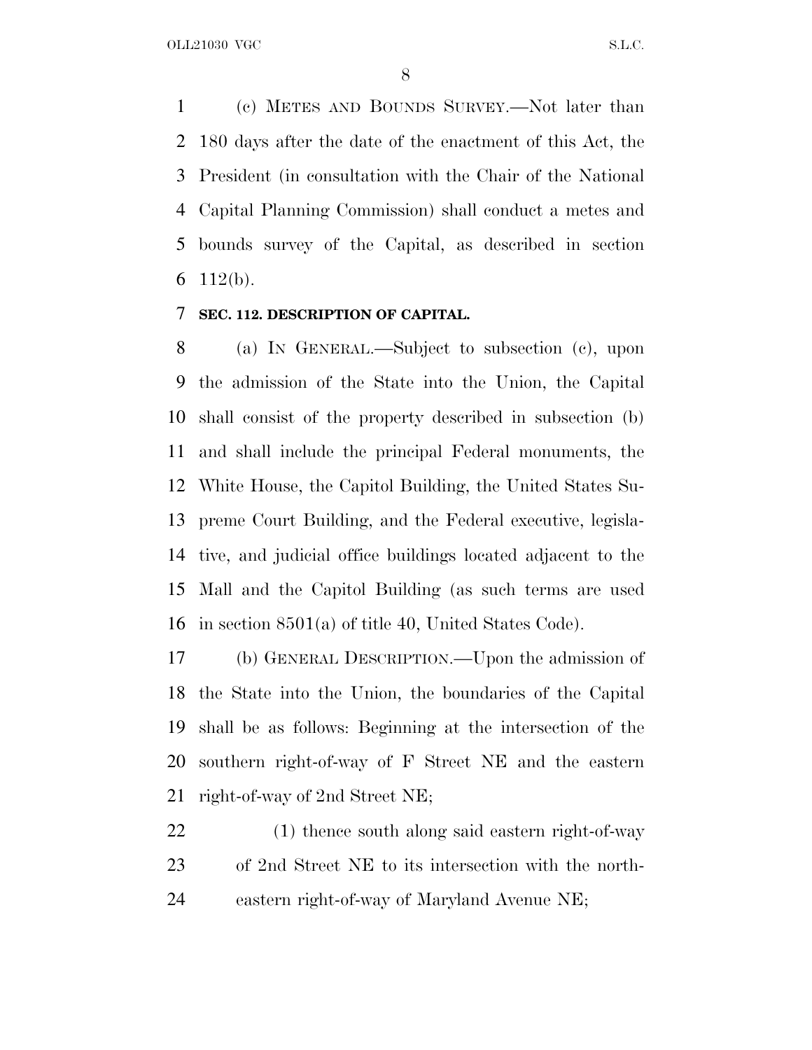(c) METES AND BOUNDS SURVEY.—Not later than 180 days after the date of the enactment of this Act, the President (in consultation with the Chair of the National Capital Planning Commission) shall conduct a metes and bounds survey of the Capital, as described in section 112(b).

**SEC. 112. DESCRIPTION OF CAPITAL.**

(a) IN GENERAL.—Subject to subsection (c), upon the admission of the State into the Union, the Capital shall consist of the property described in subsection (b) and shall include the principal Federal monuments, the White House, the Capitol Building, the United States Supreme Court Building, and the Federal executive, legislative, and judicial office buildings located adjacent to the Mall and the Capitol Building (as such terms are used in section 8501(a) of title 40, United States Code).

(b) GENERAL DESCRIPTION.—Upon the admission of the State into the Union, the boundaries of the Capital shall be as follows: Beginning at the intersection of the southern right-of-way of F Street NE and the eastern right-of-way of 2nd Street NE;

(1) thence south along said eastern right-of-way of 2nd Street NE to its intersection with the northeastern right-of-way of Maryland Avenue NE;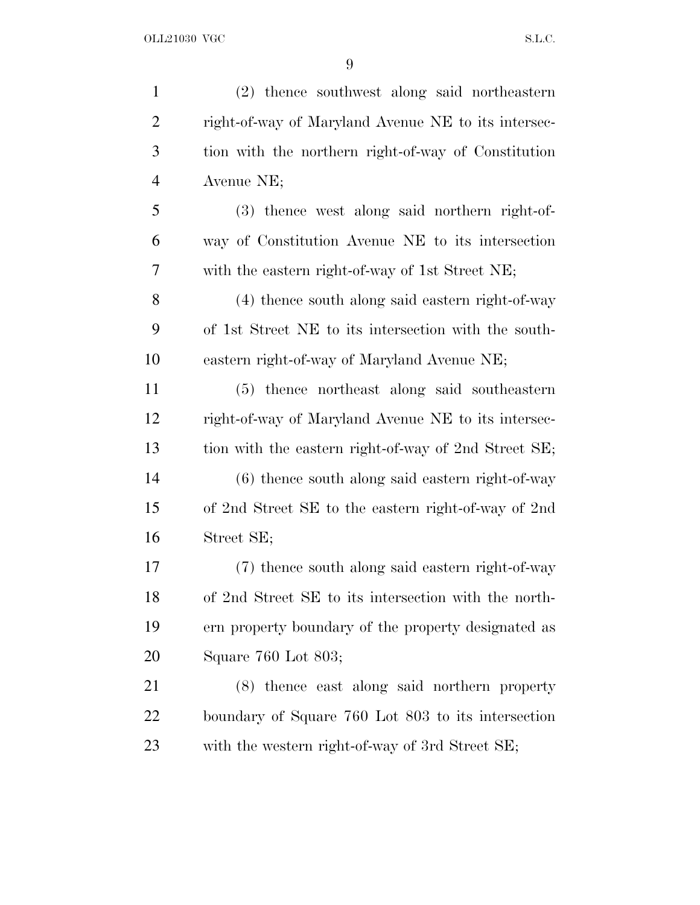(2) thence southwest along said northeastern right-of-way of Maryland Avenue NE to its intersection with the northern right-of-way of Constitution Avenue NE;

(3) thence west along said northern right-of-way of Constitution Avenue NE to its intersection with the eastern right-of-way of 1st Street NE;

(4) thence south along said eastern right-of-way of 1st Street NE to its intersection with the southeastern right-of-way of Maryland Avenue NE;

(5) thence northeast along said southeastern right-of-way of Maryland Avenue NE to its intersection with the eastern right-of-way of 2nd Street SE;

(6) thence south along said eastern right-of-way of 2nd Street SE to the eastern right-of-way of 2nd Street SE;

(7) thence south along said eastern right-of-way of 2nd Street SE to its intersection with the northern property boundary of the property designated as Square 760 Lot 803;

(8) thence east along said northern property boundary of Square 760 Lot 803 to its intersection with the western right-of-way of 3rd Street SE;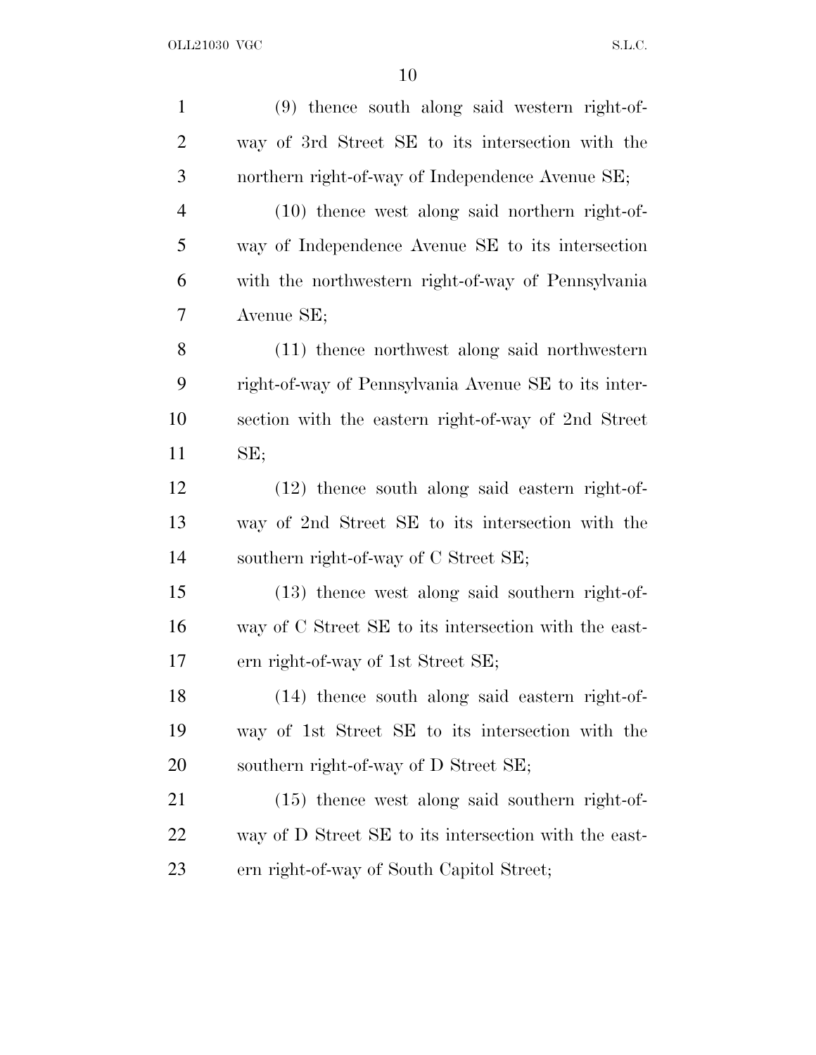(9) thence south along said western right-of-way of 3rd Street SE to its intersection with the northern right-of-way of Independence Avenue SE;

(10) thence west along said northern right-of-way of Independence Avenue SE to its intersection with the northwestern right-of-way of Pennsylvania Avenue SE;

(11) thence northwest along said northwestern right-of-way of Pennsylvania Avenue SE to its intersection with the eastern right-of-way of 2nd Street SE;

(12) thence south along said eastern right-of-way of 2nd Street SE to its intersection with the southern right-of-way of C Street SE;

(13) thence west along said southern right-of-way of C Street SE to its intersection with the eastern right-of-way of 1st Street SE;

(14) thence south along said eastern right-of-way of 1st Street SE to its intersection with the southern right-of-way of D Street SE;

(15) thence west along said southern right-of-way of D Street SE to its intersection with the eastern right-of-way of South Capitol Street;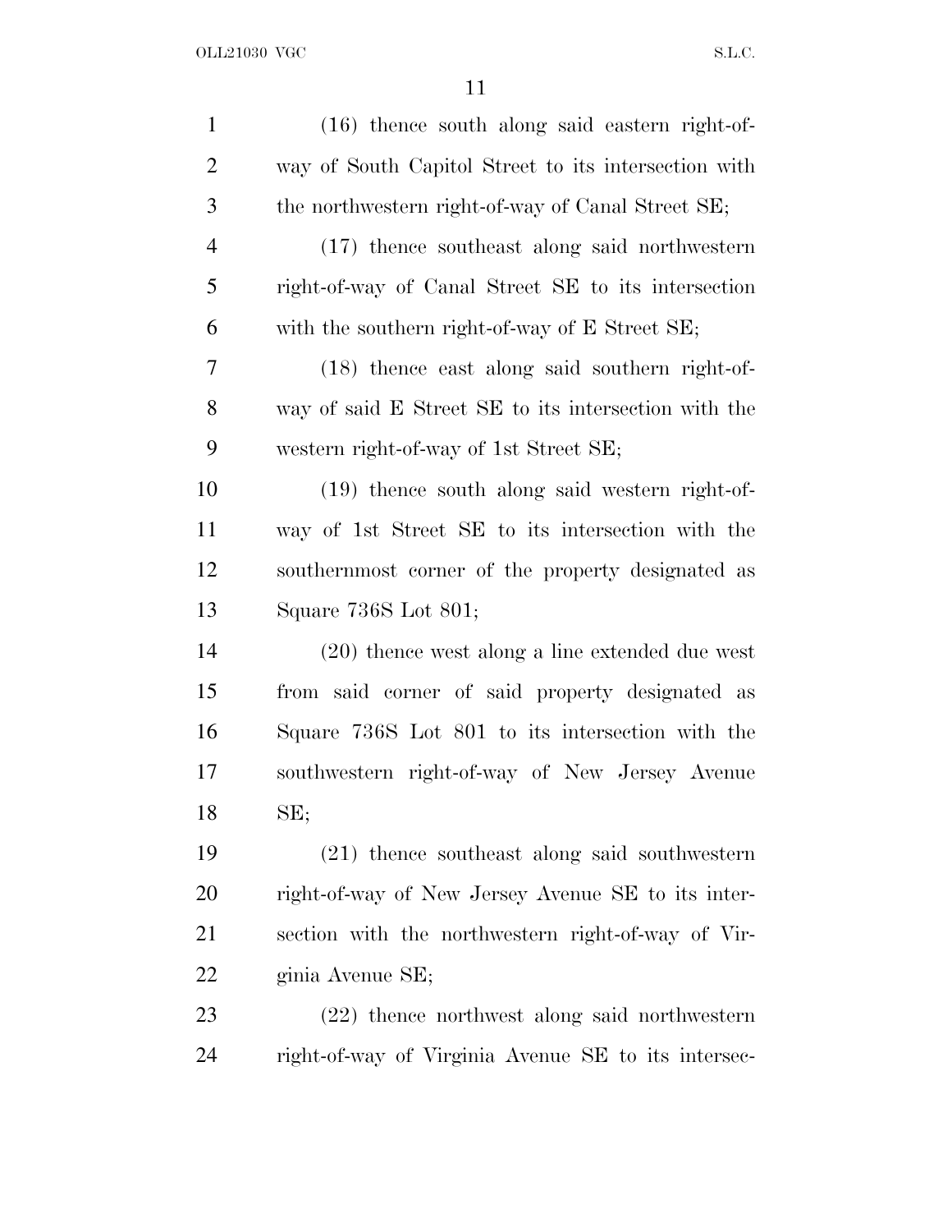(16) thence south along said eastern right-of-way of South Capitol Street to its intersection with the northwestern right-of-way of Canal Street SE;

(17) thence southeast along said northwestern right-of-way of Canal Street SE to its intersection with the southern right-of-way of E Street SE;

(18) thence east along said southern right-of-way of said E Street SE to its intersection with the western right-of-way of 1st Street SE;

(19) thence south along said western right-of-way of 1st Street SE to its intersection with the southernmost corner of the property designated as Square 736S Lot 801;

(20) thence west along a line extended due west from said corner of said property designated as Square 736S Lot 801 to its intersection with the southwestern right-of-way of New Jersey Avenue SE;

(21) thence southeast along said southwestern right-of-way of New Jersey Avenue SE to its intersection with the northwestern right-of-way of Virginia Avenue SE;

(22) thence northwest along said northwestern right-of-way of Virginia Avenue SE to its intersec-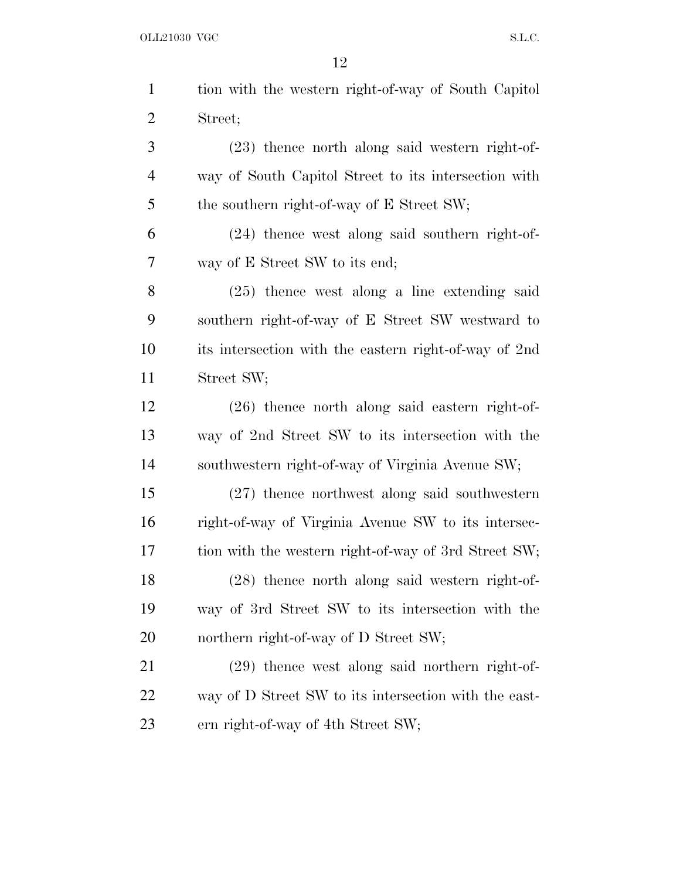tion with the western right-of-way of South Capitol Street;

(23) thence north along said western right-of-way of South Capitol Street to its intersection with the southern right-of-way of E Street SW;

(24) thence west along said southern right-of-way of E Street SW to its end;

(25) thence west along a line extending said southern right-of-way of E Street SW westward to its intersection with the eastern right-of-way of 2nd Street SW;

(26) thence north along said eastern right-of-way of 2nd Street SW to its intersection with the southwestern right-of-way of Virginia Avenue SW;

(27) thence northwest along said southwestern right-of-way of Virginia Avenue SW to its intersection with the western right-of-way of 3rd Street SW;

(28) thence north along said western right-of-way of 3rd Street SW to its intersection with the northern right-of-way of D Street SW;

(29) thence west along said northern right-of-way of D Street SW to its intersection with the eastern right-of-way of 4th Street SW;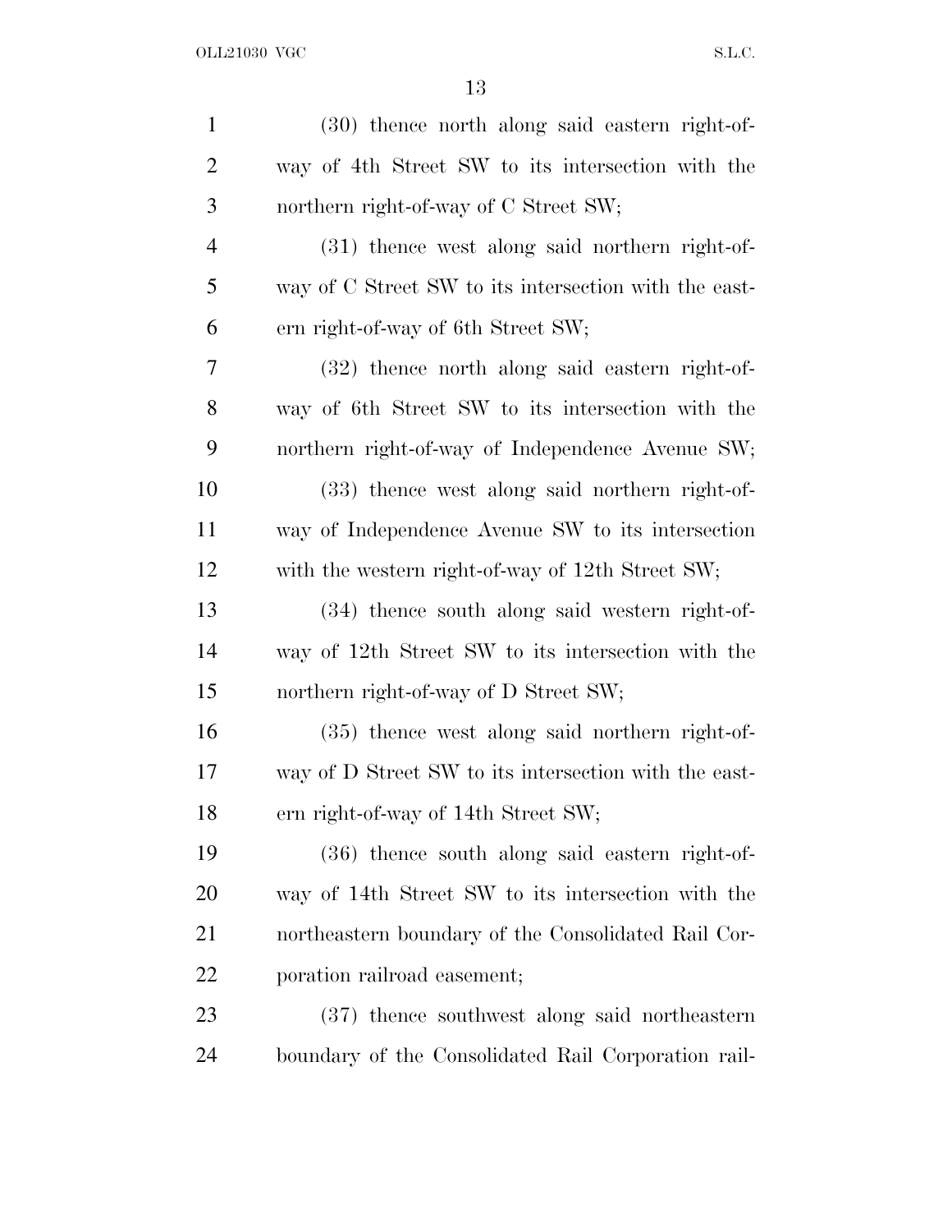(30) thence north along said eastern right-of-way of 4th Street SW to its intersection with the northern right-of-way of C Street SW;

(31) thence west along said northern right-of-way of C Street SW to its intersection with the eastern right-of-way of 6th Street SW;

(32) thence north along said eastern right-of-way of 6th Street SW to its intersection with the northern right-of-way of Independence Avenue SW;

(33) thence west along said northern right-of-way of Independence Avenue SW to its intersection with the western right-of-way of 12th Street SW;

(34) thence south along said western right-of-way of 12th Street SW to its intersection with the northern right-of-way of D Street SW;

(35) thence west along said northern right-of-way of D Street SW to its intersection with the eastern right-of-way of 14th Street SW;

(36) thence south along said eastern right-of-way of 14th Street SW to its intersection with the northeastern boundary of the Consolidated Rail Corporation railroad easement;

(37) thence southwest along said northeastern boundary of the Consolidated Rail Corporation rail-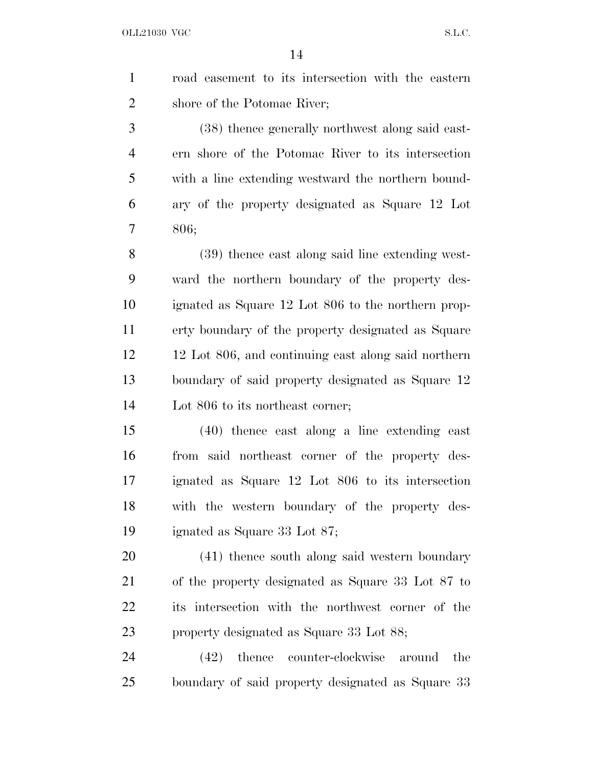road easement to its intersection with the eastern shore of the Potomac River;

(38) thence generally northwest along said eastern shore of the Potomac River to its intersection with a line extending westward the northern boundary of the property designated as Square 12 Lot 806;

(39) thence east along said line extending westward the northern boundary of the property designated as Square 12 Lot 806 to the northern property boundary of the property designated as Square 12 Lot 806, and continuing east along said northern boundary of said property designated as Square 12 Lot 806 to its northeast corner;

(40) thence east along a line extending east from said northeast corner of the property designated as Square 12 Lot 806 to its intersection with the western boundary of the property designated as Square 33 Lot 87;

(41) thence south along said western boundary of the property designated as Square 33 Lot 87 to its intersection with the northwest corner of the property designated as Square 33 Lot 88;

(42) thence counter-clockwise around the boundary of said property designated as Square 33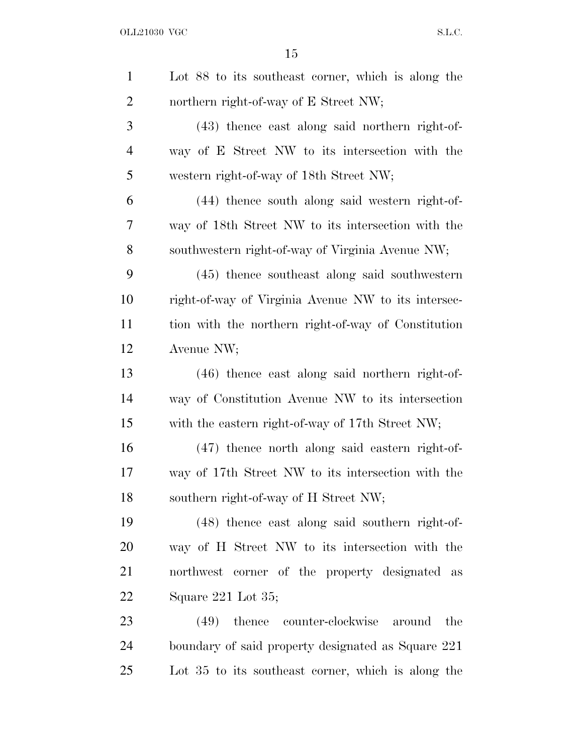Lot 88 to its southeast corner, which is along the northern right-of-way of E Street NW;

(43) thence east along said northern right-of-way of E Street NW to its intersection with the western right-of-way of 18th Street NW;

(44) thence south along said western right-of-way of 18th Street NW to its intersection with the southwestern right-of-way of Virginia Avenue NW;

(45) thence southeast along said southwestern right-of-way of Virginia Avenue NW to its intersection with the northern right-of-way of Constitution Avenue NW;

(46) thence east along said northern right-of-way of Constitution Avenue NW to its intersection with the eastern right-of-way of 17th Street NW;

(47) thence north along said eastern right-of-way of 17th Street NW to its intersection with the southern right-of-way of H Street NW;

(48) thence east along said southern right-of-way of H Street NW to its intersection with the northwest corner of the property designated as Square 221 Lot 35;

(49) thence counter-clockwise around the boundary of said property designated as Square 221 Lot 35 to its southeast corner, which is along the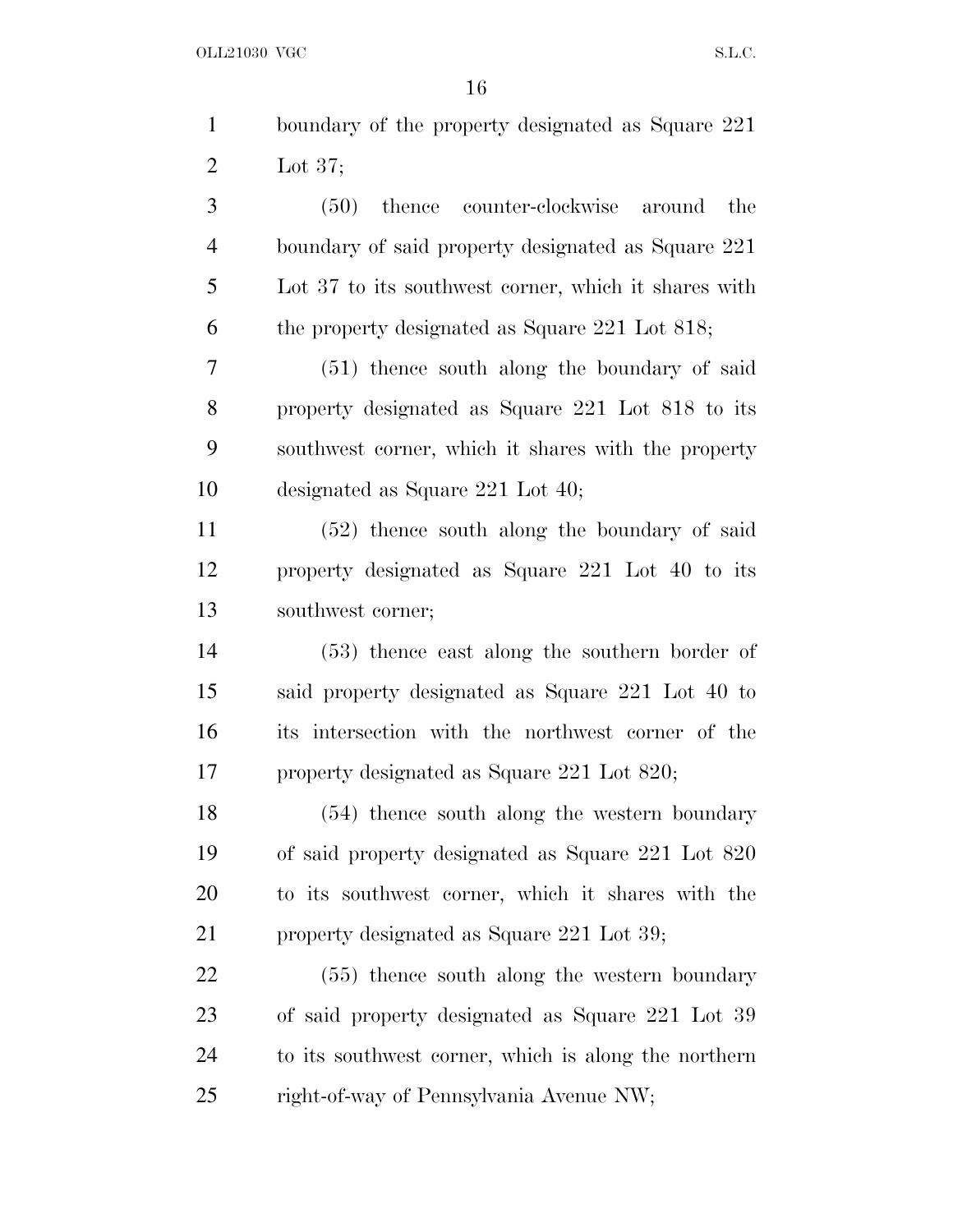boundary of the property designated as Square 221 Lot 37;

(50) thence counter-clockwise around the boundary of said property designated as Square 221 Lot 37 to its southwest corner, which it shares with the property designated as Square 221 Lot 818;

(51) thence south along the boundary of said property designated as Square 221 Lot 818 to its southwest corner, which it shares with the property designated as Square 221 Lot 40;

(52) thence south along the boundary of said property designated as Square 221 Lot 40 to its southwest corner;

(53) thence east along the southern border of said property designated as Square 221 Lot 40 to its intersection with the northwest corner of the property designated as Square 221 Lot 820;

(54) thence south along the western boundary of said property designated as Square 221 Lot 820 to its southwest corner, which it shares with the property designated as Square 221 Lot 39;

(55) thence south along the western boundary of said property designated as Square 221 Lot 39 to its southwest corner, which is along the northern right-of-way of Pennsylvania Avenue NW;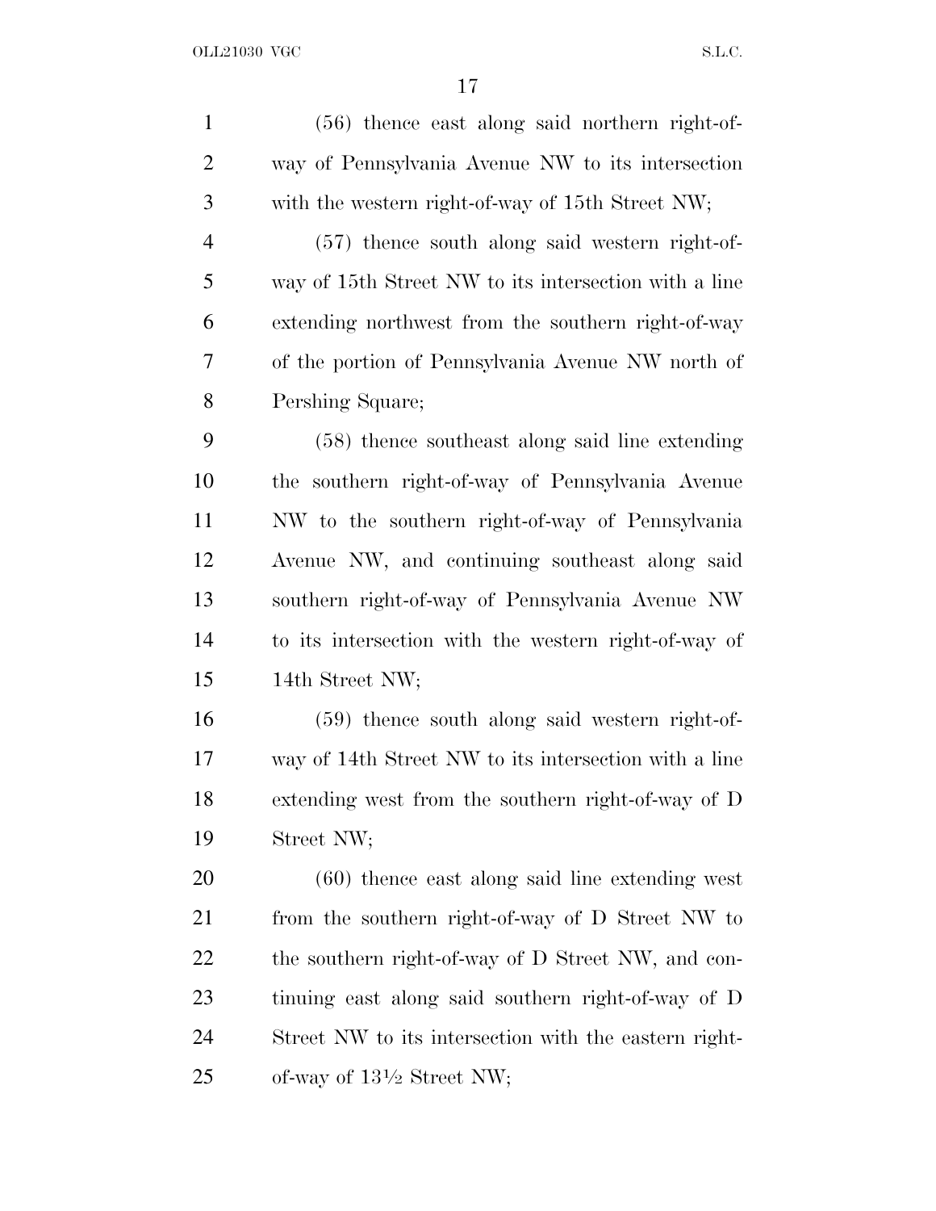(56) thence east along said northern right-of-way of Pennsylvania Avenue NW to its intersection with the western right-of-way of 15th Street NW;

(57) thence south along said western right-of-way of 15th Street NW to its intersection with a line extending northwest from the southern right-of-way of the portion of Pennsylvania Avenue NW north of Pershing Square;

(58) thence southeast along said line extending the southern right-of-way of Pennsylvania Avenue NW to the southern right-of-way of Pennsylvania Avenue NW, and continuing southeast along said southern right-of-way of Pennsylvania Avenue NW to its intersection with the western right-of-way of 14th Street NW;

(59) thence south along said western right-of-way of 14th Street NW to its intersection with a line extending west from the southern right-of-way of D Street NW;

(60) thence east along said line extending west from the southern right-of-way of D Street NW to the southern right-of-way of D Street NW, and continuing east along said southern right-of-way of D Street NW to its intersection with the eastern right-of-way of 13½ Street NW;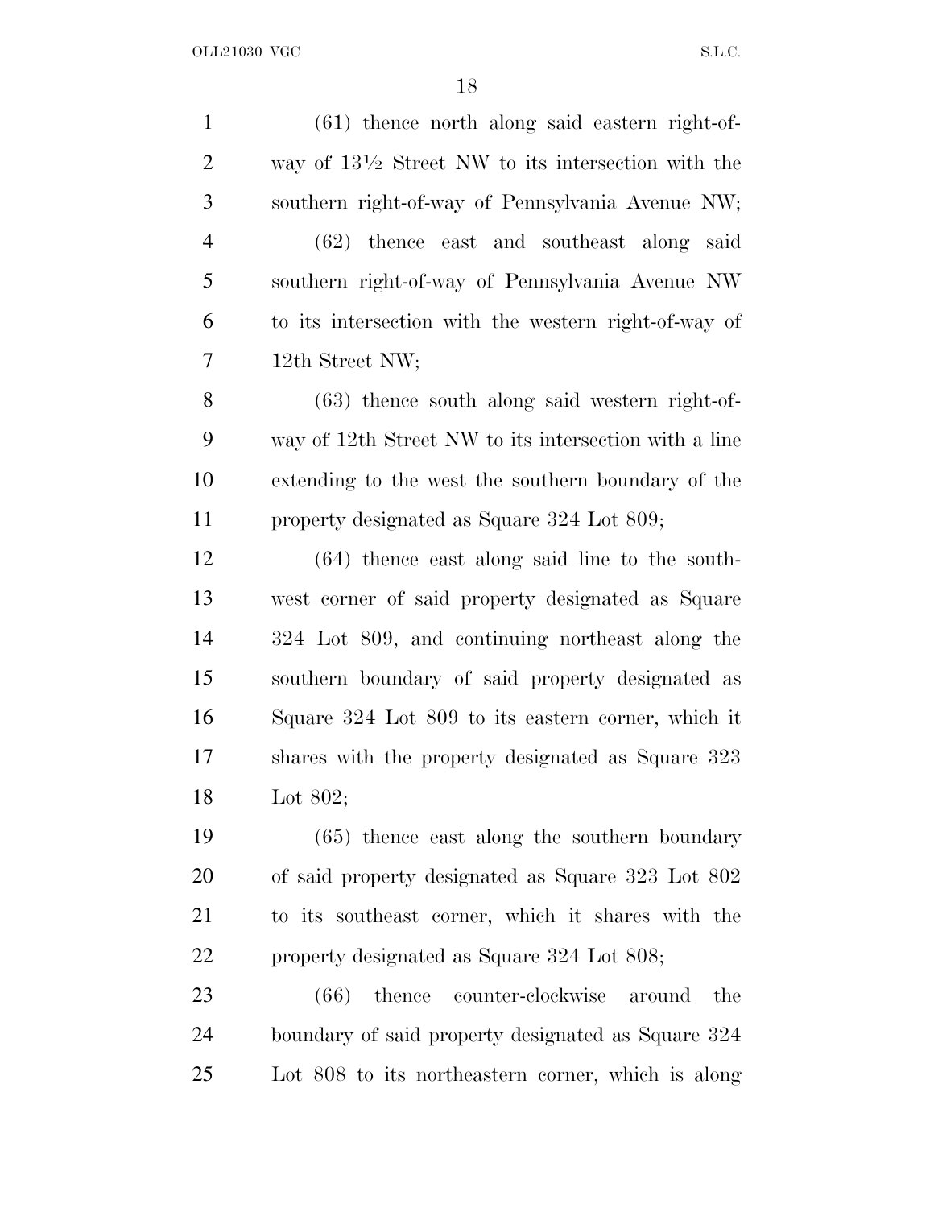(61) thence north along said eastern right-of-way of 13½ Street NW to its intersection with the southern right-of-way of Pennsylvania Avenue NW;

(62) thence east and southeast along said southern right-of-way of Pennsylvania Avenue NW to its intersection with the western right-of-way of 12th Street NW;

(63) thence south along said western right-of-way of 12th Street NW to its intersection with a line extending to the west the southern boundary of the property designated as Square 324 Lot 809;

(64) thence east along said line to the southwest corner of said property designated as Square 324 Lot 809, and continuing northeast along the southern boundary of said property designated as Square 324 Lot 809 to its eastern corner, which it shares with the property designated as Square 323 Lot 802;

(65) thence east along the southern boundary of said property designated as Square 323 Lot 802 to its southeast corner, which it shares with the property designated as Square 324 Lot 808;

(66) thence counter-clockwise around the boundary of said property designated as Square 324 Lot 808 to its northeastern corner, which is along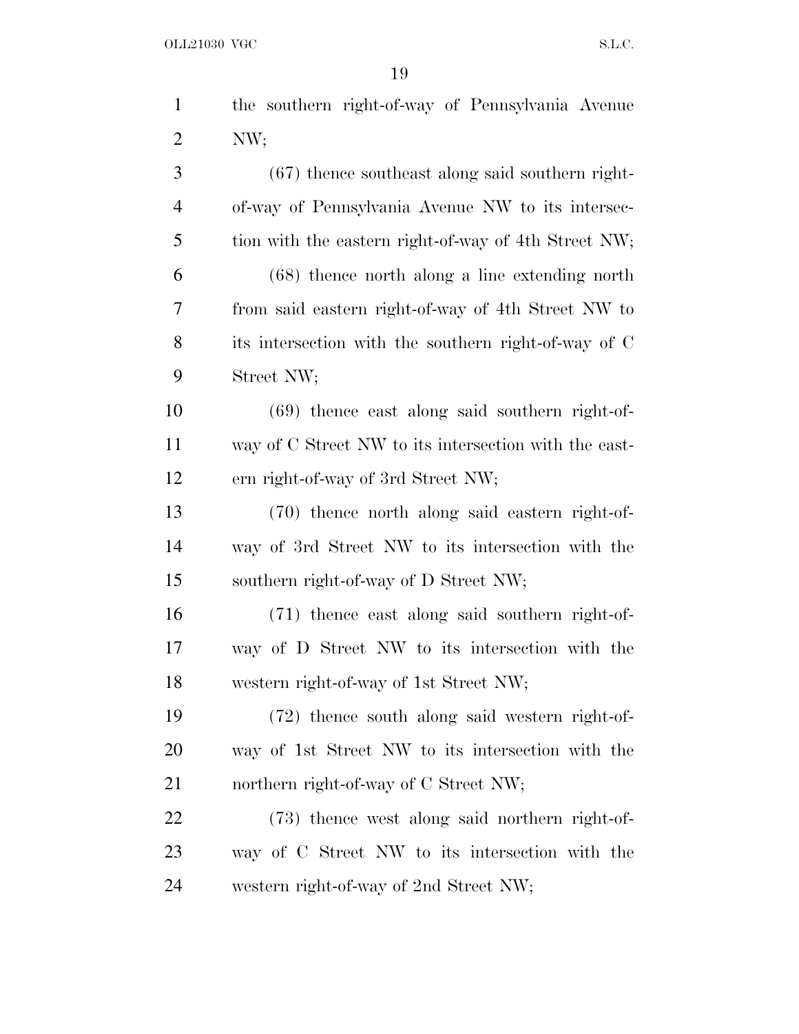the southern right-of-way of Pennsylvania Avenue NW;

(67) thence southeast along said southern right-of-way of Pennsylvania Avenue NW to its intersection with the eastern right-of-way of 4th Street NW;

(68) thence north along a line extending north from said eastern right-of-way of 4th Street NW to its intersection with the southern right-of-way of C Street NW;

(69) thence east along said southern right-of-way of C Street NW to its intersection with the eastern right-of-way of 3rd Street NW;

(70) thence north along said eastern right-of-way of 3rd Street NW to its intersection with the southern right-of-way of D Street NW;

(71) thence east along said southern right-of-way of D Street NW to its intersection with the western right-of-way of 1st Street NW;

(72) thence south along said western right-of-way of 1st Street NW to its intersection with the northern right-of-way of C Street NW;

(73) thence west along said northern right-of-way of C Street NW to its intersection with the western right-of-way of 2nd Street NW;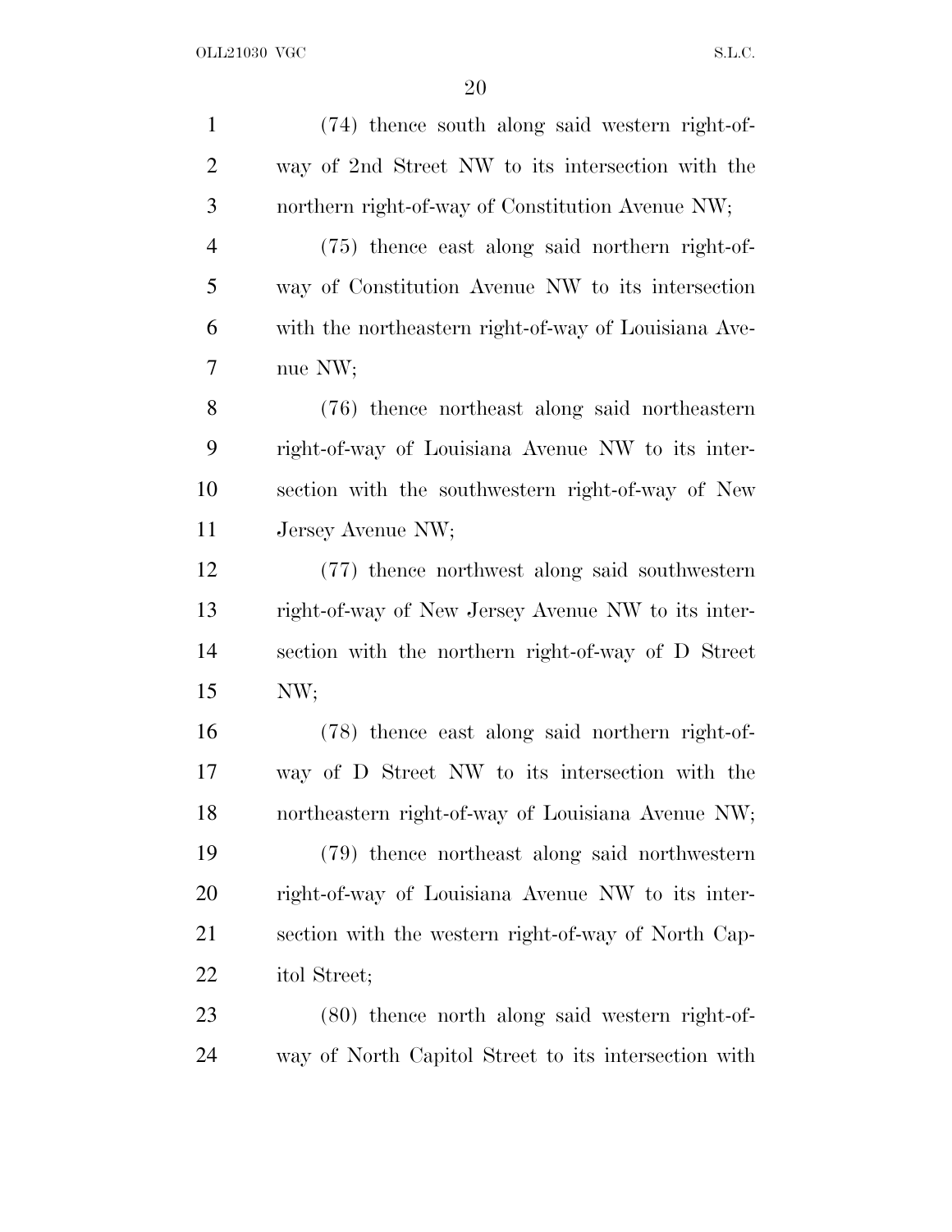(74) thence south along said western right-of-way of 2nd Street NW to its intersection with the northern right-of-way of Constitution Avenue NW;

(75) thence east along said northern right-of-way of Constitution Avenue NW to its intersection with the northeastern right-of-way of Louisiana Avenue NW;

(76) thence northeast along said northeastern right-of-way of Louisiana Avenue NW to its intersection with the southwestern right-of-way of New Jersey Avenue NW;

(77) thence northwest along said southwestern right-of-way of New Jersey Avenue NW to its intersection with the northern right-of-way of D Street NW;

(78) thence east along said northern right-of-way of D Street NW to its intersection with the northeastern right-of-way of Louisiana Avenue NW;

(79) thence northeast along said northwestern right-of-way of Louisiana Avenue NW to its intersection with the western right-of-way of North Capitol Street;

(80) thence north along said western right-of-way of North Capitol Street to its intersection with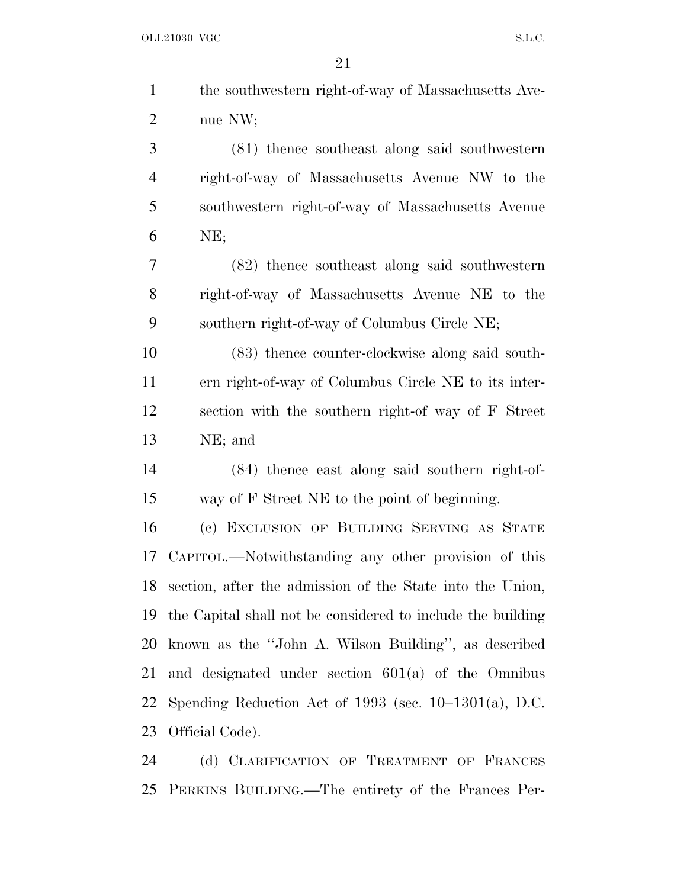the southwestern right-of-way of Massachusetts Avenue NW;

(81) thence southeast along said southwestern right-of-way of Massachusetts Avenue NW to the southwestern right-of-way of Massachusetts Avenue NE;

(82) thence southeast along said southwestern right-of-way of Massachusetts Avenue NE to the southern right-of-way of Columbus Circle NE;

(83) thence counter-clockwise along said southern right-of-way of Columbus Circle NE to its intersection with the southern right-of way of F Street NE; and

(84) thence east along said southern right-of-way of F Street NE to the point of beginning.

(c) EXCLUSION OF BUILDING SERVING AS STATE CAPITOL.—Notwithstanding any other provision of this section, after the admission of the State into the Union, the Capital shall not be considered to include the building known as the "John A. Wilson Building", as described and designated under section 601(a) of the Omnibus Spending Reduction Act of 1993 (sec. 10–1301(a), D.C. Official Code).

(d) CLARIFICATION OF TREATMENT OF FRANCES PERKINS BUILDING.—The entirety of the Frances Per-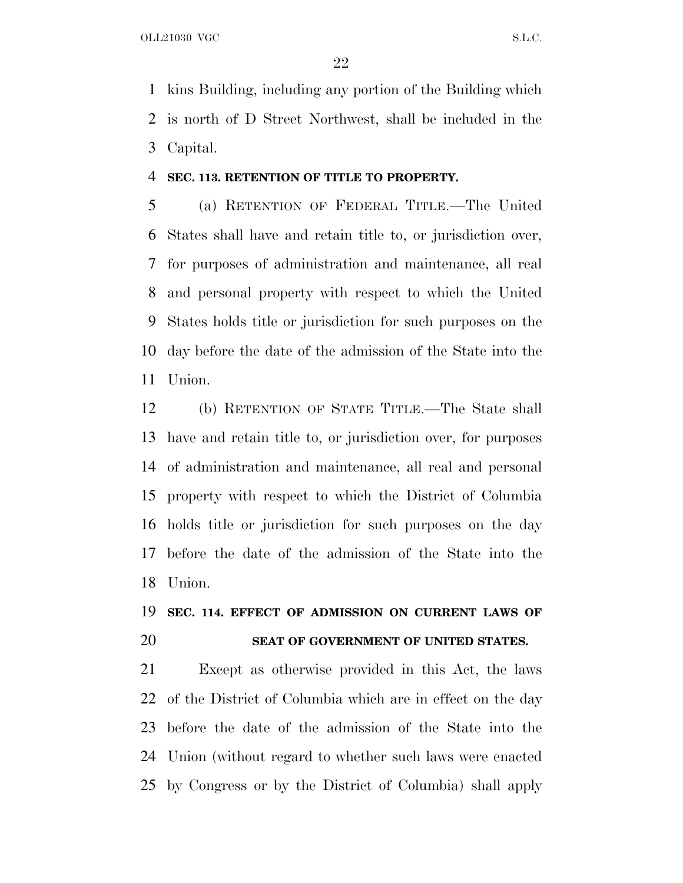kins Building, including any portion of the Building which is north of D Street Northwest, shall be included in the Capital.

**SEC. 113. RETENTION OF TITLE TO PROPERTY.**

(a) RETENTION OF FEDERAL TITLE.—The United States shall have and retain title to, or jurisdiction over, for purposes of administration and maintenance, all real and personal property with respect to which the United States holds title or jurisdiction for such purposes on the day before the date of the admission of the State into the Union.

(b) RETENTION OF STATE TITLE.—The State shall have and retain title to, or jurisdiction over, for purposes of administration and maintenance, all real and personal property with respect to which the District of Columbia holds title or jurisdiction for such purposes on the day before the date of the admission of the State into the Union.

**SEC. 114. EFFECT OF ADMISSION ON CURRENT LAWS OF SEAT OF GOVERNMENT OF UNITED STATES.**

Except as otherwise provided in this Act, the laws of the District of Columbia which are in effect on the day before the date of the admission of the State into the Union (without regard to whether such laws were enacted by Congress or by the District of Columbia) shall apply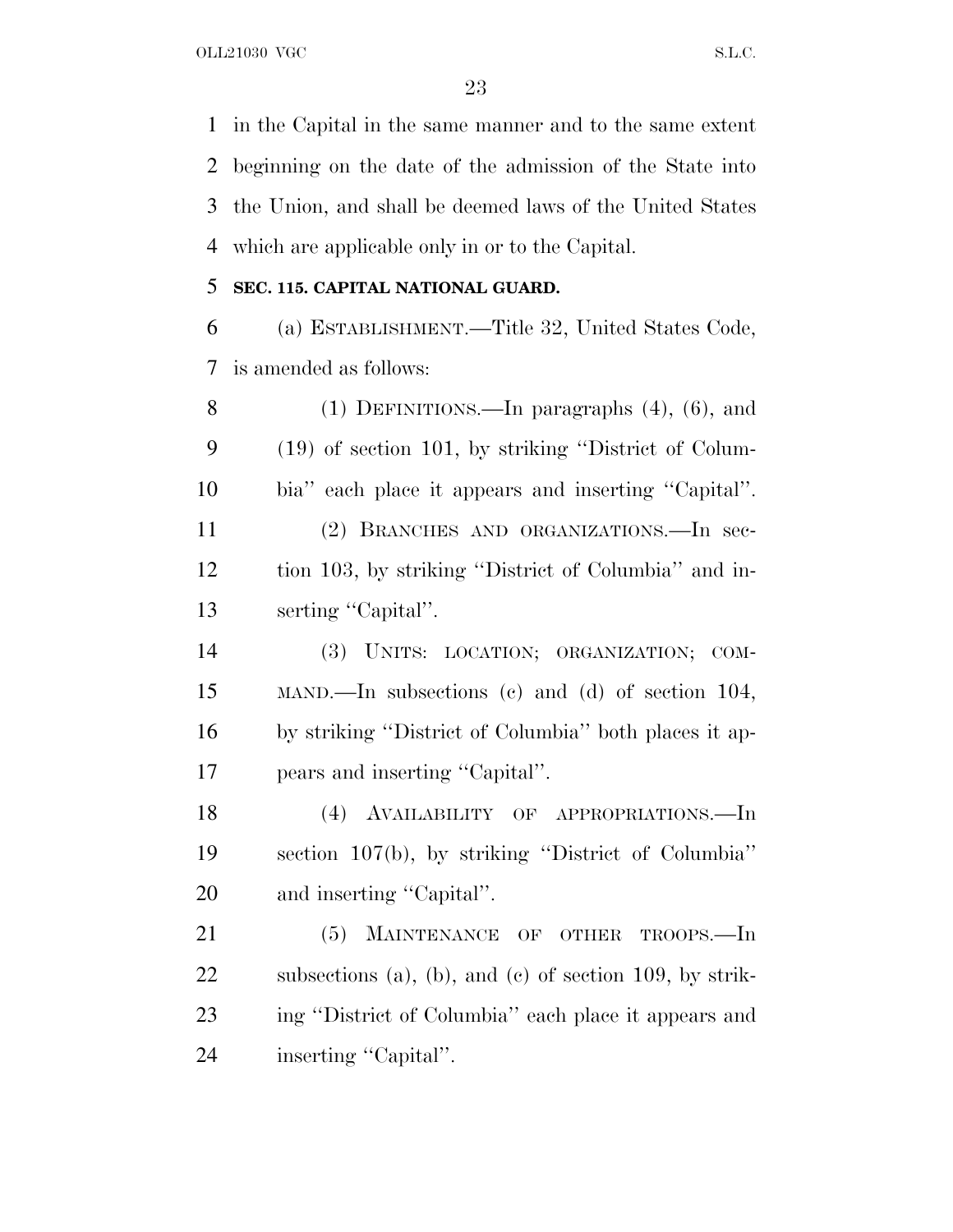in the Capital in the same manner and to the same extent beginning on the date of the admission of the State into the Union, and shall be deemed laws of the United States which are applicable only in or to the Capital.

**SEC. 115. CAPITAL NATIONAL GUARD.**

(a) ESTABLISHMENT.—Title 32, United States Code, is amended as follows:

(1) DEFINITIONS.—In paragraphs (4), (6), and (19) of section 101, by striking ''District of Columbia'' each place it appears and inserting ''Capital''.

(2) BRANCHES AND ORGANIZATIONS.—In section 103, by striking ''District of Columbia'' and inserting ''Capital''.

(3) UNITS: LOCATION; ORGANIZATION; COMMAND.—In subsections (c) and (d) of section 104, by striking ''District of Columbia'' both places it appears and inserting ''Capital''.

(4) AVAILABILITY OF APPROPRIATIONS.—In section 107(b), by striking ''District of Columbia'' and inserting ''Capital''.

(5) MAINTENANCE OF OTHER TROOPS.—In subsections (a), (b), and (c) of section 109, by striking ''District of Columbia'' each place it appears and inserting ''Capital''.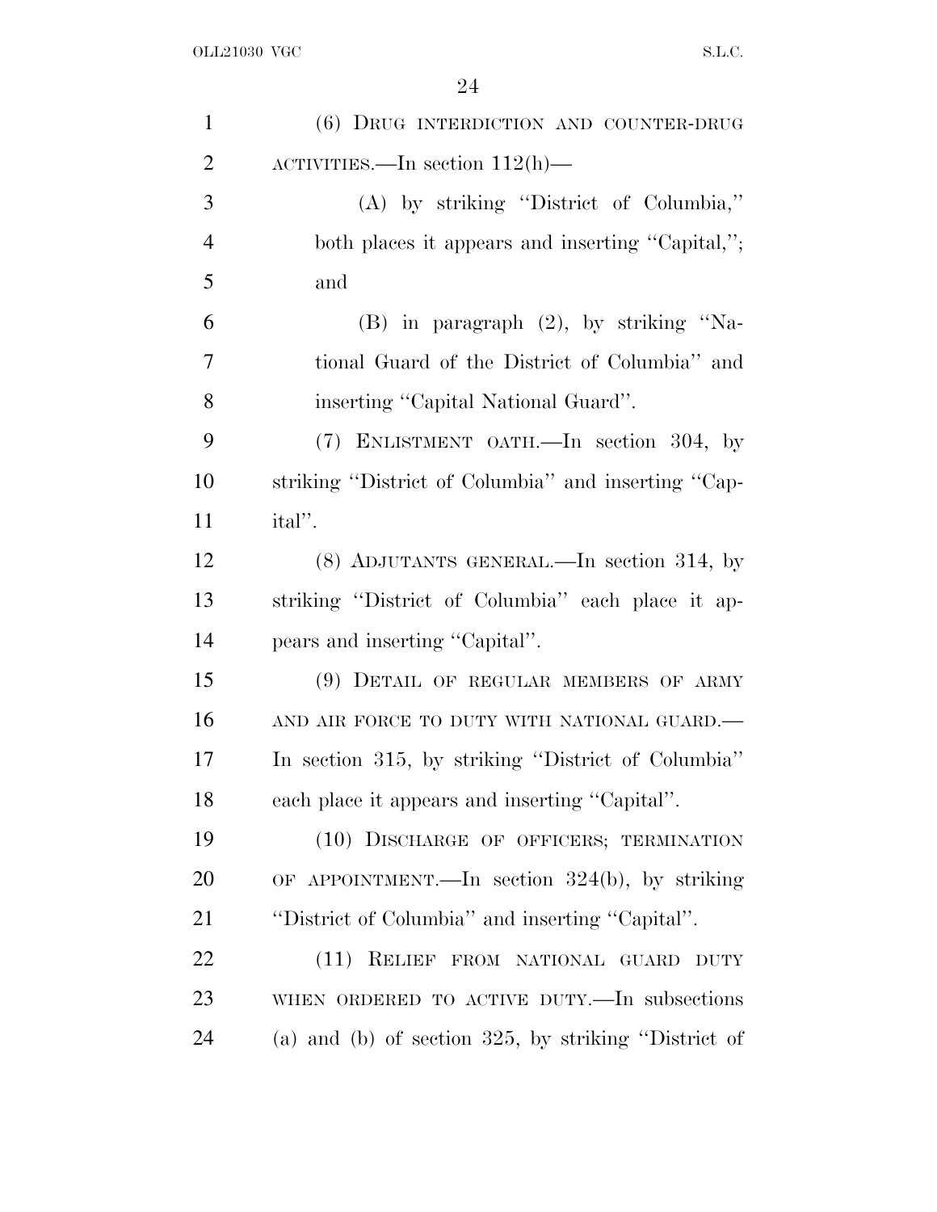(6) DRUG INTERDICTION AND COUNTER-DRUG ACTIVITIES.—In section 112(h)—

(A) by striking ''District of Columbia,'' both places it appears and inserting ''Capital,''; and

(B) in paragraph (2), by striking ''National Guard of the District of Columbia'' and inserting ''Capital National Guard''.

(7) ENLISTMENT OATH.—In section 304, by striking ''District of Columbia'' and inserting ''Capital''.

(8) ADJUTANTS GENERAL.—In section 314, by striking ''District of Columbia'' each place it appears and inserting ''Capital''.

(9) DETAIL OF REGULAR MEMBERS OF ARMY AND AIR FORCE TO DUTY WITH NATIONAL GUARD.—In section 315, by striking ''District of Columbia'' each place it appears and inserting ''Capital''.

(10) DISCHARGE OF OFFICERS; TERMINATION OF APPOINTMENT.—In section 324(b), by striking ''District of Columbia'' and inserting ''Capital''.

(11) RELIEF FROM NATIONAL GUARD DUTY WHEN ORDERED TO ACTIVE DUTY.—In subsections (a) and (b) of section 325, by striking ''District of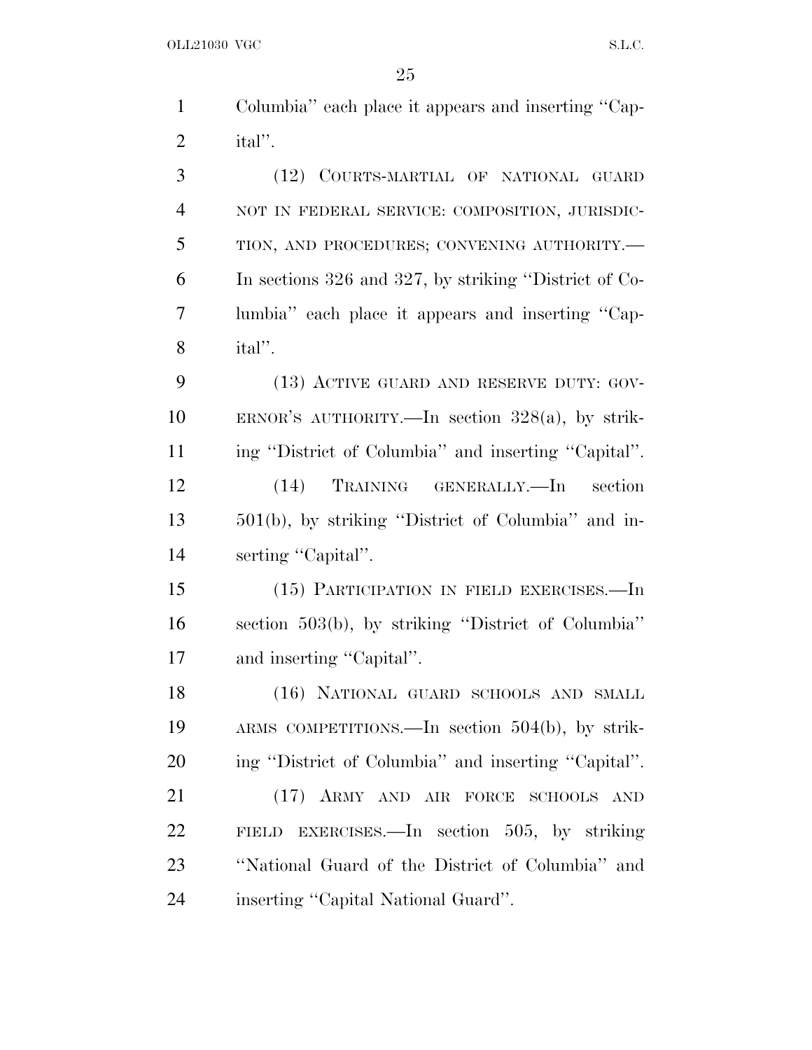Columbia'' each place it appears and inserting ''Capital''.

(12) COURTS-MARTIAL OF NATIONAL GUARD NOT IN FEDERAL SERVICE: COMPOSITION, JURISDICTION, AND PROCEDURES; CONVENING AUTHORITY.—In sections 326 and 327, by striking ''District of Columbia'' each place it appears and inserting ''Capital''.

(13) ACTIVE GUARD AND RESERVE DUTY: GOVERNOR'S AUTHORITY.—In section 328(a), by striking ''District of Columbia'' and inserting ''Capital''.

(14) TRAINING GENERALLY.—In section 501(b), by striking ''District of Columbia'' and inserting ''Capital''.

(15) PARTICIPATION IN FIELD EXERCISES.—In section 503(b), by striking ''District of Columbia'' and inserting ''Capital''.

(16) NATIONAL GUARD SCHOOLS AND SMALL ARMS COMPETITIONS.—In section 504(b), by striking ''District of Columbia'' and inserting ''Capital''.

(17) ARMY AND AIR FORCE SCHOOLS AND FIELD EXERCISES.—In section 505, by striking ''National Guard of the District of Columbia'' and inserting ''Capital National Guard''.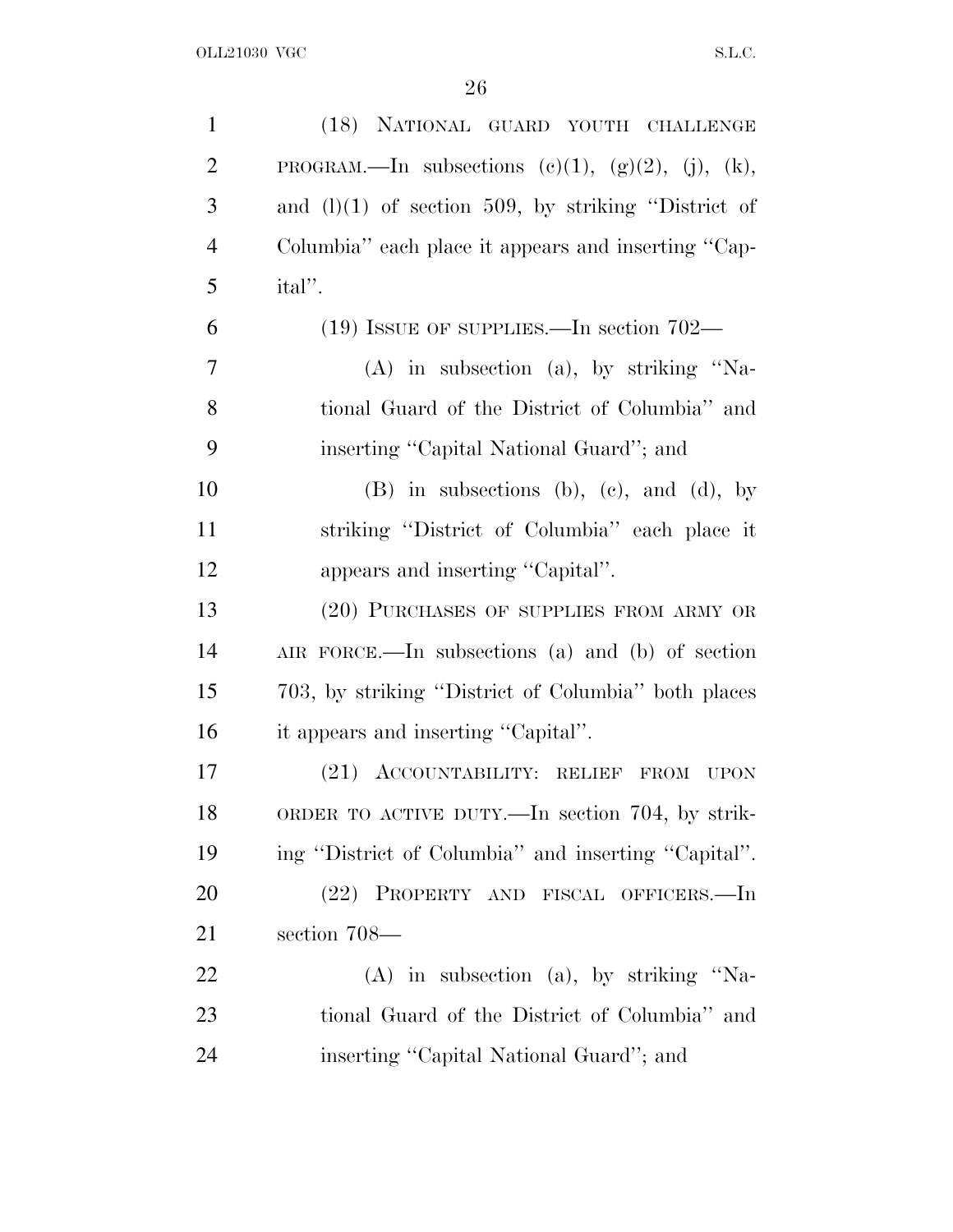(18) NATIONAL GUARD YOUTH CHALLENGE PROGRAM.—In subsections (c)(1), (g)(2), (j), (k), and (l)(1) of section 509, by striking ''District of Columbia'' each place it appears and inserting ''Capital''.

(19) ISSUE OF SUPPLIES.—In section 702—

(A) in subsection (a), by striking ''National Guard of the District of Columbia'' and inserting ''Capital National Guard''; and

(B) in subsections (b), (c), and (d), by striking ''District of Columbia'' each place it appears and inserting ''Capital''.

(20) PURCHASES OF SUPPLIES FROM ARMY OR AIR FORCE.—In subsections (a) and (b) of section 703, by striking ''District of Columbia'' both places it appears and inserting ''Capital''.

(21) ACCOUNTABILITY: RELIEF FROM UPON ORDER TO ACTIVE DUTY.—In section 704, by striking ''District of Columbia'' and inserting ''Capital''.

(22) PROPERTY AND FISCAL OFFICERS.—In section 708—

(A) in subsection (a), by striking ''National Guard of the District of Columbia'' and inserting ''Capital National Guard''; and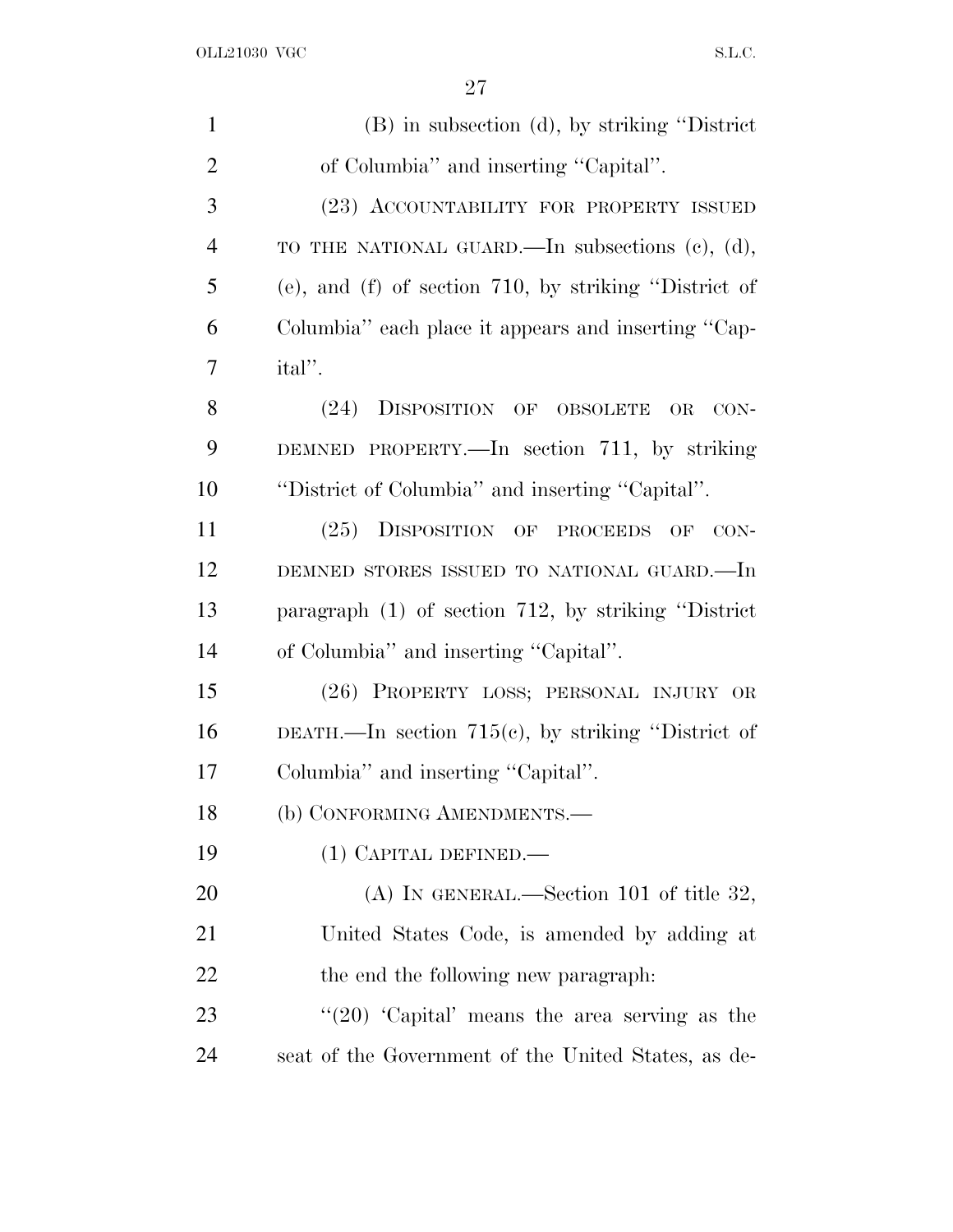(B) in subsection (d), by striking ''District of Columbia'' and inserting ''Capital''.

(23) ACCOUNTABILITY FOR PROPERTY ISSUED TO THE NATIONAL GUARD.—In subsections (c), (d), (e), and (f) of section 710, by striking ''District of Columbia'' each place it appears and inserting ''Capital''.

(24) DISPOSITION OF OBSOLETE OR CONDEMNED PROPERTY.—In section 711, by striking ''District of Columbia'' and inserting ''Capital''.

(25) DISPOSITION OF PROCEEDS OF CONDEMNED STORES ISSUED TO NATIONAL GUARD.—In paragraph (1) of section 712, by striking ''District of Columbia'' and inserting ''Capital''.

(26) PROPERTY LOSS; PERSONAL INJURY OR DEATH.—In section 715(c), by striking ''District of Columbia'' and inserting ''Capital''.

(b) CONFORMING AMENDMENTS.—

(1) CAPITAL DEFINED.—

(A) IN GENERAL.—Section 101 of title 32, United States Code, is amended by adding at the end the following new paragraph:

''(20) 'Capital' means the area serving as the seat of the Government of the United States, as de-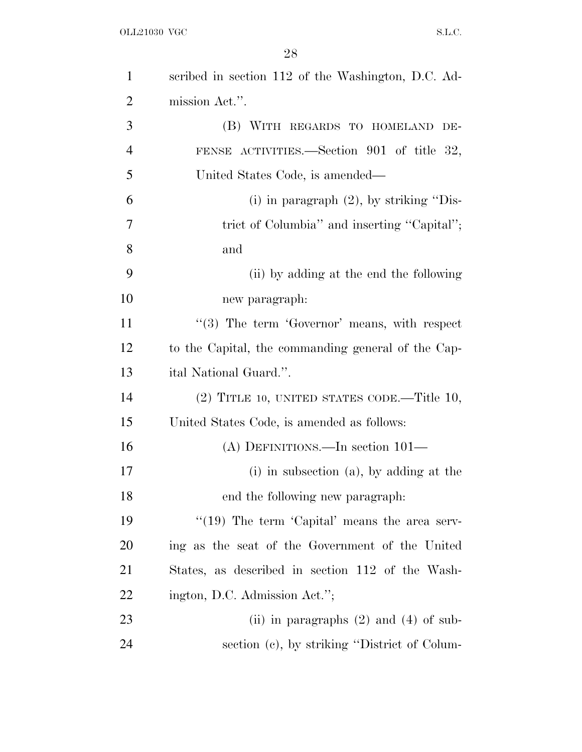scribed in section 112 of the Washington, D.C. Admission Act.''.

(B) WITH REGARDS TO HOMELAND DEFENSE ACTIVITIES.—Section 901 of title 32, United States Code, is amended—

(i) in paragraph (2), by striking ''District of Columbia'' and inserting ''Capital''; and

(ii) by adding at the end the following new paragraph:

''(3) The term 'Governor' means, with respect to the Capital, the commanding general of the Capital National Guard.''.

(2) TITLE 10, UNITED STATES CODE.—Title 10, United States Code, is amended as follows:

(A) DEFINITIONS.—In section 101—

(i) in subsection (a), by adding at the end the following new paragraph:

''(19) The term 'Capital' means the area serving as the seat of the Government of the United States, as described in section 112 of the Washington, D.C. Admission Act.'';

(ii) in paragraphs (2) and (4) of subsection (c), by striking ''District of Colum-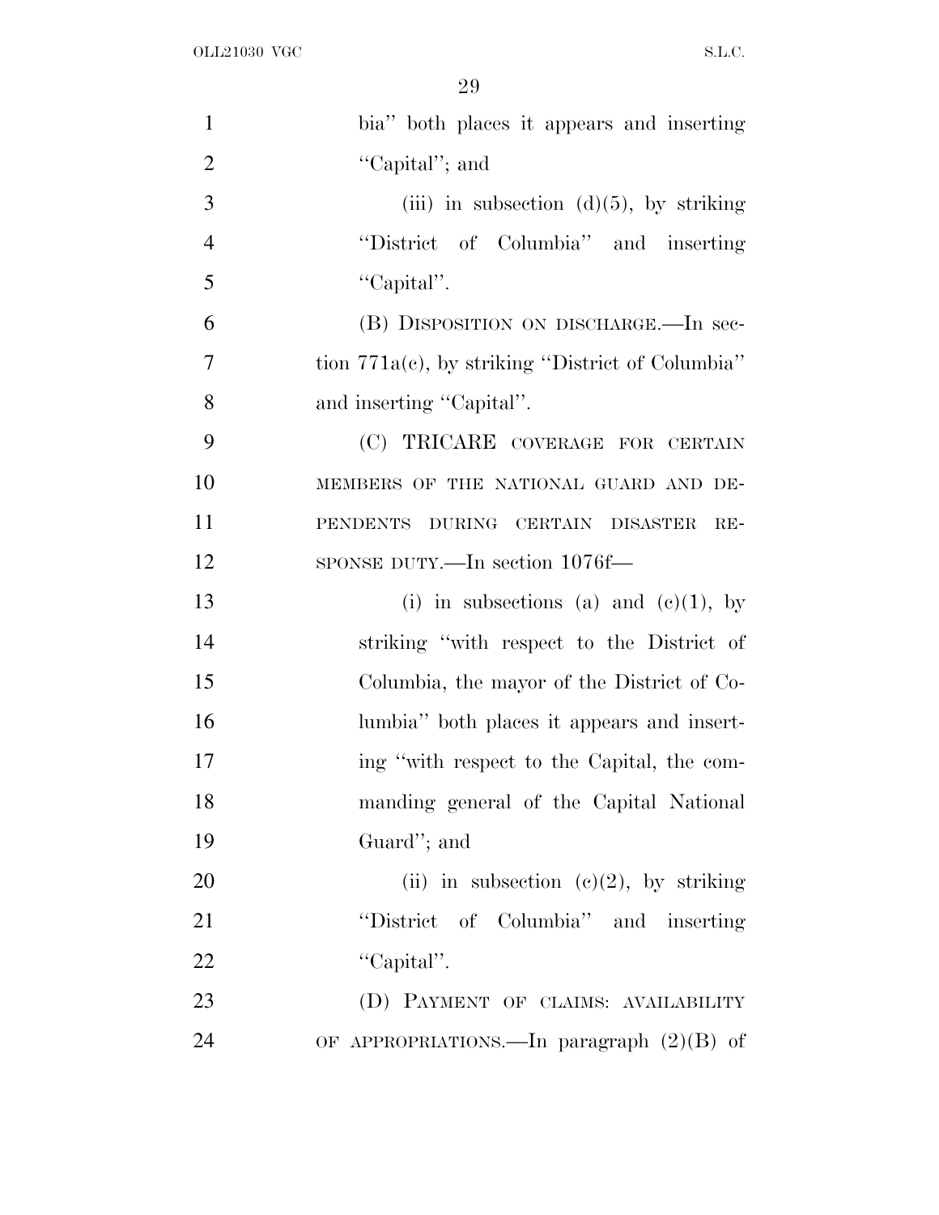bia'' both places it appears and inserting ''Capital''; and

(iii) in subsection (d)(5), by striking ''District of Columbia'' and inserting ''Capital''.

(B) DISPOSITION ON DISCHARGE.—In section 771a(c), by striking ''District of Columbia'' and inserting ''Capital''.

(C) TRICARE COVERAGE FOR CERTAIN MEMBERS OF THE NATIONAL GUARD AND DEPENDENTS DURING CERTAIN DISASTER RESPONSE DUTY.—In section 1076f—

(i) in subsections (a) and (c)(1), by striking ''with respect to the District of Columbia, the mayor of the District of Columbia'' both places it appears and inserting ''with respect to the Capital, the commanding general of the Capital National Guard''; and

(ii) in subsection (c)(2), by striking ''District of Columbia'' and inserting ''Capital''.

(D) PAYMENT OF CLAIMS: AVAILABILITY OF APPROPRIATIONS.—In paragraph (2)(B) of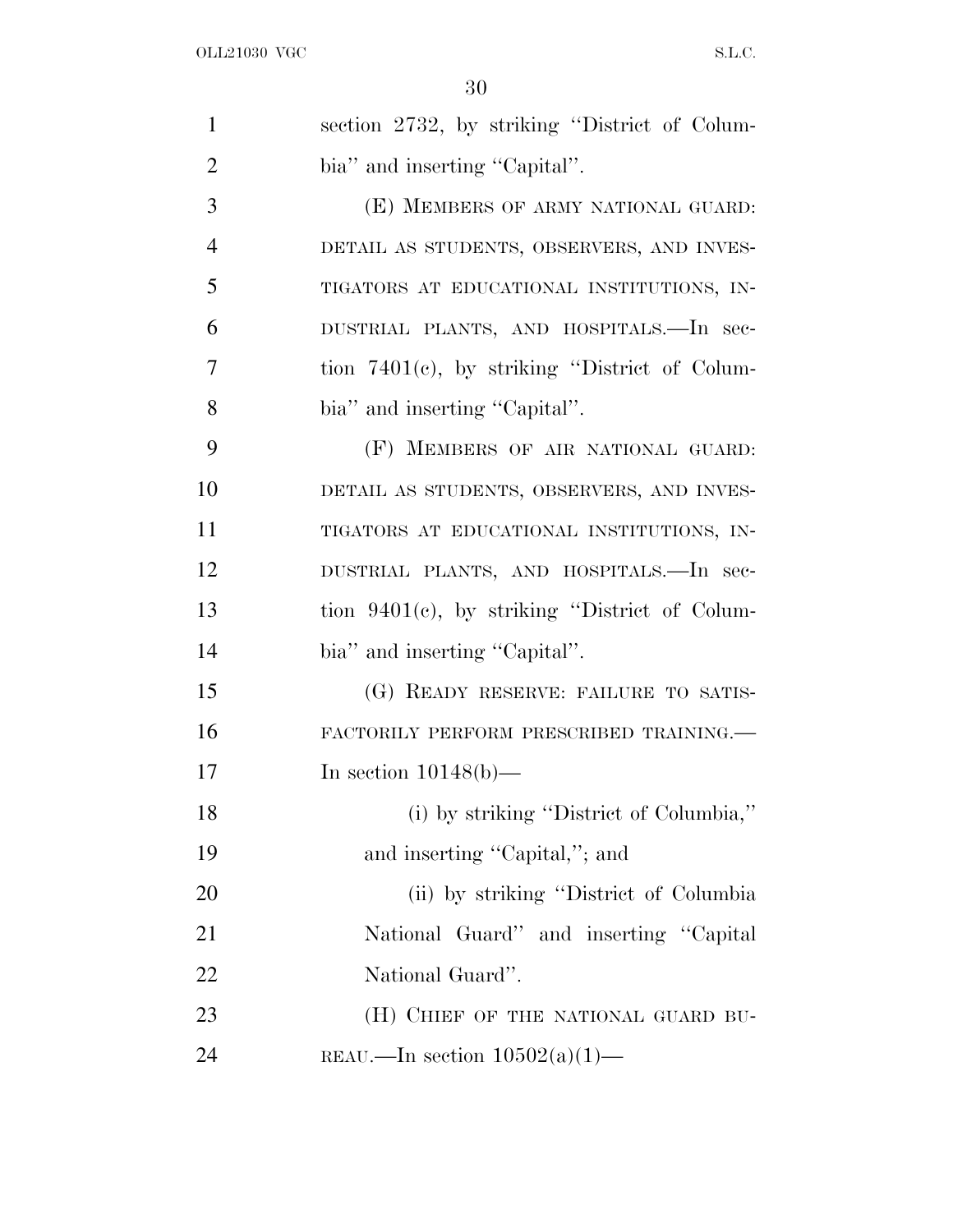section 2732, by striking ''District of Columbia'' and inserting ''Capital''.

(E) MEMBERS OF ARMY NATIONAL GUARD: DETAIL AS STUDENTS, OBSERVERS, AND INVESTIGATORS AT EDUCATIONAL INSTITUTIONS, INDUSTRIAL PLANTS, AND HOSPITALS.—In section 7401(c), by striking ''District of Columbia'' and inserting ''Capital''.

(F) MEMBERS OF AIR NATIONAL GUARD: DETAIL AS STUDENTS, OBSERVERS, AND INVESTIGATORS AT EDUCATIONAL INSTITUTIONS, INDUSTRIAL PLANTS, AND HOSPITALS.—In section 9401(c), by striking ''District of Columbia'' and inserting ''Capital''.

(G) READY RESERVE: FAILURE TO SATISFACTORILY PERFORM PRESCRIBED TRAINING.—In section 10148(b)—

(i) by striking ''District of Columbia,'' and inserting ''Capital,''; and

(ii) by striking ''District of Columbia National Guard'' and inserting ''Capital National Guard''.

(H) CHIEF OF THE NATIONAL GUARD BUREAU.—In section 10502(a)(1)—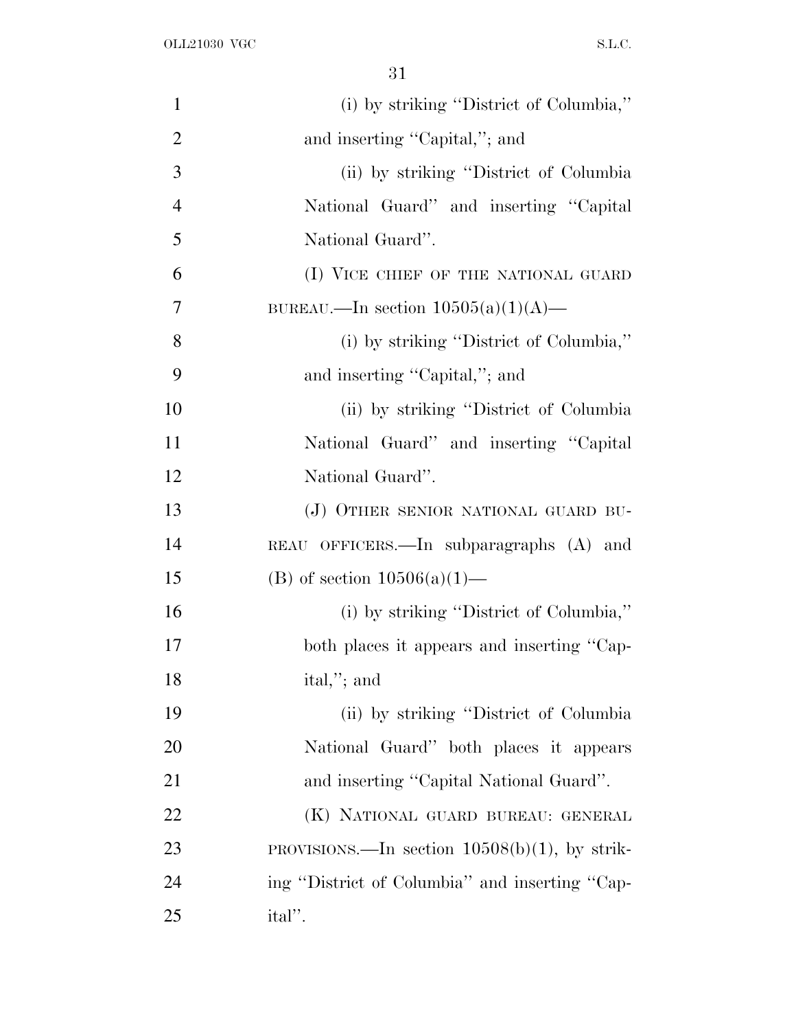(i) by striking "District of Columbia," and inserting "Capital,"; and

(ii) by striking "District of Columbia National Guard" and inserting "Capital National Guard".

(I) VICE CHIEF OF THE NATIONAL GUARD BUREAU.—In section 10505(a)(1)(A)—

(i) by striking "District of Columbia," and inserting "Capital,"; and

(ii) by striking "District of Columbia National Guard" and inserting "Capital National Guard".

(J) OTHER SENIOR NATIONAL GUARD BUREAU OFFICERS.—In subparagraphs (A) and (B) of section 10506(a)(1)—

(i) by striking "District of Columbia," both places it appears and inserting "Capital,"; and

(ii) by striking "District of Columbia National Guard" both places it appears and inserting "Capital National Guard".

(K) NATIONAL GUARD BUREAU: GENERAL PROVISIONS.—In section 10508(b)(1), by striking "District of Columbia" and inserting "Capital".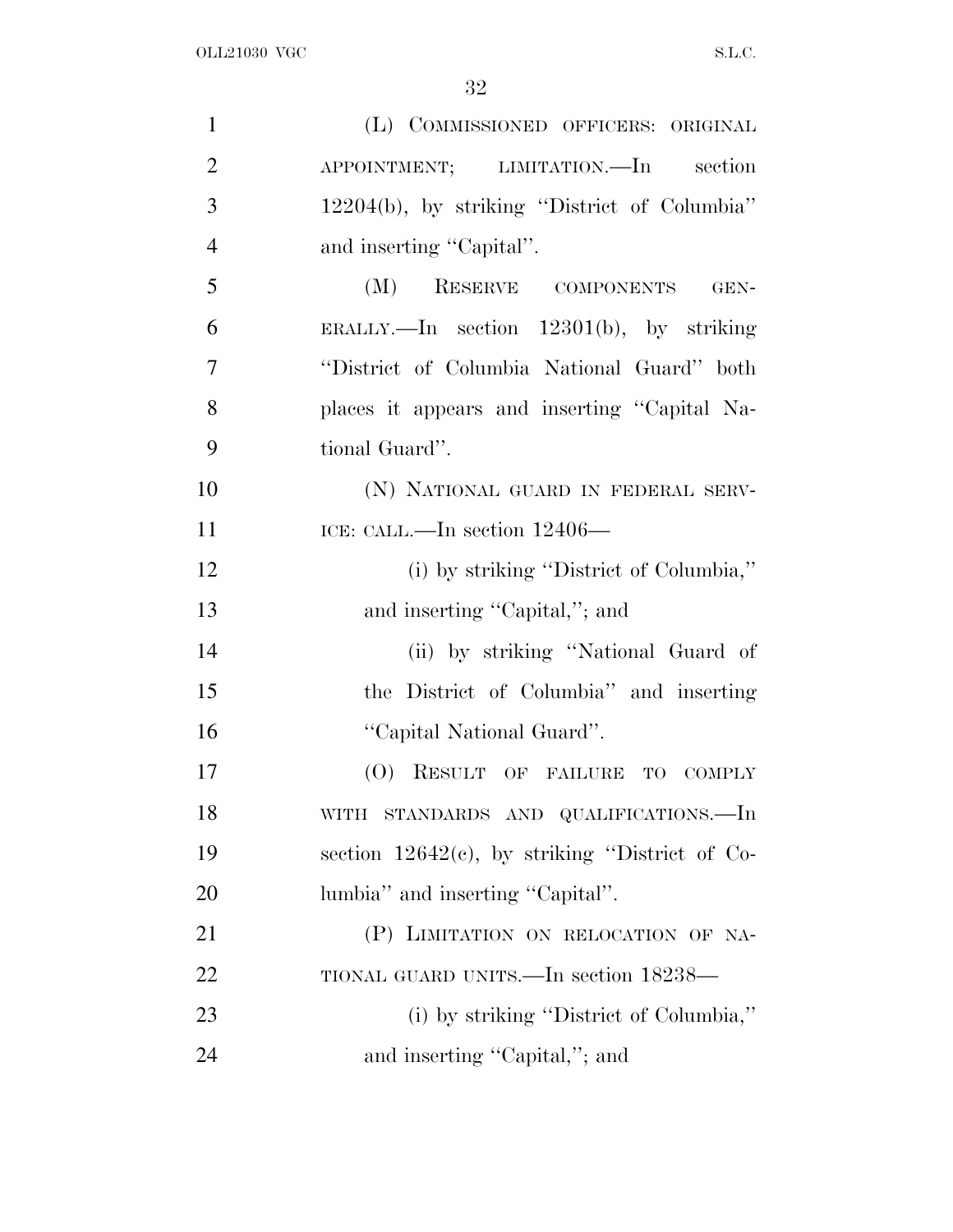(L) COMMISSIONED OFFICERS: ORIGINAL APPOINTMENT; LIMITATION.—In section 12204(b), by striking ''District of Columbia'' and inserting ''Capital''.

(M) RESERVE COMPONENTS GENERALLY.—In section 12301(b), by striking ''District of Columbia National Guard'' both places it appears and inserting ''Capital National Guard''.

(N) NATIONAL GUARD IN FEDERAL SERVICE: CALL.—In section 12406—

(i) by striking ''District of Columbia,'' and inserting ''Capital,''; and

(ii) by striking ''National Guard of the District of Columbia'' and inserting ''Capital National Guard''.

(O) RESULT OF FAILURE TO COMPLY WITH STANDARDS AND QUALIFICATIONS.—In section 12642(c), by striking ''District of Columbia'' and inserting ''Capital''.

(P) LIMITATION ON RELOCATION OF NATIONAL GUARD UNITS.—In section 18238—

(i) by striking ''District of Columbia,'' and inserting ''Capital,''; and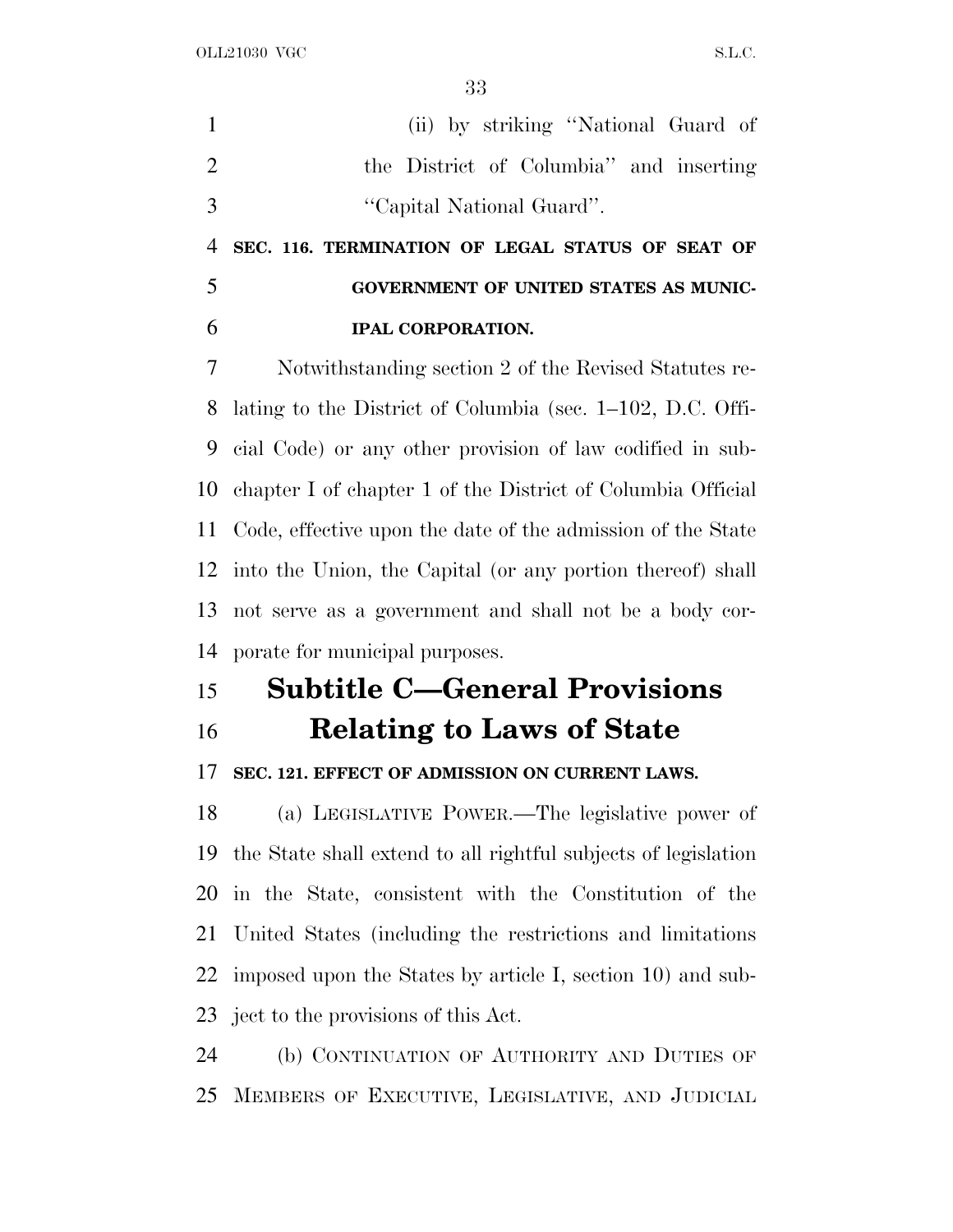(ii) by striking "National Guard of the District of Columbia" and inserting "Capital National Guard".

**SEC. 116. TERMINATION OF LEGAL STATUS OF SEAT OF GOVERNMENT OF UNITED STATES AS MUNICIPAL CORPORATION.**

Notwithstanding section 2 of the Revised Statutes relating to the District of Columbia (sec. 1–102, D.C. Official Code) or any other provision of law codified in subchapter I of chapter 1 of the District of Columbia Official Code, effective upon the date of the admission of the State into the Union, the Capital (or any portion thereof) shall not serve as a government and shall not be a body corporate for municipal purposes.

## Subtitle C—General Provisions Relating to Laws of State

**SEC. 121. EFFECT OF ADMISSION ON CURRENT LAWS.**

(a) LEGISLATIVE POWER.—The legislative power of the State shall extend to all rightful subjects of legislation in the State, consistent with the Constitution of the United States (including the restrictions and limitations imposed upon the States by article I, section 10) and subject to the provisions of this Act.

(b) CONTINUATION OF AUTHORITY AND DUTIES OF MEMBERS OF EXECUTIVE, LEGISLATIVE, AND JUDICIAL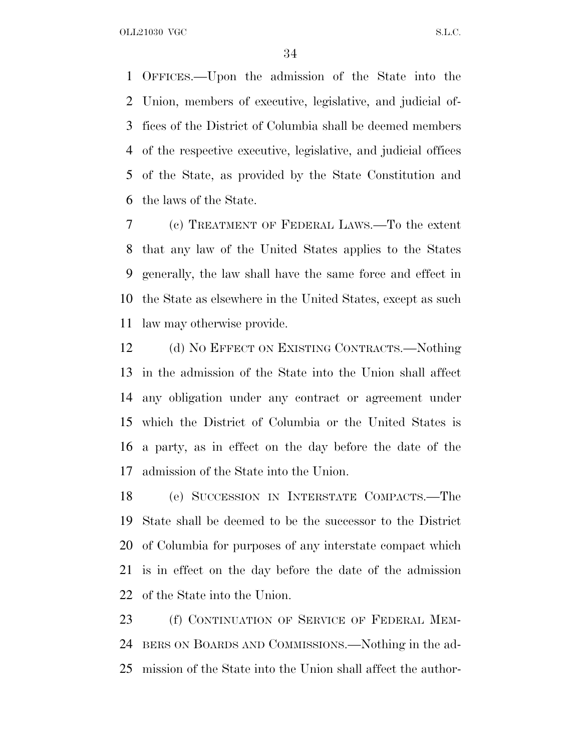OFFICES.—Upon the admission of the State into the Union, members of executive, legislative, and judicial offices of the District of Columbia shall be deemed members of the respective executive, legislative, and judicial offices of the State, as provided by the State Constitution and the laws of the State.

(c) TREATMENT OF FEDERAL LAWS.—To the extent that any law of the United States applies to the States generally, the law shall have the same force and effect in the State as elsewhere in the United States, except as such law may otherwise provide.

(d) NO EFFECT ON EXISTING CONTRACTS.—Nothing in the admission of the State into the Union shall affect any obligation under any contract or agreement under which the District of Columbia or the United States is a party, as in effect on the day before the date of the admission of the State into the Union.

(e) SUCCESSION IN INTERSTATE COMPACTS.—The State shall be deemed to be the successor to the District of Columbia for purposes of any interstate compact which is in effect on the day before the date of the admission of the State into the Union.

(f) CONTINUATION OF SERVICE OF FEDERAL MEMBERS ON BOARDS AND COMMISSIONS.—Nothing in the admission of the State into the Union shall affect the author-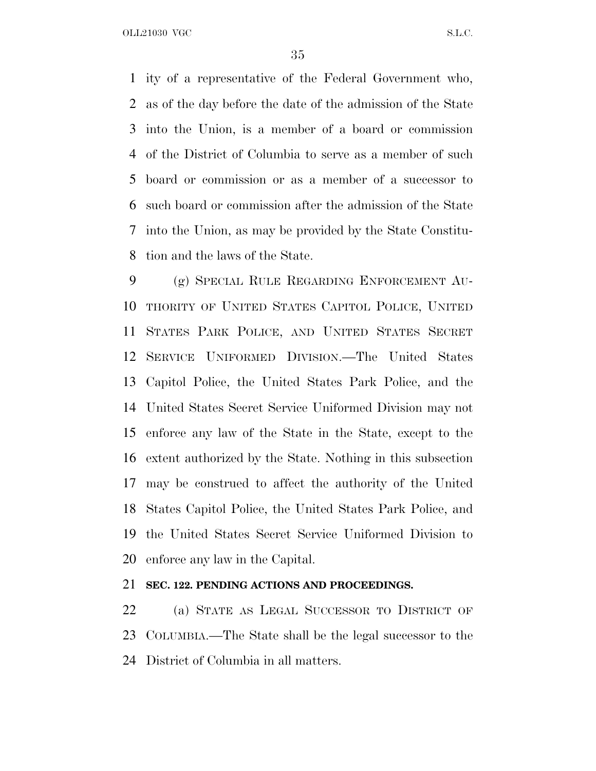ity of a representative of the Federal Government who, as of the day before the date of the admission of the State into the Union, is a member of a board or commission of the District of Columbia to serve as a member of such board or commission or as a member of a successor to such board or commission after the admission of the State into the Union, as may be provided by the State Constitution and the laws of the State.

(g) SPECIAL RULE REGARDING ENFORCEMENT AUTHORITY OF UNITED STATES CAPITOL POLICE, UNITED STATES PARK POLICE, AND UNITED STATES SECRET SERVICE UNIFORMED DIVISION.—The United States Capitol Police, the United States Park Police, and the United States Secret Service Uniformed Division may not enforce any law of the State in the State, except to the extent authorized by the State. Nothing in this subsection may be construed to affect the authority of the United States Capitol Police, the United States Park Police, and the United States Secret Service Uniformed Division to enforce any law in the Capital.

**SEC. 122. PENDING ACTIONS AND PROCEEDINGS.**

(a) STATE AS LEGAL SUCCESSOR TO DISTRICT OF COLUMBIA.—The State shall be the legal successor to the District of Columbia in all matters.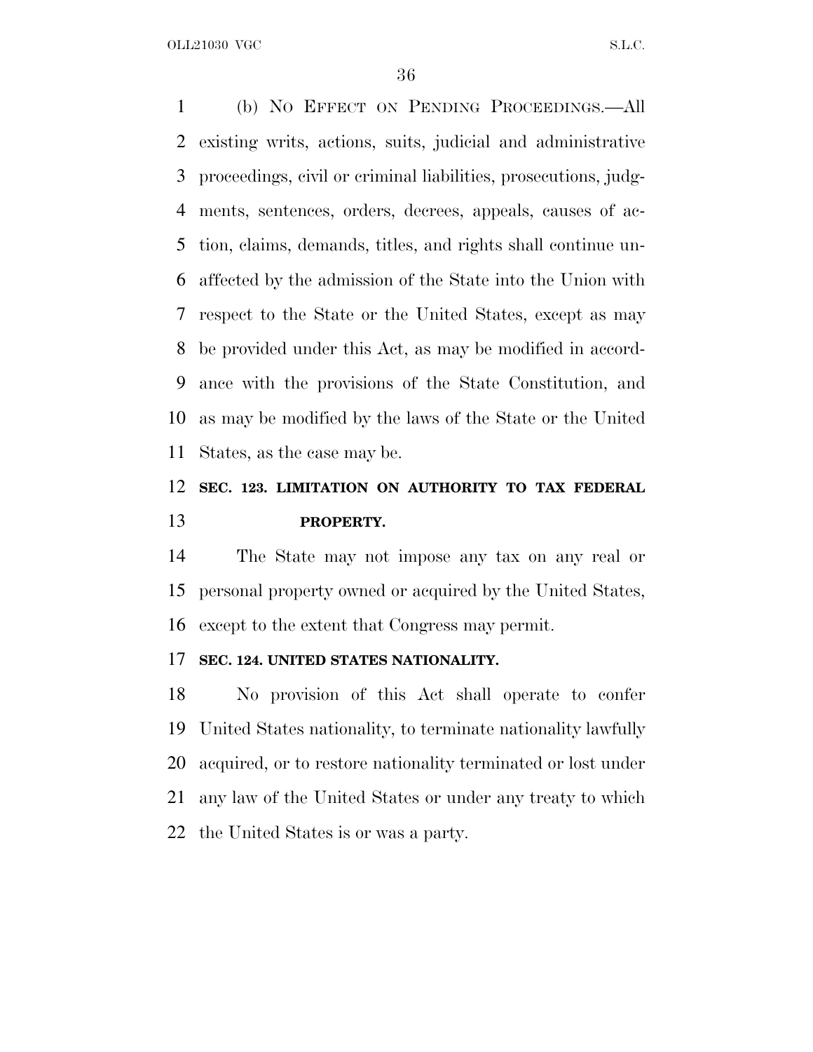(b) NO EFFECT ON PENDING PROCEEDINGS.—All existing writs, actions, suits, judicial and administrative proceedings, civil or criminal liabilities, prosecutions, judgments, sentences, orders, decrees, appeals, causes of action, claims, demands, titles, and rights shall continue unaffected by the admission of the State into the Union with respect to the State or the United States, except as may be provided under this Act, as may be modified in accordance with the provisions of the State Constitution, and as may be modified by the laws of the State or the United States, as the case may be.

**SEC. 123. LIMITATION ON AUTHORITY TO TAX FEDERAL PROPERTY.**

The State may not impose any tax on any real or personal property owned or acquired by the United States, except to the extent that Congress may permit.

**SEC. 124. UNITED STATES NATIONALITY.**

No provision of this Act shall operate to confer United States nationality, to terminate nationality lawfully acquired, or to restore nationality terminated or lost under any law of the United States or under any treaty to which the United States is or was a party.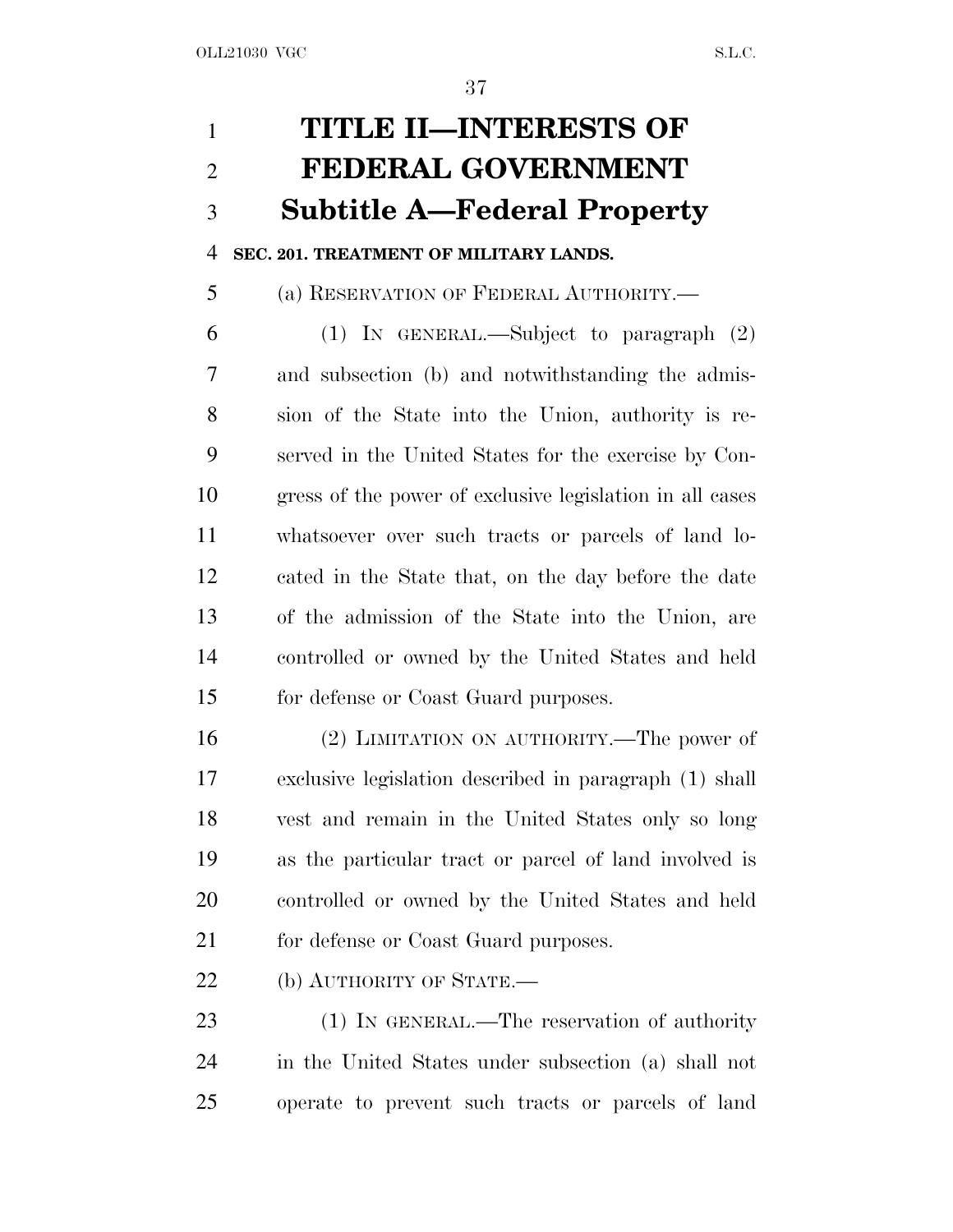# TITLE II—INTERESTS OF FEDERAL GOVERNMENT

## Subtitle A—Federal Property

### SEC. 201. TREATMENT OF MILITARY LANDS.

(a) RESERVATION OF FEDERAL AUTHORITY.—

(1) IN GENERAL.—Subject to paragraph (2) and subsection (b) and notwithstanding the admission of the State into the Union, authority is reserved in the United States for the exercise by Congress of the power of exclusive legislation in all cases whatsoever over such tracts or parcels of land located in the State that, on the day before the date of the admission of the State into the Union, are controlled or owned by the United States and held for defense or Coast Guard purposes.

(2) LIMITATION ON AUTHORITY.—The power of exclusive legislation described in paragraph (1) shall vest and remain in the United States only so long as the particular tract or parcel of land involved is controlled or owned by the United States and held for defense or Coast Guard purposes.

(b) AUTHORITY OF STATE.—

(1) IN GENERAL.—The reservation of authority in the United States under subsection (a) shall not operate to prevent such tracts or parcels of land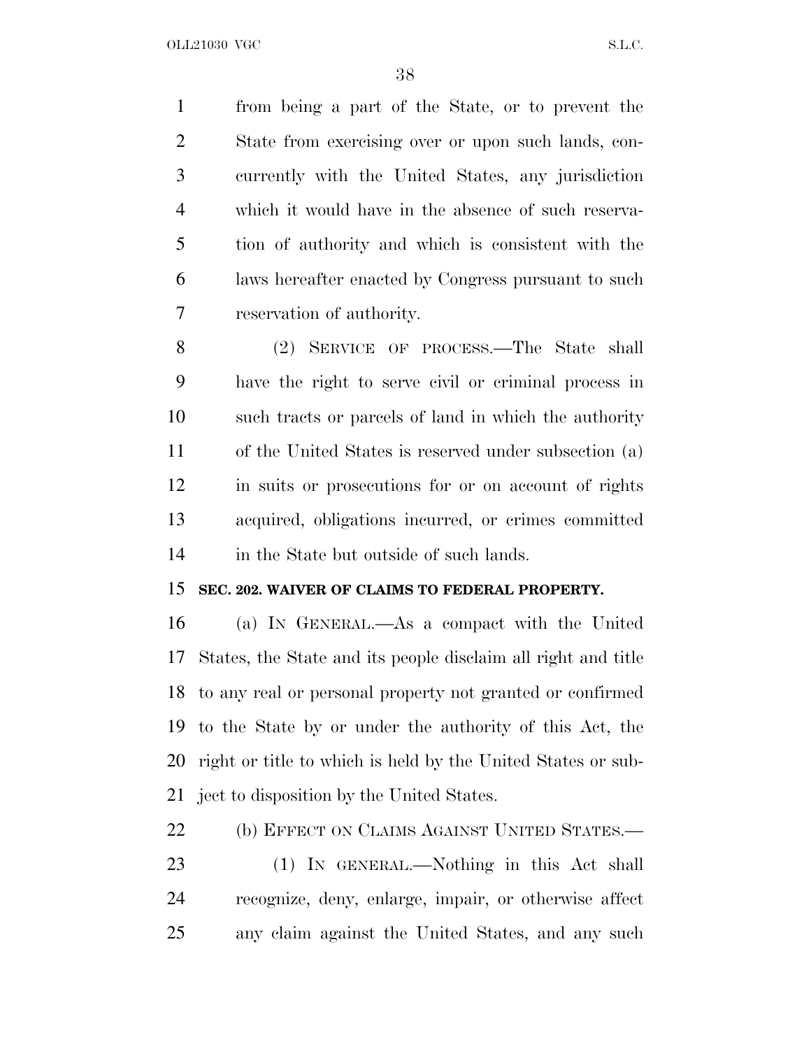from being a part of the State, or to prevent the State from exercising over or upon such lands, concurrently with the United States, any jurisdiction which it would have in the absence of such reservation of authority and which is consistent with the laws hereafter enacted by Congress pursuant to such reservation of authority.

(2) SERVICE OF PROCESS.—The State shall have the right to serve civil or criminal process in such tracts or parcels of land in which the authority of the United States is reserved under subsection (a) in suits or prosecutions for or on account of rights acquired, obligations incurred, or crimes committed in the State but outside of such lands.

**SEC. 202. WAIVER OF CLAIMS TO FEDERAL PROPERTY.**

(a) IN GENERAL.—As a compact with the United States, the State and its people disclaim all right and title to any real or personal property not granted or confirmed to the State by or under the authority of this Act, the right or title to which is held by the United States or subject to disposition by the United States.

(b) EFFECT ON CLAIMS AGAINST UNITED STATES.—

(1) IN GENERAL.—Nothing in this Act shall recognize, deny, enlarge, impair, or otherwise affect any claim against the United States, and any such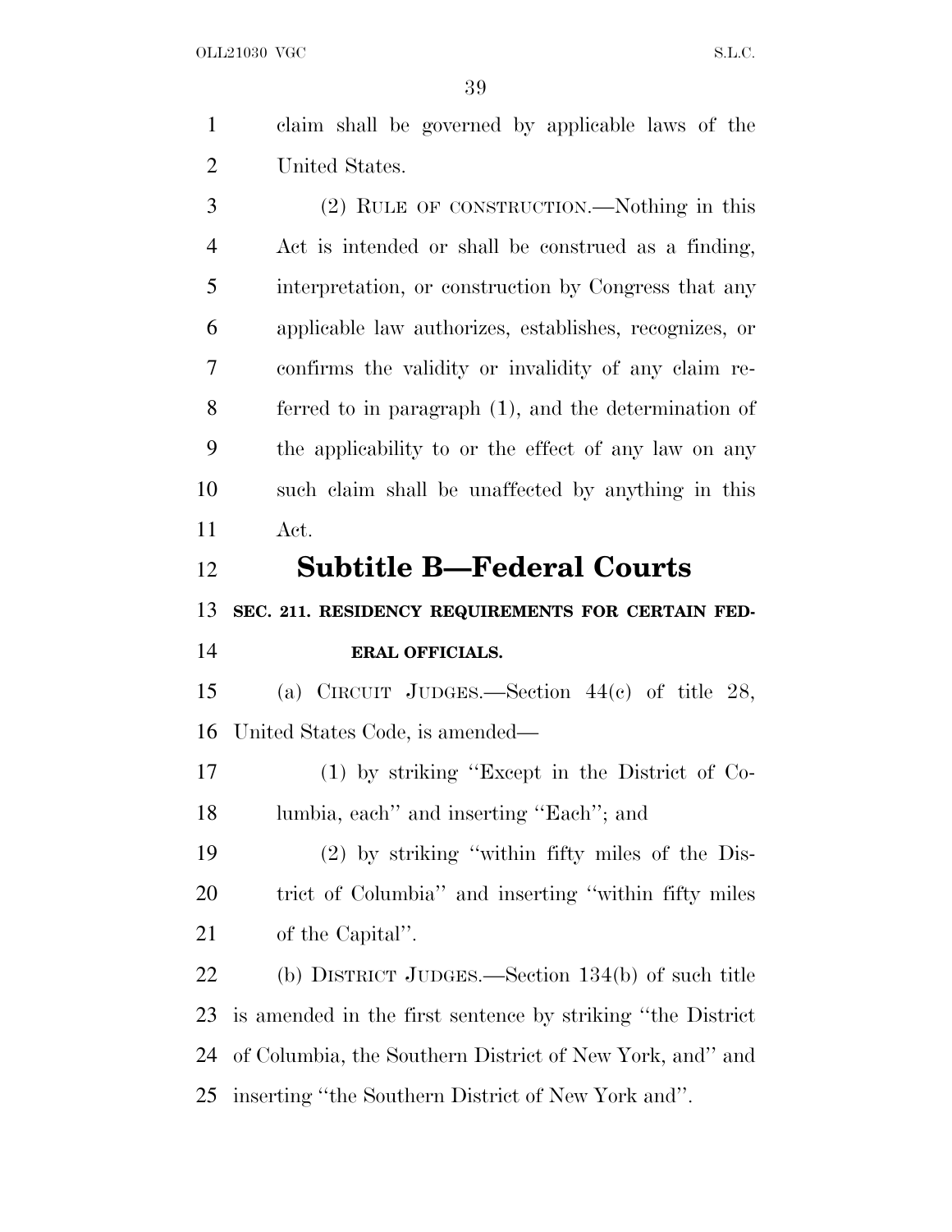claim shall be governed by applicable laws of the United States.

(2) RULE OF CONSTRUCTION.—Nothing in this Act is intended or shall be construed as a finding, interpretation, or construction by Congress that any applicable law authorizes, establishes, recognizes, or confirms the validity or invalidity of any claim referred to in paragraph (1), and the determination of the applicability to or the effect of any law on any such claim shall be unaffected by anything in this Act.

## Subtitle B—Federal Courts

### SEC. 211. RESIDENCY REQUIREMENTS FOR CERTAIN FEDERAL OFFICIALS.

(a) CIRCUIT JUDGES.—Section 44(c) of title 28, United States Code, is amended—

(1) by striking ''Except in the District of Columbia, each'' and inserting ''Each''; and

(2) by striking ''within fifty miles of the District of Columbia'' and inserting ''within fifty miles of the Capital''.

(b) DISTRICT JUDGES.—Section 134(b) of such title is amended in the first sentence by striking ''the District of Columbia, the Southern District of New York, and'' and inserting ''the Southern District of New York and''.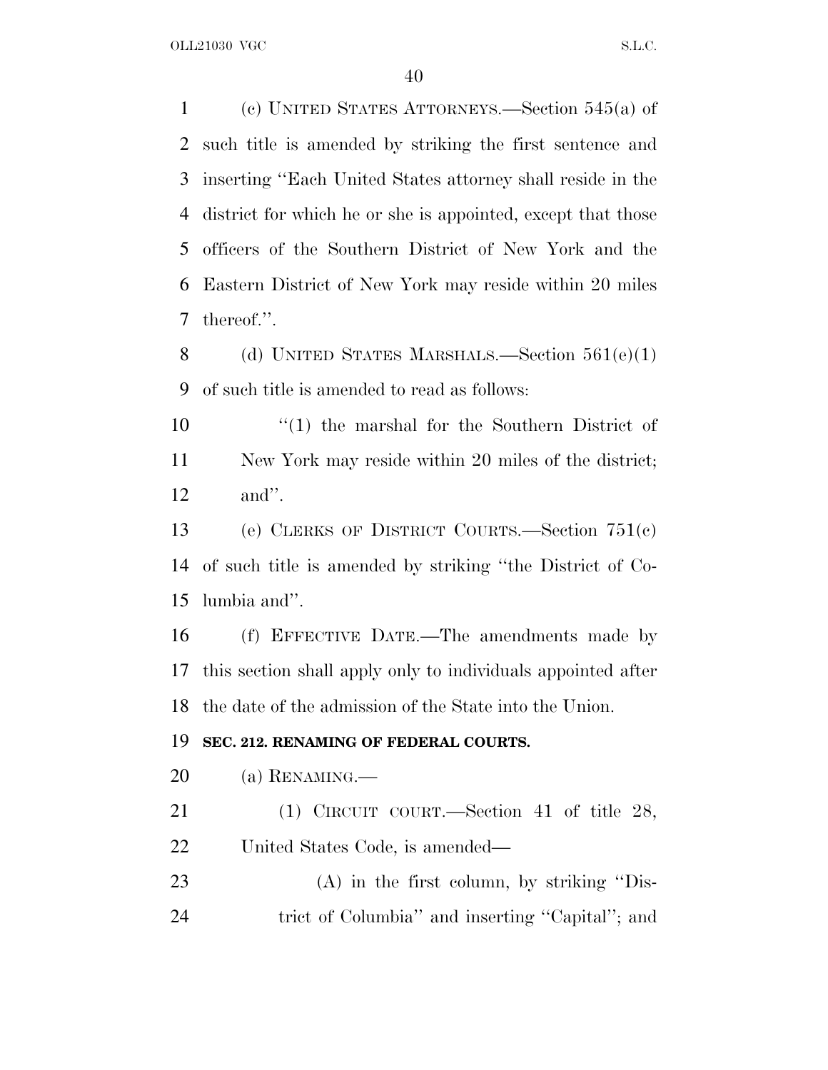(c) UNITED STATES ATTORNEYS.—Section 545(a) of such title is amended by striking the first sentence and inserting ''Each United States attorney shall reside in the district for which he or she is appointed, except that those officers of the Southern District of New York and the Eastern District of New York may reside within 20 miles thereof.''.

(d) UNITED STATES MARSHALS.—Section 561(e)(1) of such title is amended to read as follows:

''(1) the marshal for the Southern District of New York may reside within 20 miles of the district; and''.

(e) CLERKS OF DISTRICT COURTS.—Section 751(c) of such title is amended by striking ''the District of Columbia and''.

(f) EFFECTIVE DATE.—The amendments made by this section shall apply only to individuals appointed after the date of the admission of the State into the Union.

**SEC. 212. RENAMING OF FEDERAL COURTS.**

(a) RENAMING.—

(1) CIRCUIT COURT.—Section 41 of title 28, United States Code, is amended—

(A) in the first column, by striking ''District of Columbia'' and inserting ''Capital''; and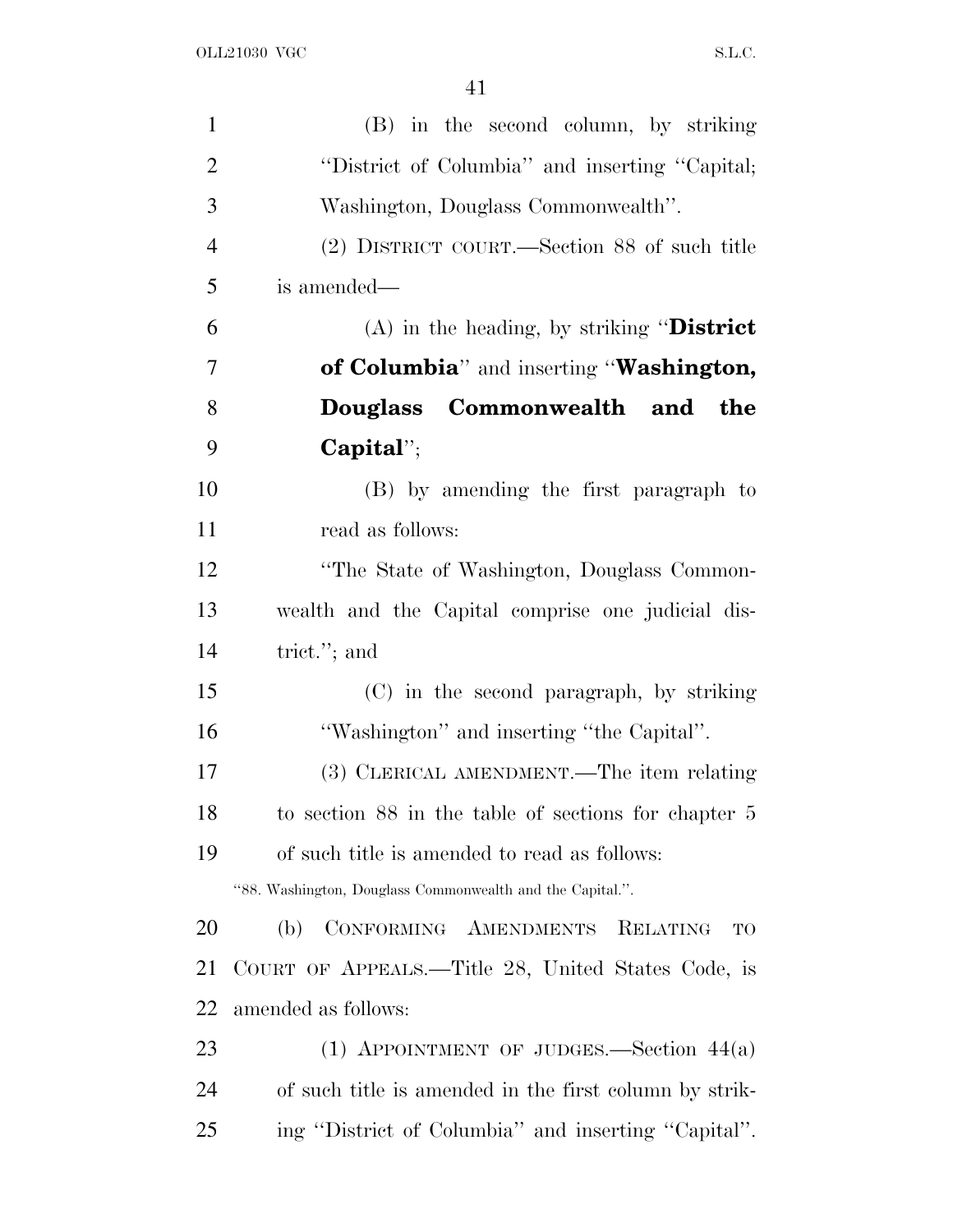(B) in the second column, by striking "District of Columbia" and inserting "Capital; Washington, Douglass Commonwealth".

(2) DISTRICT COURT.—Section 88 of such title is amended—

(A) in the heading, by striking "**District of Columbia**" and inserting "**Washington, Douglass Commonwealth and the Capital**";

(B) by amending the first paragraph to read as follows:

"The State of Washington, Douglass Commonwealth and the Capital comprise one judicial district."; and

(C) in the second paragraph, by striking "Washington" and inserting "the Capital".

(3) CLERICAL AMENDMENT.—The item relating to section 88 in the table of sections for chapter 5 of such title is amended to read as follows:

"88. Washington, Douglass Commonwealth and the Capital.".

(b) CONFORMING AMENDMENTS RELATING TO COURT OF APPEALS.—Title 28, United States Code, is amended as follows:

(1) APPOINTMENT OF JUDGES.—Section 44(a) of such title is amended in the first column by striking "District of Columbia" and inserting "Capital".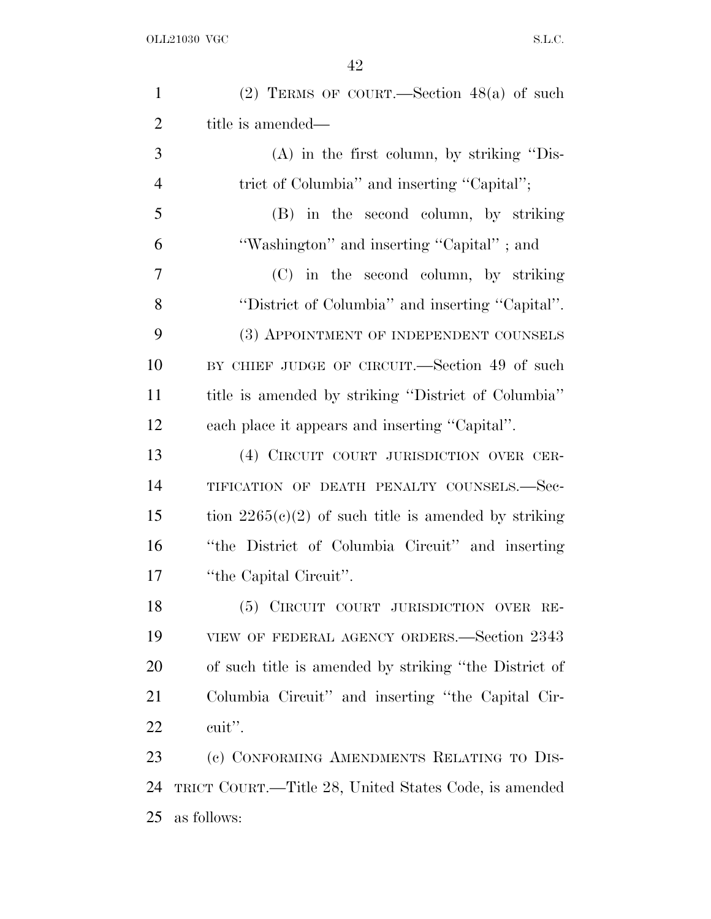(2) TERMS OF COURT.—Section 48(a) of such title is amended—

(A) in the first column, by striking ''District of Columbia'' and inserting ''Capital'';

(B) in the second column, by striking ''Washington'' and inserting ''Capital'' ; and

(C) in the second column, by striking ''District of Columbia'' and inserting ''Capital''.

(3) APPOINTMENT OF INDEPENDENT COUNSELS BY CHIEF JUDGE OF CIRCUIT.—Section 49 of such title is amended by striking ''District of Columbia'' each place it appears and inserting ''Capital''.

(4) CIRCUIT COURT JURISDICTION OVER CERTIFICATION OF DEATH PENALTY COUNSELS.—Section 2265(c)(2) of such title is amended by striking ''the District of Columbia Circuit'' and inserting ''the Capital Circuit''.

(5) CIRCUIT COURT JURISDICTION OVER REVIEW OF FEDERAL AGENCY ORDERS.—Section 2343 of such title is amended by striking ''the District of Columbia Circuit'' and inserting ''the Capital Circuit''.

(c) CONFORMING AMENDMENTS RELATING TO DISTRICT COURT.—Title 28, United States Code, is amended as follows: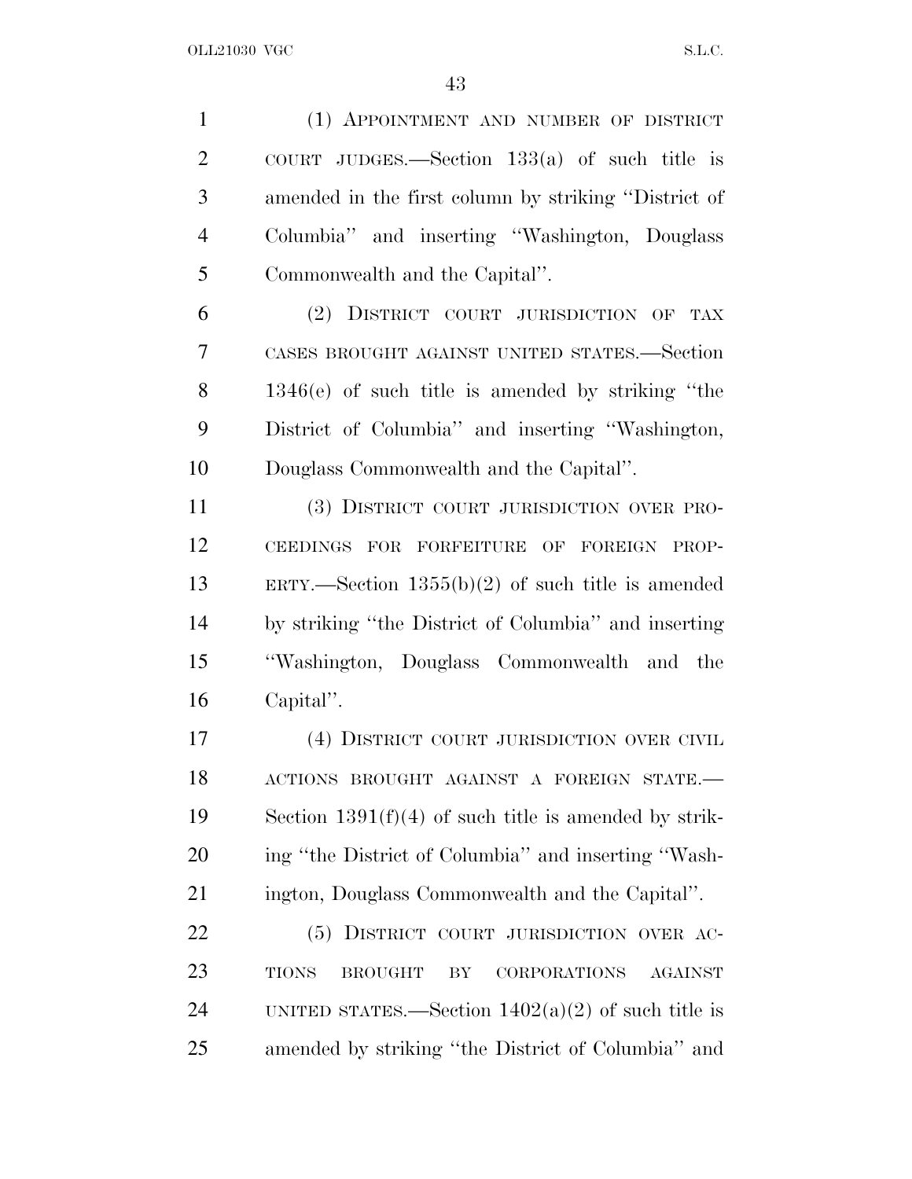(1) APPOINTMENT AND NUMBER OF DISTRICT COURT JUDGES.—Section 133(a) of such title is amended in the first column by striking ''District of Columbia'' and inserting ''Washington, Douglass Commonwealth and the Capital''.

(2) DISTRICT COURT JURISDICTION OF TAX CASES BROUGHT AGAINST UNITED STATES.—Section 1346(e) of such title is amended by striking ''the District of Columbia'' and inserting ''Washington, Douglass Commonwealth and the Capital''.

(3) DISTRICT COURT JURISDICTION OVER PROCEEDINGS FOR FORFEITURE OF FOREIGN PROPERTY.—Section 1355(b)(2) of such title is amended by striking ''the District of Columbia'' and inserting ''Washington, Douglass Commonwealth and the Capital''.

(4) DISTRICT COURT JURISDICTION OVER CIVIL ACTIONS BROUGHT AGAINST A FOREIGN STATE.—Section 1391(f)(4) of such title is amended by striking ''the District of Columbia'' and inserting ''Washington, Douglass Commonwealth and the Capital''.

(5) DISTRICT COURT JURISDICTION OVER ACTIONS BROUGHT BY CORPORATIONS AGAINST UNITED STATES.—Section 1402(a)(2) of such title is amended by striking ''the District of Columbia'' and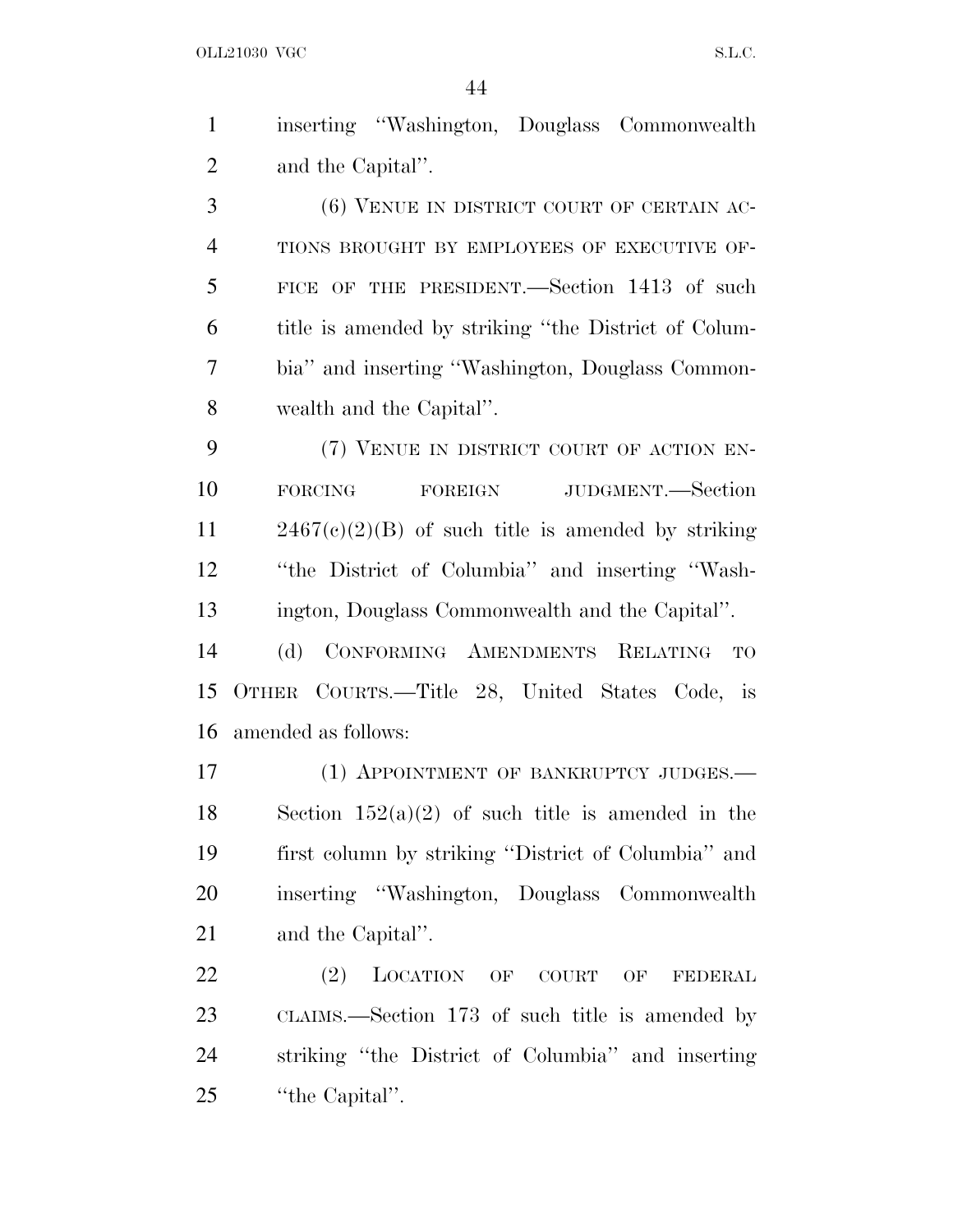inserting "Washington, Douglass Commonwealth and the Capital".

(6) VENUE IN DISTRICT COURT OF CERTAIN ACTIONS BROUGHT BY EMPLOYEES OF EXECUTIVE OFFICE OF THE PRESIDENT.—Section 1413 of such title is amended by striking "the District of Columbia" and inserting "Washington, Douglass Commonwealth and the Capital".

(7) VENUE IN DISTRICT COURT OF ACTION ENFORCING FOREIGN JUDGMENT.—Section 2467(c)(2)(B) of such title is amended by striking "the District of Columbia" and inserting "Washington, Douglass Commonwealth and the Capital".

(d) CONFORMING AMENDMENTS RELATING TO OTHER COURTS.—Title 28, United States Code, is amended as follows:

(1) APPOINTMENT OF BANKRUPTCY JUDGES.—Section 152(a)(2) of such title is amended in the first column by striking "District of Columbia" and inserting "Washington, Douglass Commonwealth and the Capital".

(2) LOCATION OF COURT OF FEDERAL CLAIMS.—Section 173 of such title is amended by striking "the District of Columbia" and inserting "the Capital".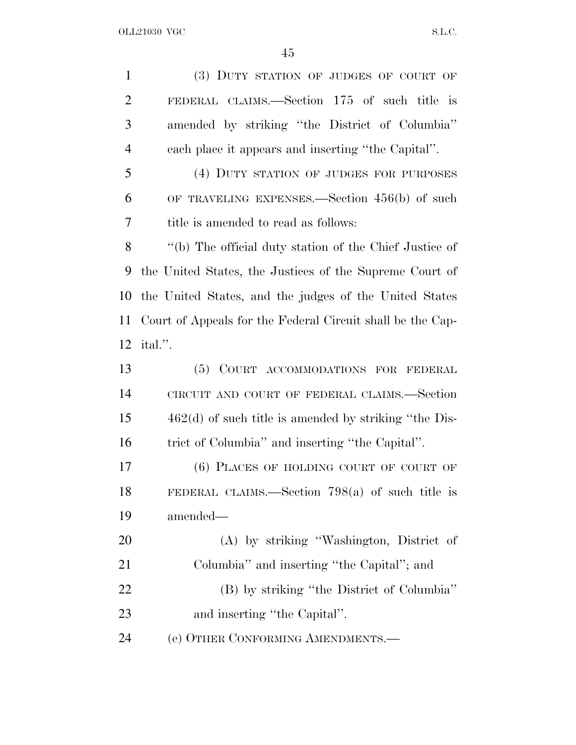(3) DUTY STATION OF JUDGES OF COURT OF FEDERAL CLAIMS.—Section 175 of such title is amended by striking ''the District of Columbia'' each place it appears and inserting ''the Capital''.

(4) DUTY STATION OF JUDGES FOR PURPOSES OF TRAVELING EXPENSES.—Section 456(b) of such title is amended to read as follows:

''(b) The official duty station of the Chief Justice of the United States, the Justices of the Supreme Court of the United States, and the judges of the United States Court of Appeals for the Federal Circuit shall be the Capital.''.

(5) COURT ACCOMMODATIONS FOR FEDERAL CIRCUIT AND COURT OF FEDERAL CLAIMS.—Section 462(d) of such title is amended by striking ''the District of Columbia'' and inserting ''the Capital''.

(6) PLACES OF HOLDING COURT OF COURT OF FEDERAL CLAIMS.—Section 798(a) of such title is amended—

(A) by striking ''Washington, District of Columbia'' and inserting ''the Capital''; and

(B) by striking ''the District of Columbia'' and inserting ''the Capital''.

(e) OTHER CONFORMING AMENDMENTS.—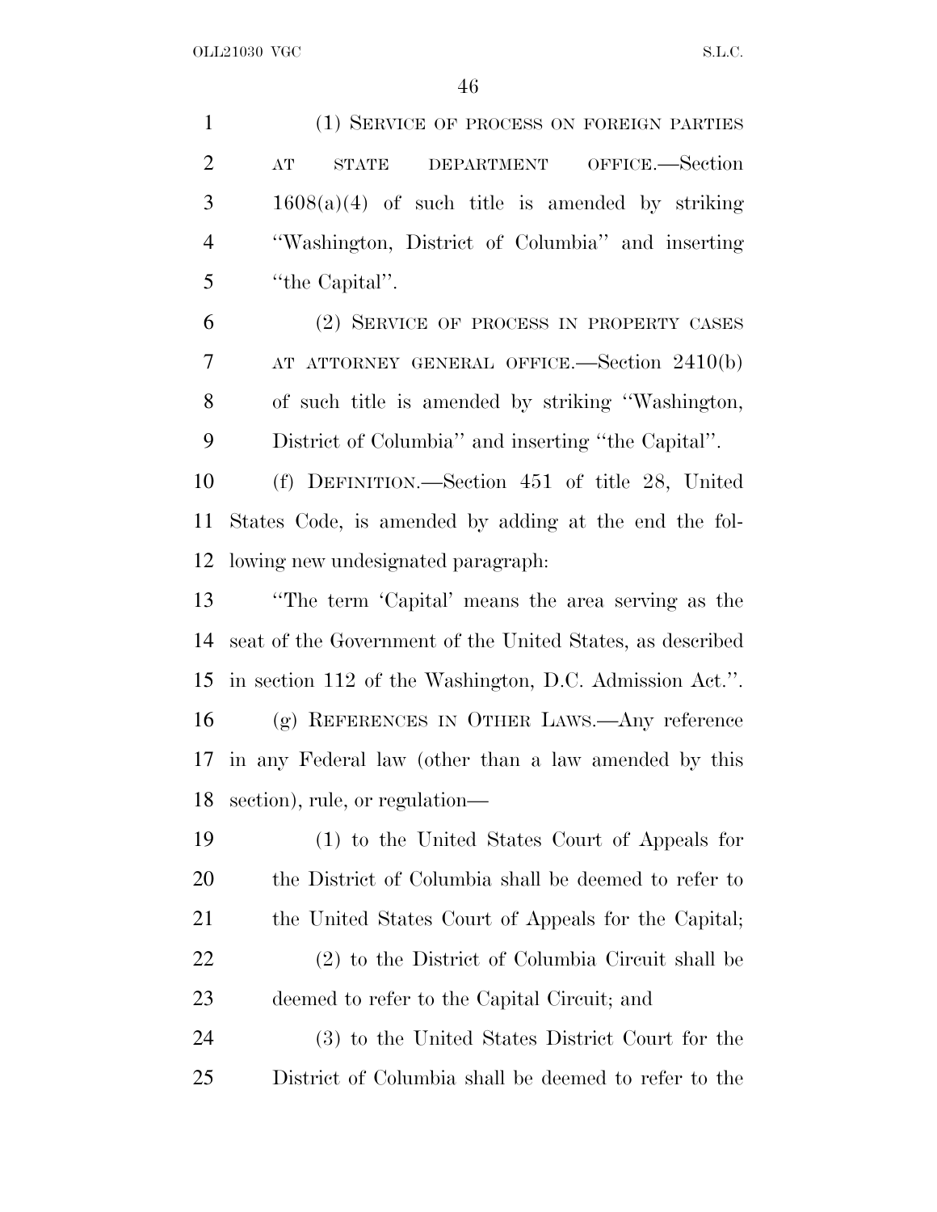(1) SERVICE OF PROCESS ON FOREIGN PARTIES AT STATE DEPARTMENT OFFICE.—Section 1608(a)(4) of such title is amended by striking "Washington, District of Columbia" and inserting "the Capital".

(2) SERVICE OF PROCESS IN PROPERTY CASES AT ATTORNEY GENERAL OFFICE.—Section 2410(b) of such title is amended by striking "Washington, District of Columbia" and inserting "the Capital".

(f) DEFINITION.—Section 451 of title 28, United States Code, is amended by adding at the end the following new undesignated paragraph:

"The term 'Capital' means the area serving as the seat of the Government of the United States, as described in section 112 of the Washington, D.C. Admission Act.".

(g) REFERENCES IN OTHER LAWS.—Any reference in any Federal law (other than a law amended by this section), rule, or regulation—

(1) to the United States Court of Appeals for the District of Columbia shall be deemed to refer to the United States Court of Appeals for the Capital;

(2) to the District of Columbia Circuit shall be deemed to refer to the Capital Circuit; and

(3) to the United States District Court for the District of Columbia shall be deemed to refer to the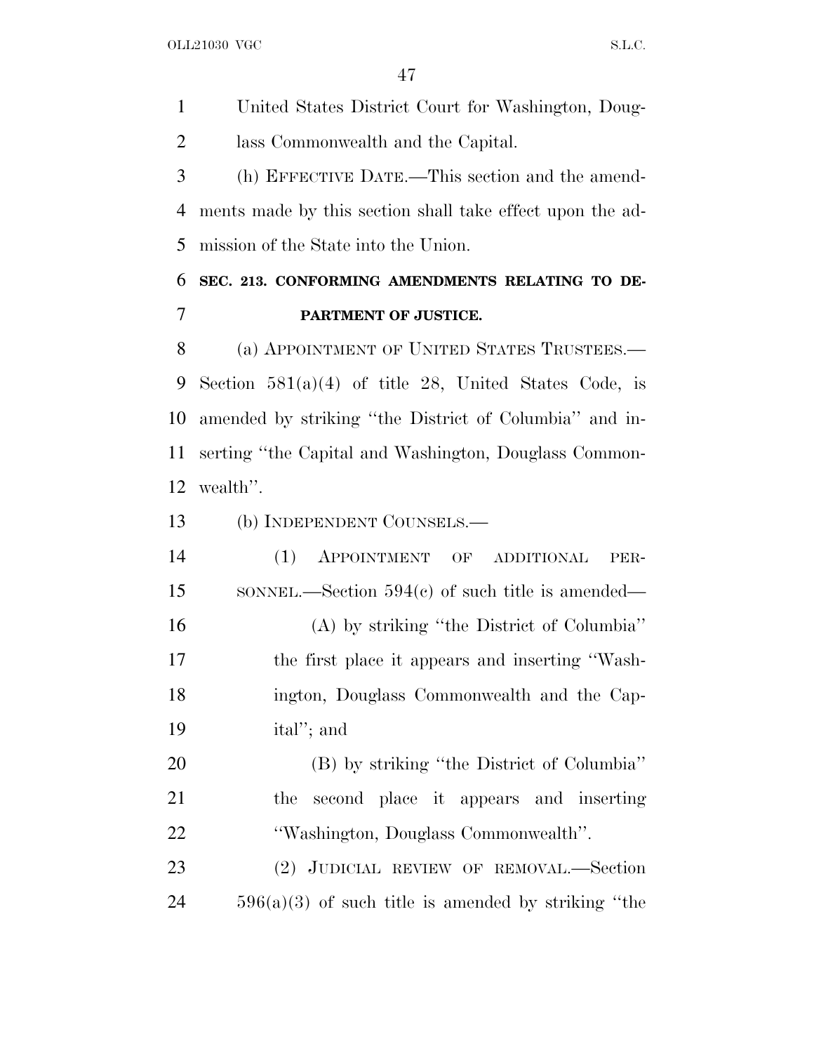United States District Court for Washington, Douglass Commonwealth and the Capital.

(h) EFFECTIVE DATE.—This section and the amendments made by this section shall take effect upon the admission of the State into the Union.

**SEC. 213. CONFORMING AMENDMENTS RELATING TO DEPARTMENT OF JUSTICE.**

(a) APPOINTMENT OF UNITED STATES TRUSTEES.—Section 581(a)(4) of title 28, United States Code, is amended by striking ''the District of Columbia'' and inserting ''the Capital and Washington, Douglass Commonwealth''.

(b) INDEPENDENT COUNSELS.—

(1) APPOINTMENT OF ADDITIONAL PERSONNEL.—Section 594(c) of such title is amended—

(A) by striking ''the District of Columbia'' the first place it appears and inserting ''Washington, Douglass Commonwealth and the Capital''; and

(B) by striking ''the District of Columbia'' the second place it appears and inserting ''Washington, Douglass Commonwealth''.

(2) JUDICIAL REVIEW OF REMOVAL.—Section 596(a)(3) of such title is amended by striking ''the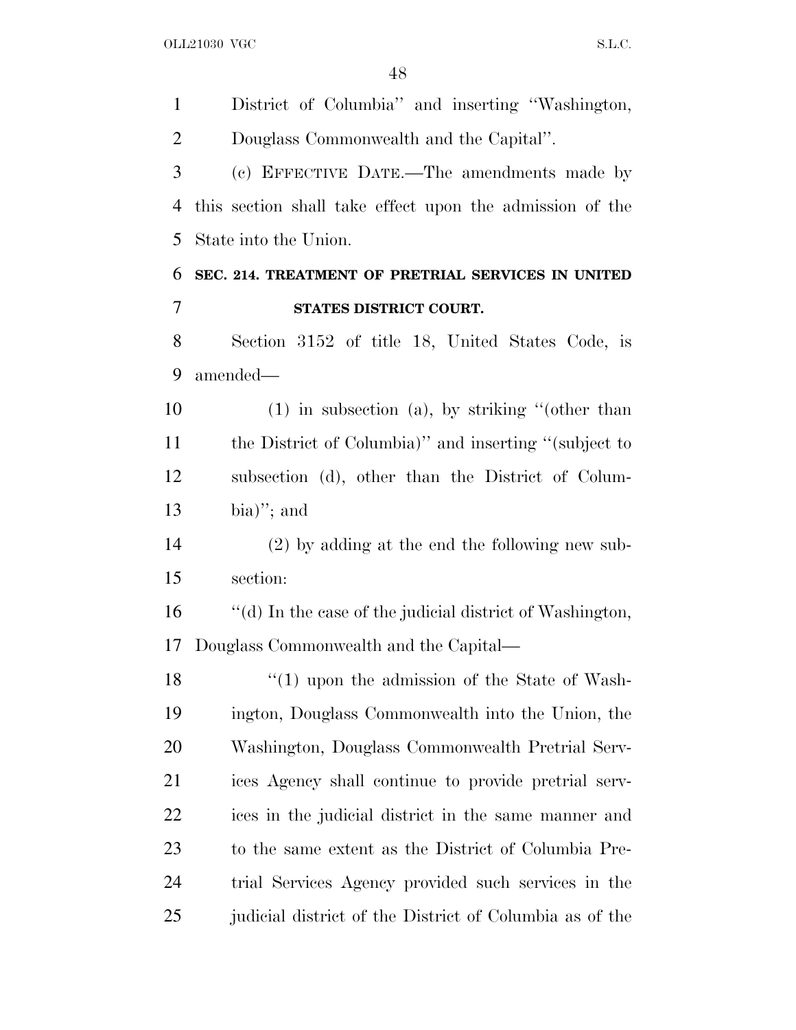District of Columbia'' and inserting ''Washington, Douglass Commonwealth and the Capital''.

(c) EFFECTIVE DATE.—The amendments made by this section shall take effect upon the admission of the State into the Union.

**SEC. 214. TREATMENT OF PRETRIAL SERVICES IN UNITED STATES DISTRICT COURT.**

Section 3152 of title 18, United States Code, is amended—

(1) in subsection (a), by striking ''(other than the District of Columbia)'' and inserting ''(subject to subsection (d), other than the District of Columbia)''; and

(2) by adding at the end the following new subsection:

''(d) In the case of the judicial district of Washington, Douglass Commonwealth and the Capital—

''(1) upon the admission of the State of Washington, Douglass Commonwealth into the Union, the Washington, Douglass Commonwealth Pretrial Services Agency shall continue to provide pretrial services in the judicial district in the same manner and to the same extent as the District of Columbia Pretrial Services Agency provided such services in the judicial district of the District of Columbia as of the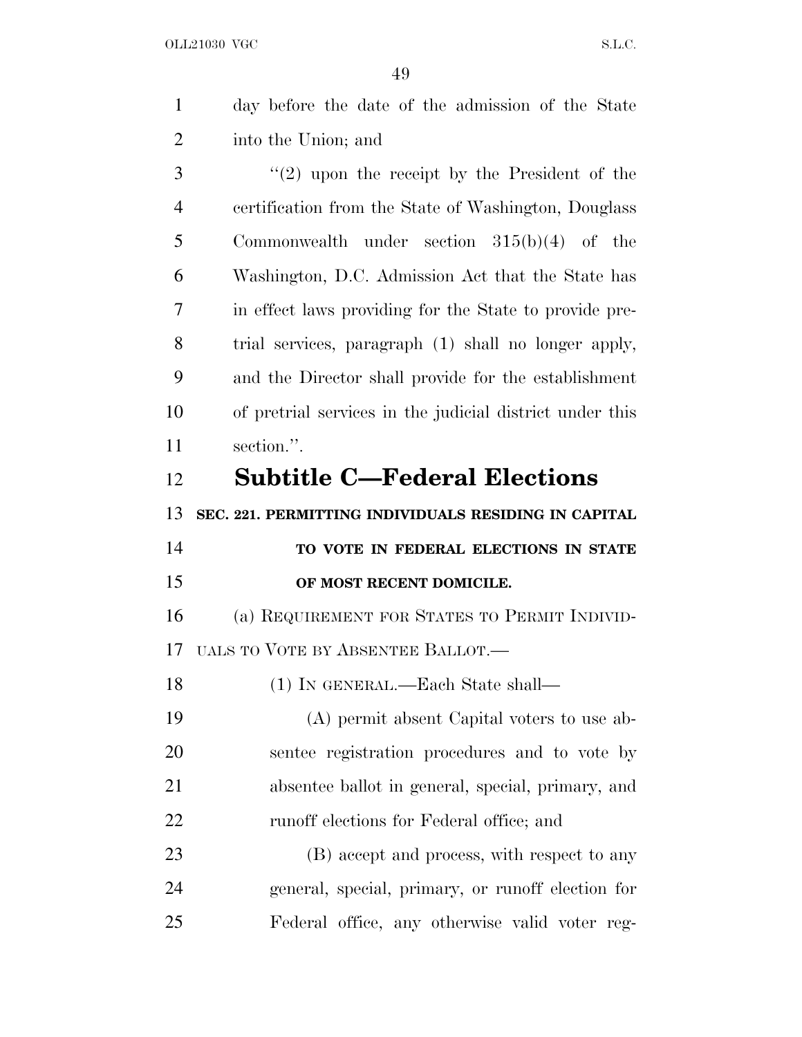day before the date of the admission of the State into the Union; and

"(2) upon the receipt by the President of the certification from the State of Washington, Douglass Commonwealth under section 315(b)(4) of the Washington, D.C. Admission Act that the State has in effect laws providing for the State to provide pretrial services, paragraph (1) shall no longer apply, and the Director shall provide for the establishment of pretrial services in the judicial district under this section.".

## Subtitle C—Federal Elections

**SEC. 221. PERMITTING INDIVIDUALS RESIDING IN CAPITAL TO VOTE IN FEDERAL ELECTIONS IN STATE OF MOST RECENT DOMICILE.**

(a) REQUIREMENT FOR STATES TO PERMIT INDIVIDUALS TO VOTE BY ABSENTEE BALLOT.—

(1) IN GENERAL.—Each State shall—

(A) permit absent Capital voters to use absentee registration procedures and to vote by absentee ballot in general, special, primary, and runoff elections for Federal office; and

(B) accept and process, with respect to any general, special, primary, or runoff election for Federal office, any otherwise valid voter reg-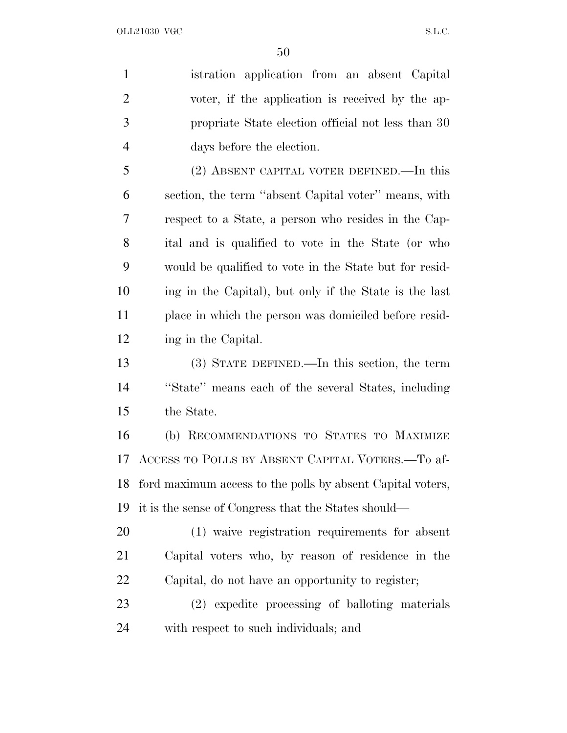istration application from an absent Capital voter, if the application is received by the appropriate State election official not less than 30 days before the election.

(2) ABSENT CAPITAL VOTER DEFINED.—In this section, the term ''absent Capital voter'' means, with respect to a State, a person who resides in the Capital and is qualified to vote in the State (or who would be qualified to vote in the State but for residing in the Capital), but only if the State is the last place in which the person was domiciled before residing in the Capital.

(3) STATE DEFINED.—In this section, the term ''State'' means each of the several States, including the State.

(b) RECOMMENDATIONS TO STATES TO MAXIMIZE ACCESS TO POLLS BY ABSENT CAPITAL VOTERS.—To afford maximum access to the polls by absent Capital voters, it is the sense of Congress that the States should—

(1) waive registration requirements for absent Capital voters who, by reason of residence in the Capital, do not have an opportunity to register;

(2) expedite processing of balloting materials with respect to such individuals; and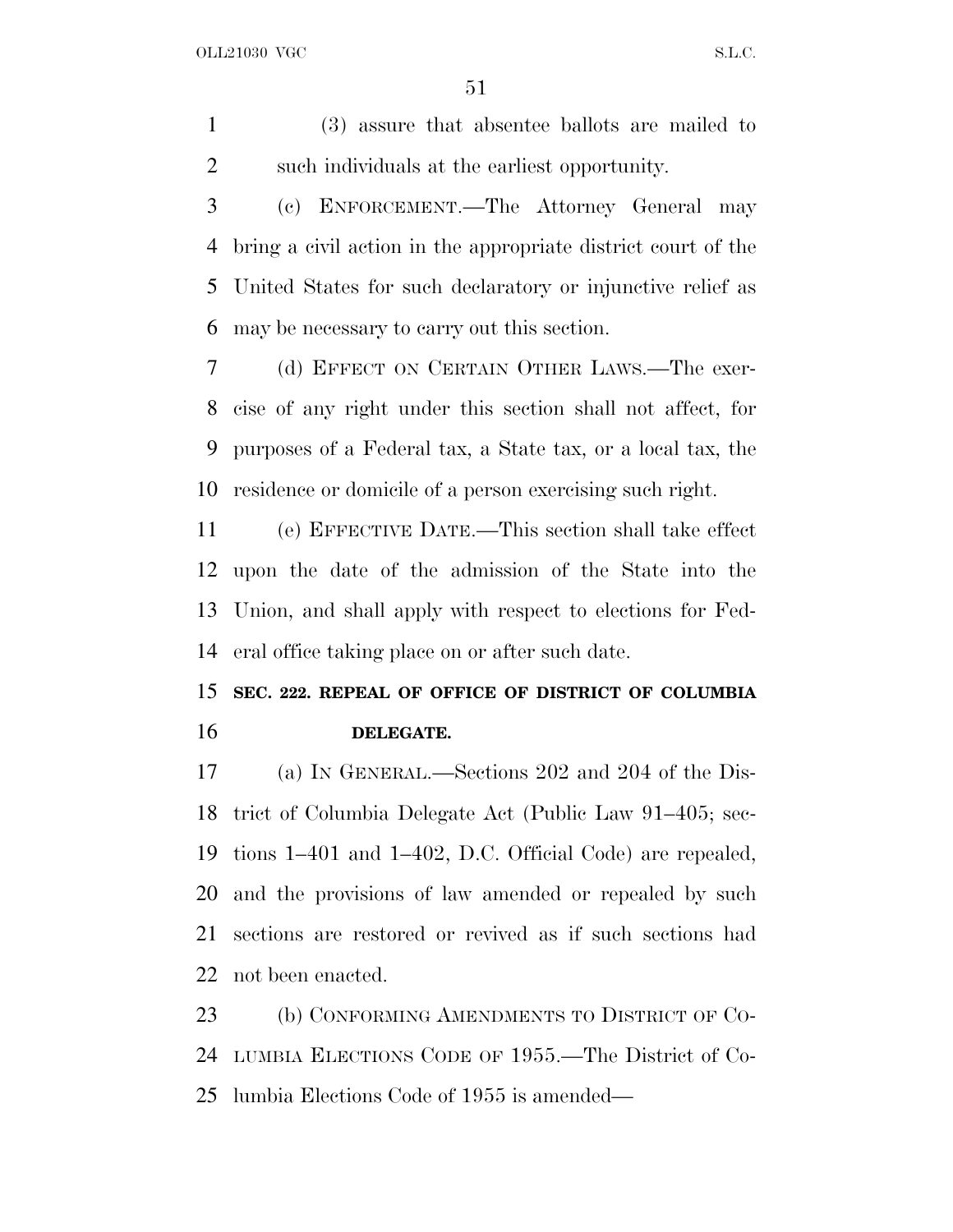(3) assure that absentee ballots are mailed to such individuals at the earliest opportunity.

(c) ENFORCEMENT.—The Attorney General may bring a civil action in the appropriate district court of the United States for such declaratory or injunctive relief as may be necessary to carry out this section.

(d) EFFECT ON CERTAIN OTHER LAWS.—The exercise of any right under this section shall not affect, for purposes of a Federal tax, a State tax, or a local tax, the residence or domicile of a person exercising such right.

(e) EFFECTIVE DATE.—This section shall take effect upon the date of the admission of the State into the Union, and shall apply with respect to elections for Federal office taking place on or after such date.

**SEC. 222. REPEAL OF OFFICE OF DISTRICT OF COLUMBIA DELEGATE.**

(a) IN GENERAL.—Sections 202 and 204 of the District of Columbia Delegate Act (Public Law 91–405; sections 1–401 and 1–402, D.C. Official Code) are repealed, and the provisions of law amended or repealed by such sections are restored or revived as if such sections had not been enacted.

(b) CONFORMING AMENDMENTS TO DISTRICT OF COLUMBIA ELECTIONS CODE OF 1955.—The District of Columbia Elections Code of 1955 is amended—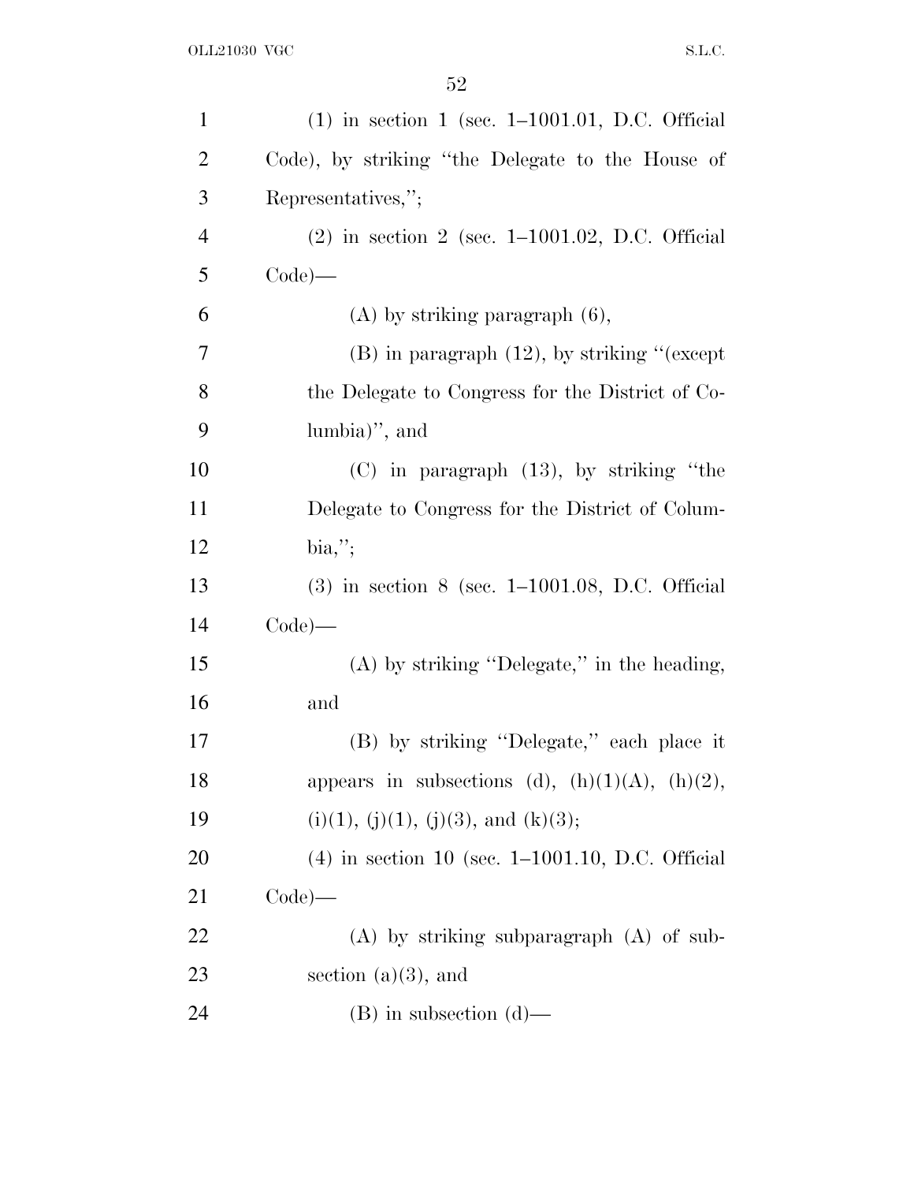(1) in section 1 (sec. 1–1001.01, D.C. Official Code), by striking "the Delegate to the House of Representatives,";

(2) in section 2 (sec. 1–1001.02, D.C. Official Code)—

(A) by striking paragraph (6),

(B) in paragraph (12), by striking "(except the Delegate to Congress for the District of Columbia)", and

(C) in paragraph (13), by striking "the Delegate to Congress for the District of Columbia,";

(3) in section 8 (sec. 1–1001.08, D.C. Official Code)—

(A) by striking "Delegate," in the heading, and

(B) by striking "Delegate," each place it appears in subsections (d), (h)(1)(A), (h)(2), (i)(1), (j)(1), (j)(3), and (k)(3);

(4) in section 10 (sec. 1–1001.10, D.C. Official Code)—

(A) by striking subparagraph (A) of subsection (a)(3), and

(B) in subsection (d)—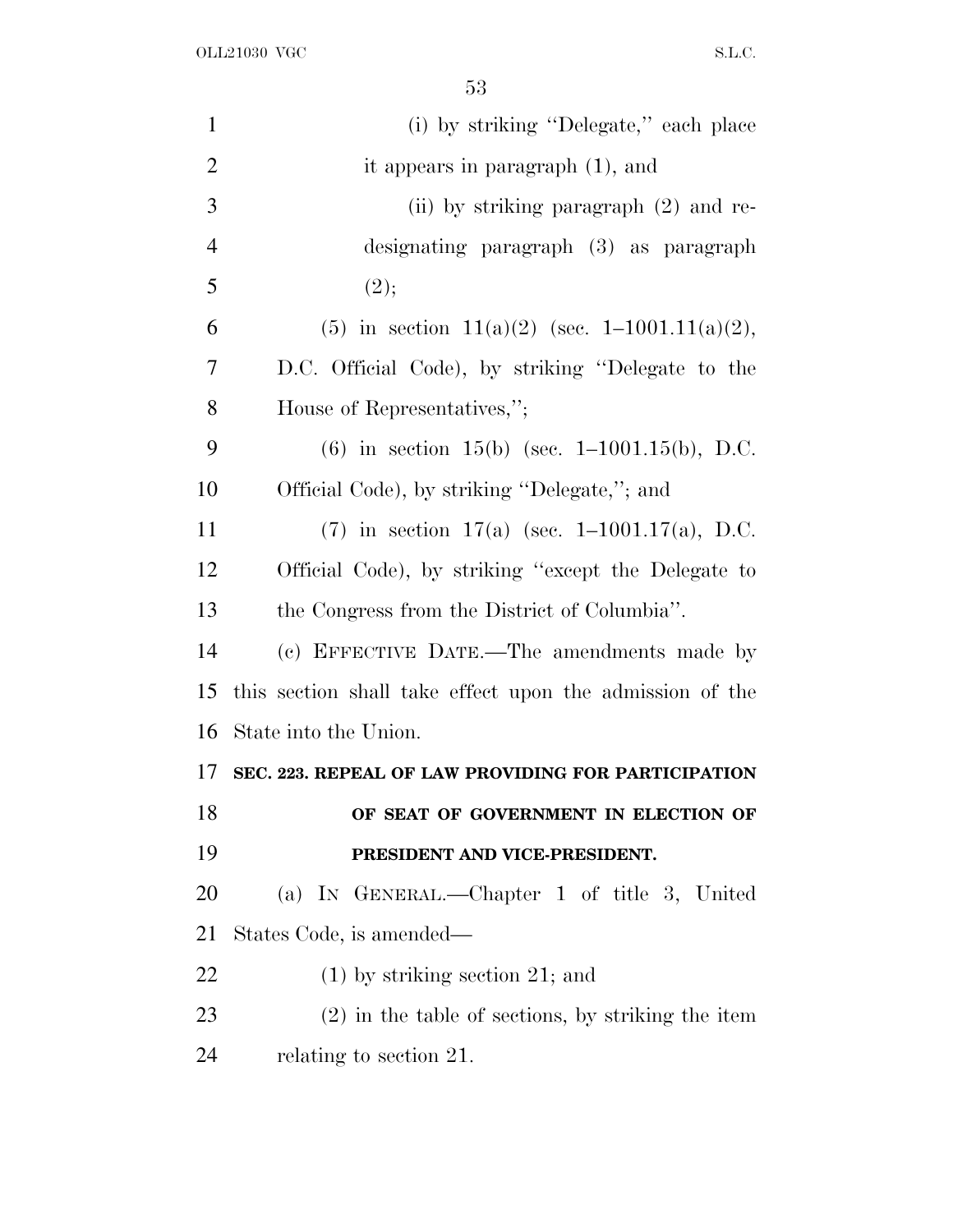(i) by striking ''Delegate,'' each place it appears in paragraph (1), and

(ii) by striking paragraph (2) and redesignating paragraph (3) as paragraph (2);

(5) in section 11(a)(2) (sec. 1–1001.11(a)(2), D.C. Official Code), by striking ''Delegate to the House of Representatives,'';

(6) in section 15(b) (sec. 1–1001.15(b), D.C. Official Code), by striking ''Delegate,''; and

(7) in section 17(a) (sec. 1–1001.17(a), D.C. Official Code), by striking ''except the Delegate to the Congress from the District of Columbia''.

(c) EFFECTIVE DATE.—The amendments made by this section shall take effect upon the admission of the State into the Union.

**SEC. 223. REPEAL OF LAW PROVIDING FOR PARTICIPATION OF SEAT OF GOVERNMENT IN ELECTION OF PRESIDENT AND VICE-PRESIDENT.**

(a) IN GENERAL.—Chapter 1 of title 3, United States Code, is amended—

(1) by striking section 21; and

(2) in the table of sections, by striking the item relating to section 21.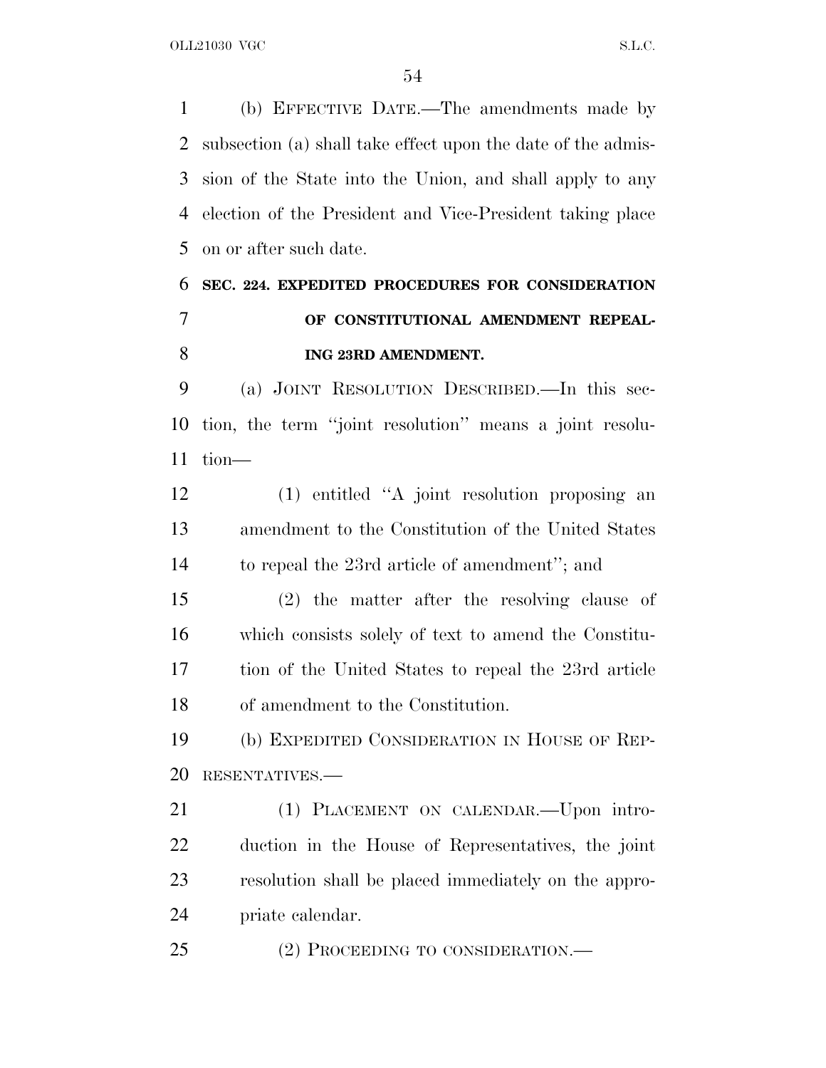(b) EFFECTIVE DATE.—The amendments made by subsection (a) shall take effect upon the date of the admission of the State into the Union, and shall apply to any election of the President and Vice-President taking place on or after such date.

**SEC. 224. EXPEDITED PROCEDURES FOR CONSIDERATION OF CONSTITUTIONAL AMENDMENT REPEALING 23RD AMENDMENT.**

(a) JOINT RESOLUTION DESCRIBED.—In this section, the term "joint resolution" means a joint resolution—

(1) entitled "A joint resolution proposing an amendment to the Constitution of the United States to repeal the 23rd article of amendment"; and

(2) the matter after the resolving clause of which consists solely of text to amend the Constitution of the United States to repeal the 23rd article of amendment to the Constitution.

(b) EXPEDITED CONSIDERATION IN HOUSE OF REPRESENTATIVES.—

(1) PLACEMENT ON CALENDAR.—Upon introduction in the House of Representatives, the joint resolution shall be placed immediately on the appropriate calendar.

(2) PROCEEDING TO CONSIDERATION.—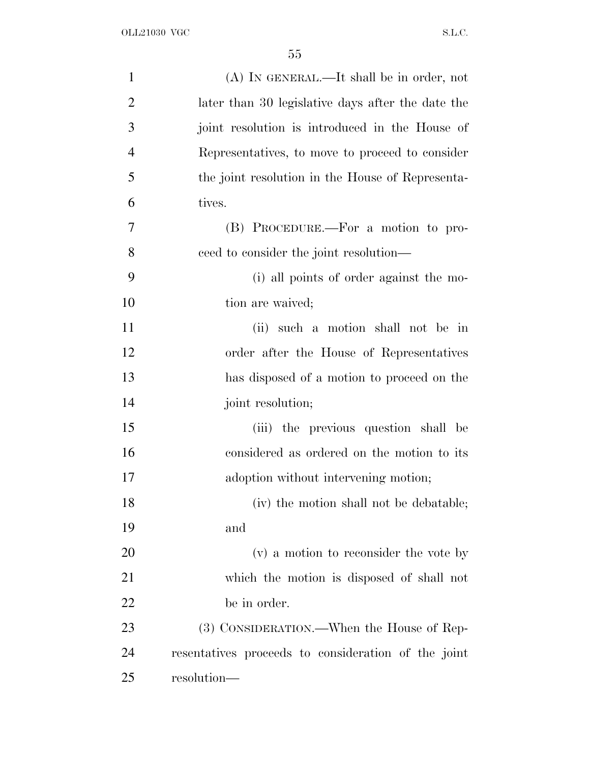(A) In general.—It shall be in order, not later than 30 legislative days after the date the joint resolution is introduced in the House of Representatives, to move to proceed to consider the joint resolution in the House of Representatives.

(B) Procedure.—For a motion to proceed to consider the joint resolution—

(i) all points of order against the motion are waived;

(ii) such a motion shall not be in order after the House of Representatives has disposed of a motion to proceed on the joint resolution;

(iii) the previous question shall be considered as ordered on the motion to its adoption without intervening motion;

(iv) the motion shall not be debatable; and

(v) a motion to reconsider the vote by which the motion is disposed of shall not be in order.

(3) Consideration.—When the House of Representatives proceeds to consideration of the joint resolution—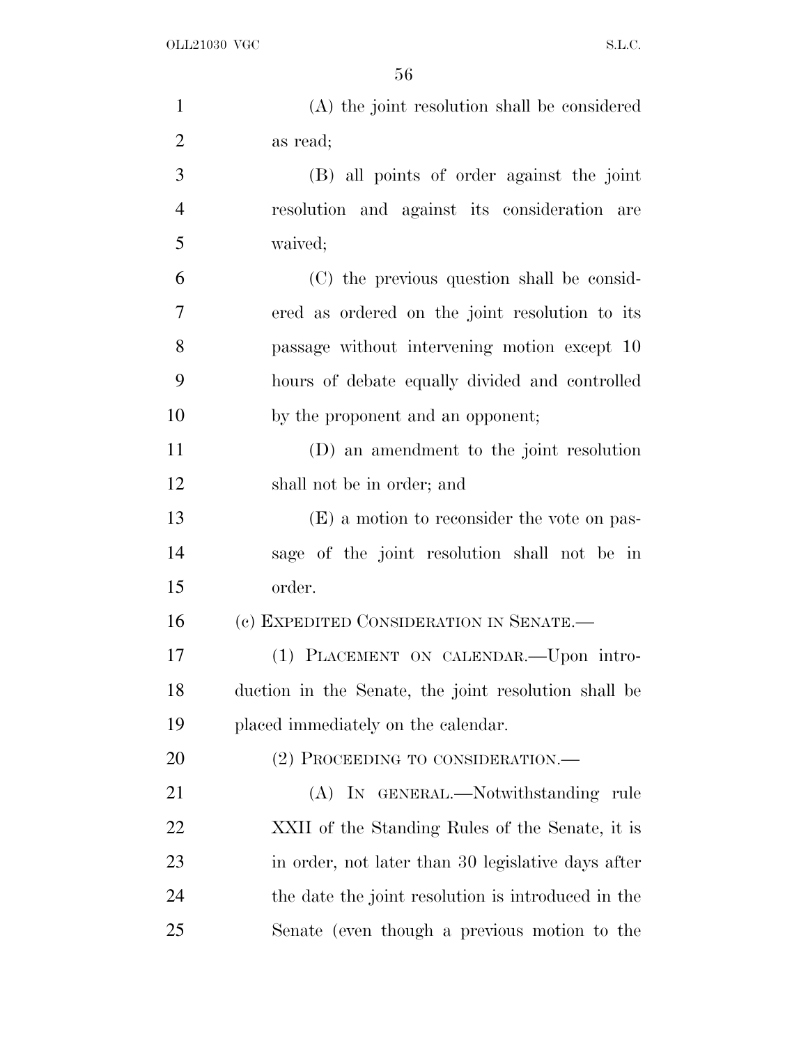(A) the joint resolution shall be considered as read;

(B) all points of order against the joint resolution and against its consideration are waived;

(C) the previous question shall be considered as ordered on the joint resolution to its passage without intervening motion except 10 hours of debate equally divided and controlled by the proponent and an opponent;

(D) an amendment to the joint resolution shall not be in order; and

(E) a motion to reconsider the vote on passage of the joint resolution shall not be in order.

(c) EXPEDITED CONSIDERATION IN SENATE.—

(1) PLACEMENT ON CALENDAR.—Upon introduction in the Senate, the joint resolution shall be placed immediately on the calendar.

(2) PROCEEDING TO CONSIDERATION.—

(A) IN GENERAL.—Notwithstanding rule XXII of the Standing Rules of the Senate, it is in order, not later than 30 legislative days after the date the joint resolution is introduced in the Senate (even though a previous motion to the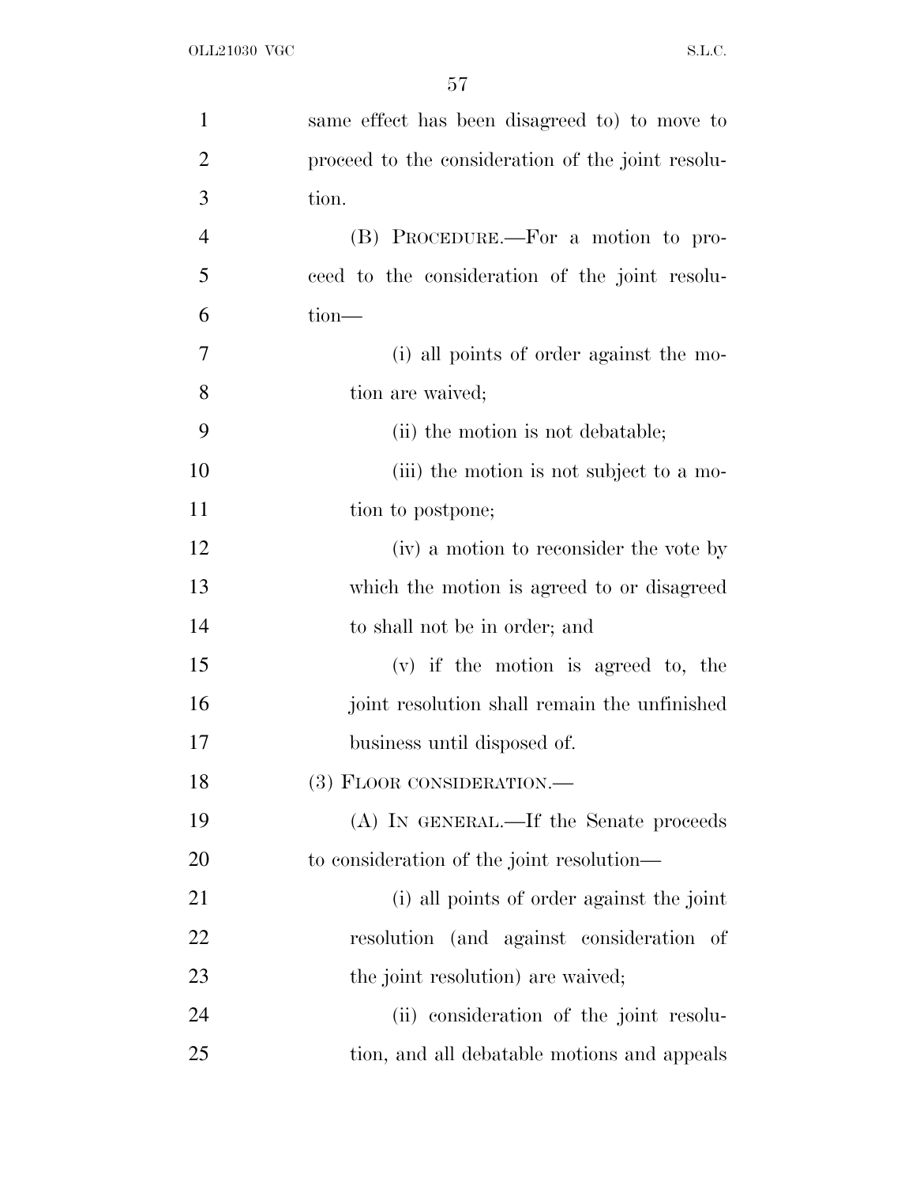same effect has been disagreed to) to move to proceed to the consideration of the joint resolution.

(B) PROCEDURE.—For a motion to proceed to the consideration of the joint resolution—

(i) all points of order against the motion are waived;

(ii) the motion is not debatable;

(iii) the motion is not subject to a motion to postpone;

(iv) a motion to reconsider the vote by which the motion is agreed to or disagreed to shall not be in order; and

(v) if the motion is agreed to, the joint resolution shall remain the unfinished business until disposed of.

(3) FLOOR CONSIDERATION.—

(A) IN GENERAL.—If the Senate proceeds to consideration of the joint resolution—

(i) all points of order against the joint resolution (and against consideration of the joint resolution) are waived;

(ii) consideration of the joint resolution, and all debatable motions and appeals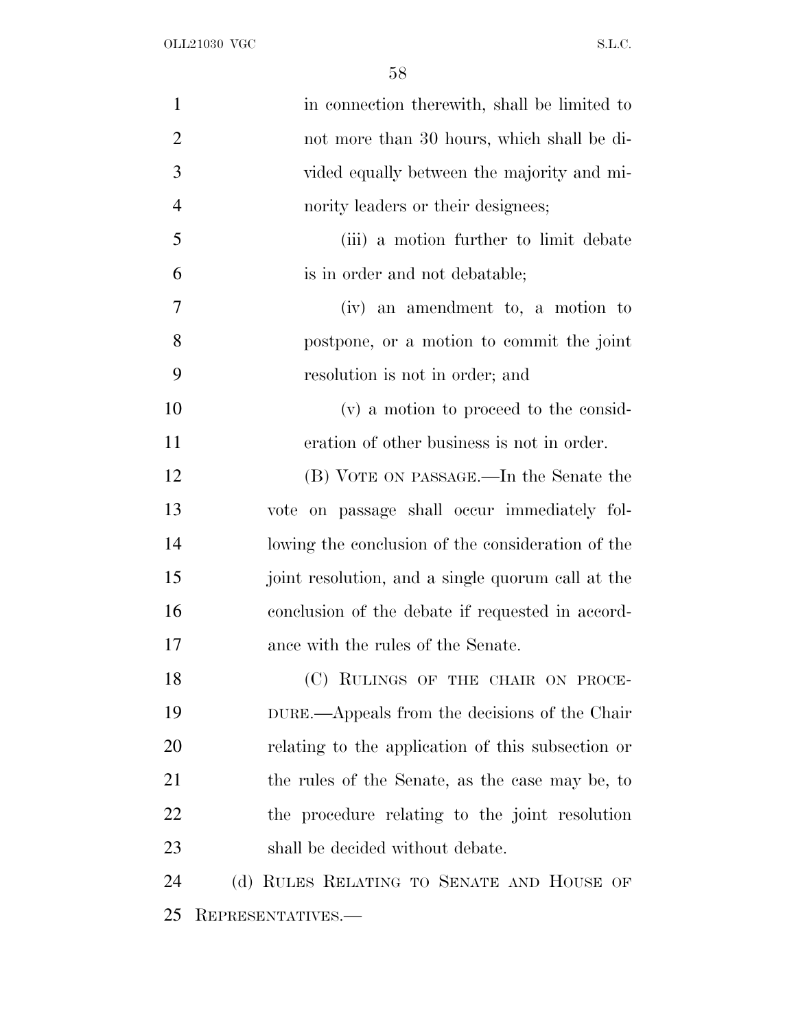in connection therewith, shall be limited to not more than 30 hours, which shall be divided equally between the majority and minority leaders or their designees;

(iii) a motion further to limit debate is in order and not debatable;

(iv) an amendment to, a motion to postpone, or a motion to commit the joint resolution is not in order; and

(v) a motion to proceed to the consideration of other business is not in order.

(B) VOTE ON PASSAGE.—In the Senate the vote on passage shall occur immediately following the conclusion of the consideration of the joint resolution, and a single quorum call at the conclusion of the debate if requested in accordance with the rules of the Senate.

(C) RULINGS OF THE CHAIR ON PROCEDURE.—Appeals from the decisions of the Chair relating to the application of this subsection or the rules of the Senate, as the case may be, to the procedure relating to the joint resolution shall be decided without debate.

(d) RULES RELATING TO SENATE AND HOUSE OF REPRESENTATIVES.—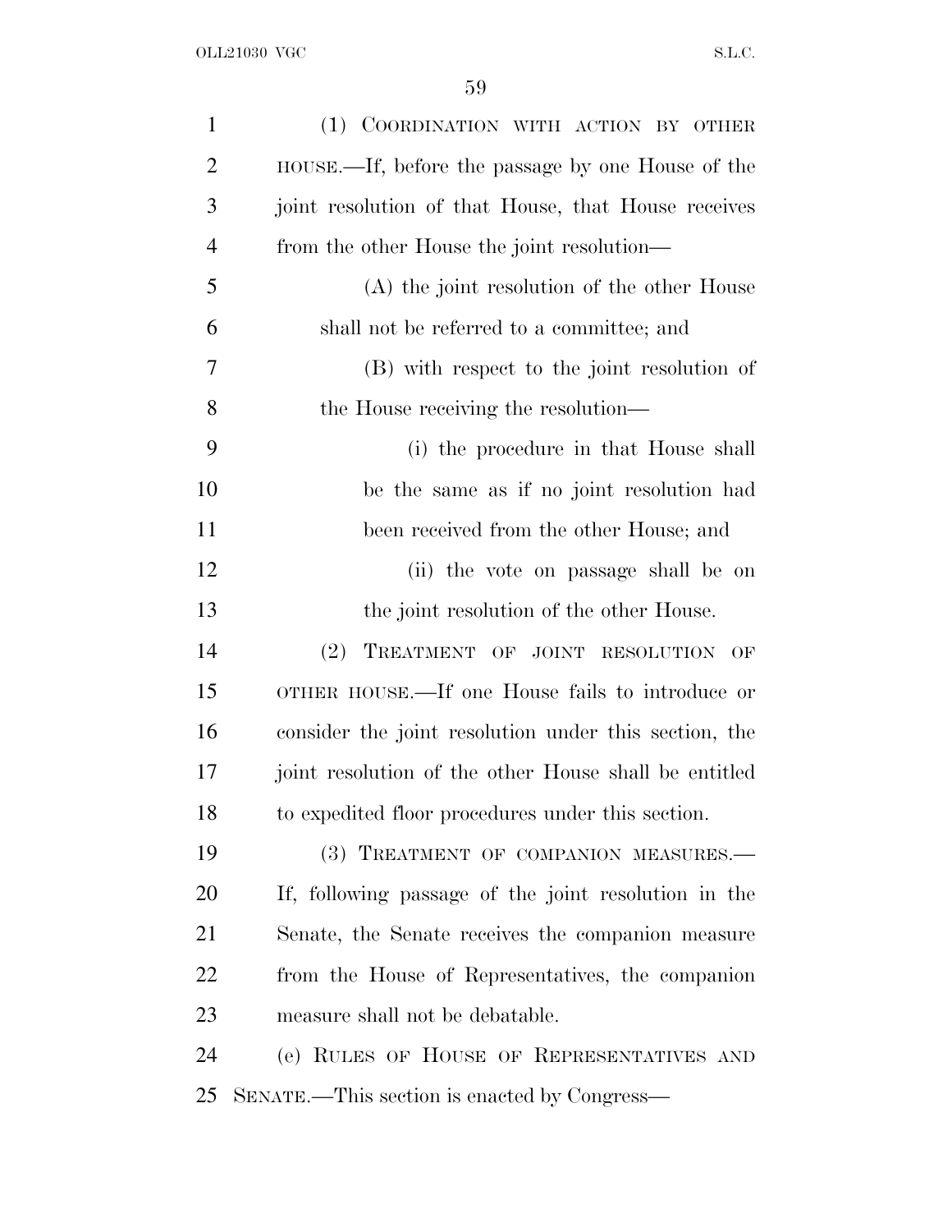(1) COORDINATION WITH ACTION BY OTHER HOUSE.—If, before the passage by one House of the joint resolution of that House, that House receives from the other House the joint resolution—

(A) the joint resolution of the other House shall not be referred to a committee; and

(B) with respect to the joint resolution of the House receiving the resolution—

(i) the procedure in that House shall be the same as if no joint resolution had been received from the other House; and

(ii) the vote on passage shall be on the joint resolution of the other House.

(2) TREATMENT OF JOINT RESOLUTION OF OTHER HOUSE.—If one House fails to introduce or consider the joint resolution under this section, the joint resolution of the other House shall be entitled to expedited floor procedures under this section.

(3) TREATMENT OF COMPANION MEASURES.—If, following passage of the joint resolution in the Senate, the Senate receives the companion measure from the House of Representatives, the companion measure shall not be debatable.

(e) RULES OF HOUSE OF REPRESENTATIVES AND SENATE.—This section is enacted by Congress—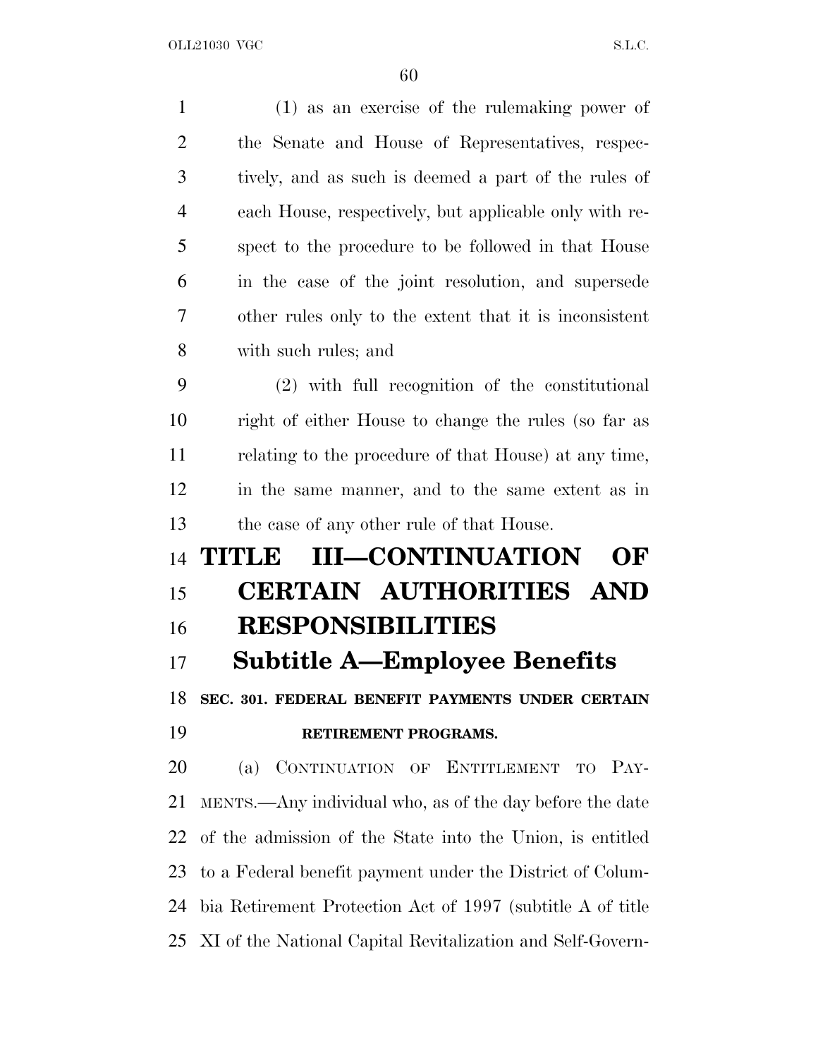(1) as an exercise of the rulemaking power of the Senate and House of Representatives, respectively, and as such is deemed a part of the rules of each House, respectively, but applicable only with respect to the procedure to be followed in that House in the case of the joint resolution, and supersede other rules only to the extent that it is inconsistent with such rules; and

(2) with full recognition of the constitutional right of either House to change the rules (so far as relating to the procedure of that House) at any time, in the same manner, and to the same extent as in the case of any other rule of that House.

# TITLE III—CONTINUATION OF CERTAIN AUTHORITIES AND RESPONSIBILITIES

## Subtitle A—Employee Benefits

### SEC. 301. FEDERAL BENEFIT PAYMENTS UNDER CERTAIN RETIREMENT PROGRAMS.

(a) CONTINUATION OF ENTITLEMENT TO PAYMENTS.—Any individual who, as of the day before the date of the admission of the State into the Union, is entitled to a Federal benefit payment under the District of Columbia Retirement Protection Act of 1997 (subtitle A of title XI of the National Capital Revitalization and Self-Govern-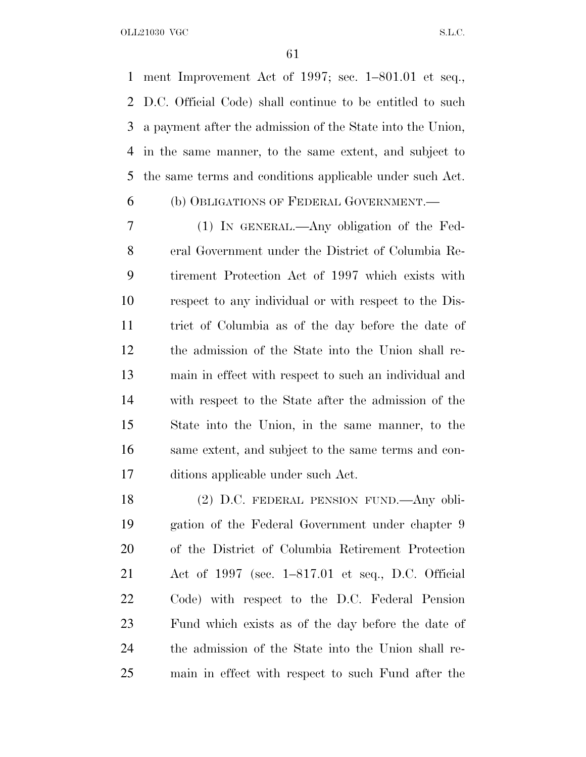ment Improvement Act of 1997; sec. 1–801.01 et seq., D.C. Official Code) shall continue to be entitled to such a payment after the admission of the State into the Union, in the same manner, to the same extent, and subject to the same terms and conditions applicable under such Act.

(b) OBLIGATIONS OF FEDERAL GOVERNMENT.—

(1) IN GENERAL.—Any obligation of the Federal Government under the District of Columbia Retirement Protection Act of 1997 which exists with respect to any individual or with respect to the District of Columbia as of the day before the date of the admission of the State into the Union shall remain in effect with respect to such an individual and with respect to the State after the admission of the State into the Union, in the same manner, to the same extent, and subject to the same terms and conditions applicable under such Act.

(2) D.C. FEDERAL PENSION FUND.—Any obligation of the Federal Government under chapter 9 of the District of Columbia Retirement Protection Act of 1997 (sec. 1–817.01 et seq., D.C. Official Code) with respect to the D.C. Federal Pension Fund which exists as of the day before the date of the admission of the State into the Union shall remain in effect with respect to such Fund after the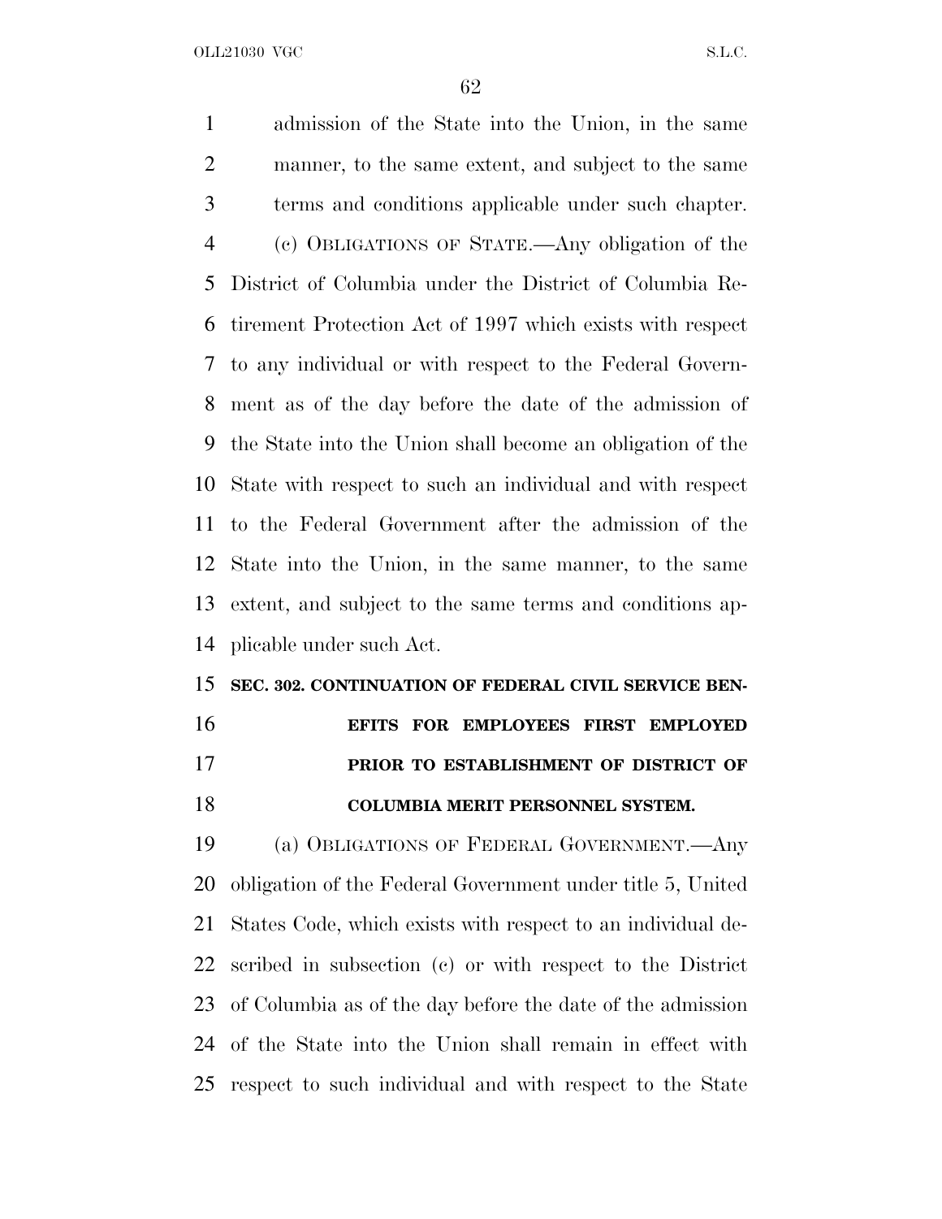admission of the State into the Union, in the same manner, to the same extent, and subject to the same terms and conditions applicable under such chapter.

(c) OBLIGATIONS OF STATE.—Any obligation of the District of Columbia under the District of Columbia Retirement Protection Act of 1997 which exists with respect to any individual or with respect to the Federal Government as of the day before the date of the admission of the State into the Union shall become an obligation of the State with respect to such an individual and with respect to the Federal Government after the admission of the State into the Union, in the same manner, to the same extent, and subject to the same terms and conditions applicable under such Act.

### SEC. 302. CONTINUATION OF FEDERAL CIVIL SERVICE BENEFITS FOR EMPLOYEES FIRST EMPLOYED PRIOR TO ESTABLISHMENT OF DISTRICT OF COLUMBIA MERIT PERSONNEL SYSTEM.

(a) OBLIGATIONS OF FEDERAL GOVERNMENT.—Any obligation of the Federal Government under title 5, United States Code, which exists with respect to an individual described in subsection (c) or with respect to the District of Columbia as of the day before the date of the admission of the State into the Union shall remain in effect with respect to such individual and with respect to the State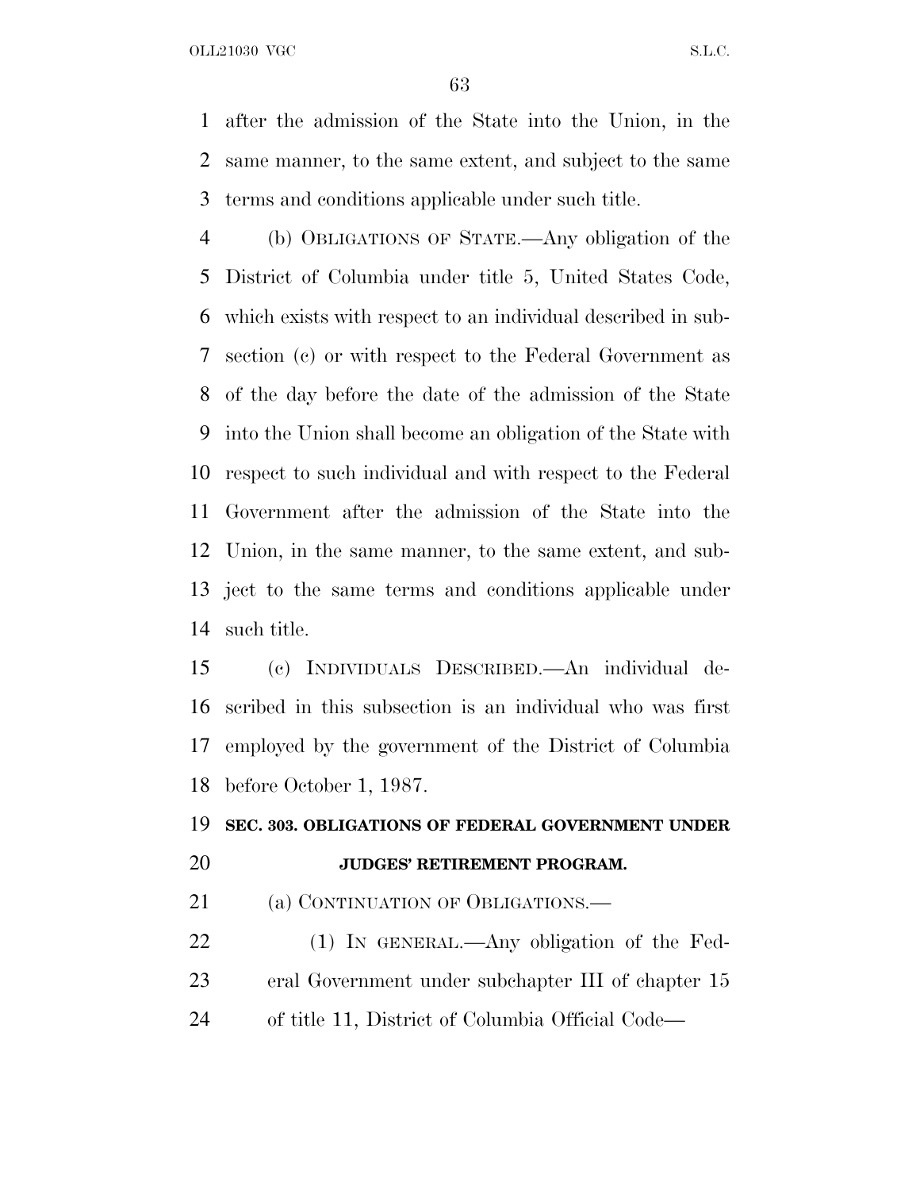after the admission of the State into the Union, in the same manner, to the same extent, and subject to the same terms and conditions applicable under such title.

(b) OBLIGATIONS OF STATE.—Any obligation of the District of Columbia under title 5, United States Code, which exists with respect to an individual described in subsection (c) or with respect to the Federal Government as of the day before the date of the admission of the State into the Union shall become an obligation of the State with respect to such individual and with respect to the Federal Government after the admission of the State into the Union, in the same manner, to the same extent, and subject to the same terms and conditions applicable under such title.

(c) INDIVIDUALS DESCRIBED.—An individual described in this subsection is an individual who was first employed by the government of the District of Columbia before October 1, 1987.

### SEC. 303. OBLIGATIONS OF FEDERAL GOVERNMENT UNDER JUDGES' RETIREMENT PROGRAM.

(a) CONTINUATION OF OBLIGATIONS.—

(1) IN GENERAL.—Any obligation of the Federal Government under subchapter III of chapter 15 of title 11, District of Columbia Official Code—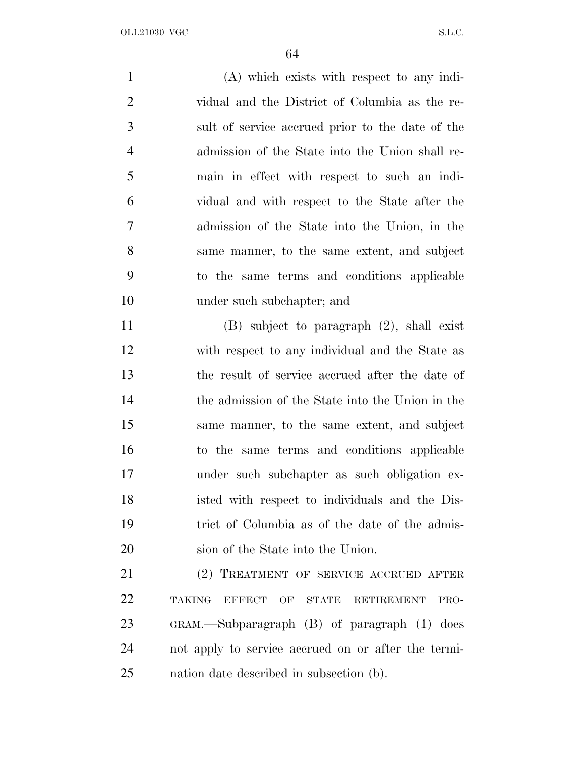(A) which exists with respect to any individual and the District of Columbia as the result of service accrued prior to the date of the admission of the State into the Union shall remain in effect with respect to such an individual and with respect to the State after the admission of the State into the Union, in the same manner, to the same extent, and subject to the same terms and conditions applicable under such subchapter; and

(B) subject to paragraph (2), shall exist with respect to any individual and the State as the result of service accrued after the date of the admission of the State into the Union in the same manner, to the same extent, and subject to the same terms and conditions applicable under such subchapter as such obligation existed with respect to individuals and the District of Columbia as of the date of the admission of the State into the Union.

(2) TREATMENT OF SERVICE ACCRUED AFTER TAKING EFFECT OF STATE RETIREMENT PROGRAM.—Subparagraph (B) of paragraph (1) does not apply to service accrued on or after the termination date described in subsection (b).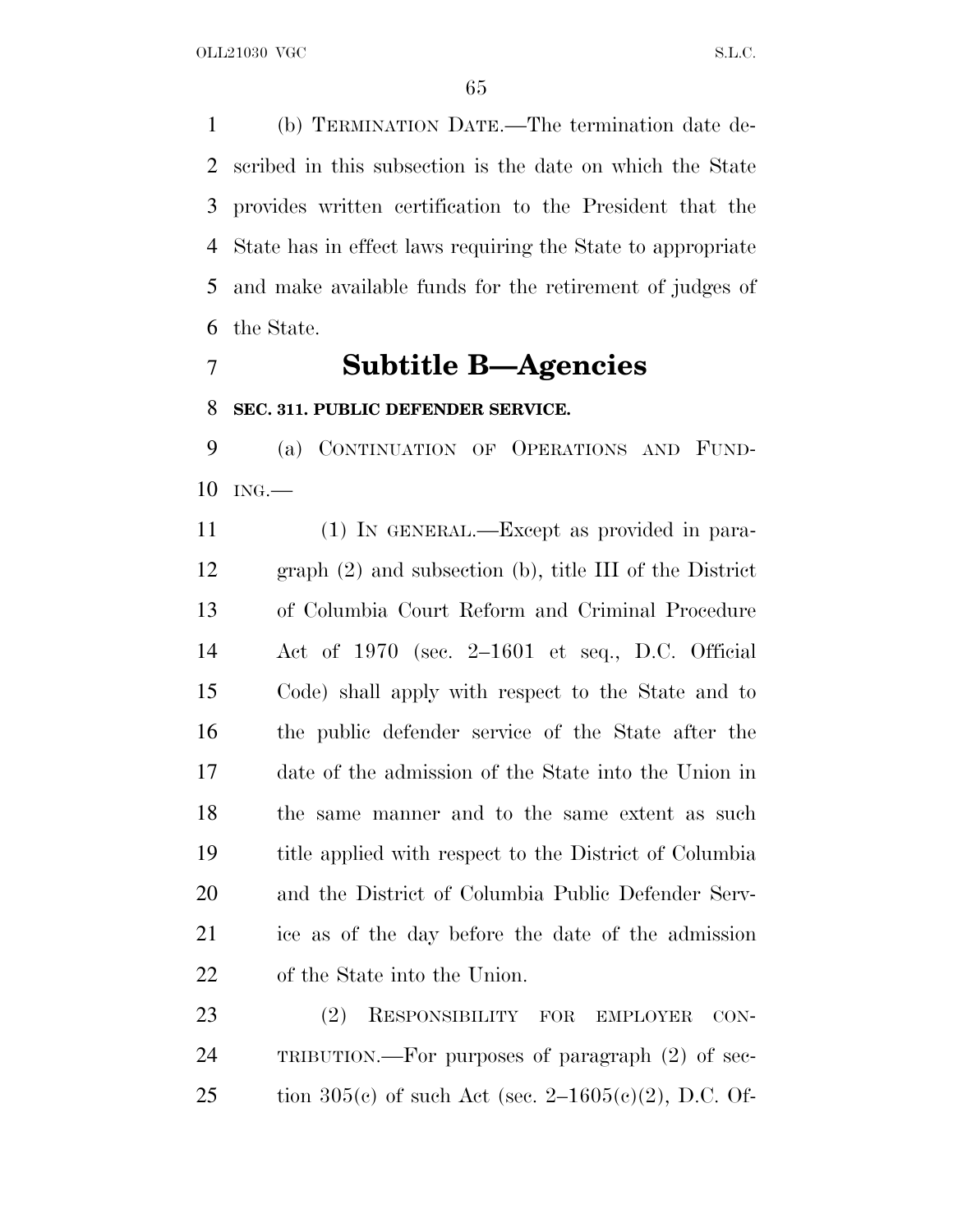(b) TERMINATION DATE.—The termination date described in this subsection is the date on which the State provides written certification to the President that the State has in effect laws requiring the State to appropriate and make available funds for the retirement of judges of the State.

## Subtitle B—Agencies

**SEC. 311. PUBLIC DEFENDER SERVICE.**

(a) CONTINUATION OF OPERATIONS AND FUNDING.—

(1) IN GENERAL.—Except as provided in paragraph (2) and subsection (b), title III of the District of Columbia Court Reform and Criminal Procedure Act of 1970 (sec. 2–1601 et seq., D.C. Official Code) shall apply with respect to the State and to the public defender service of the State after the date of the admission of the State into the Union in the same manner and to the same extent as such title applied with respect to the District of Columbia and the District of Columbia Public Defender Service as of the day before the date of the admission of the State into the Union.

(2) RESPONSIBILITY FOR EMPLOYER CONTRIBUTION.—For purposes of paragraph (2) of section 305(c) of such Act (sec. 2–1605(c)(2), D.C. Of-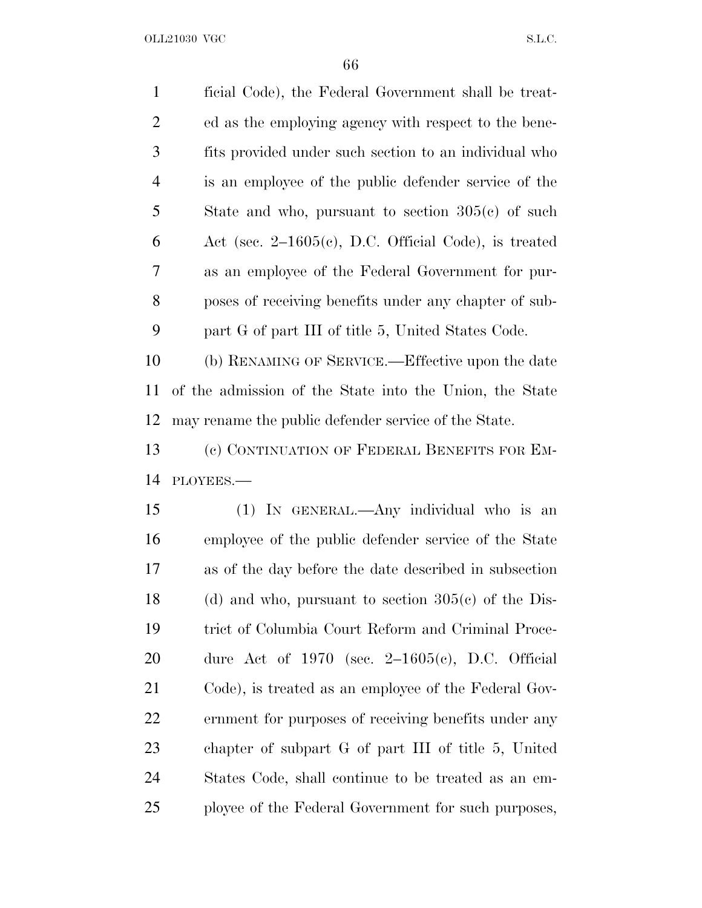ficial Code), the Federal Government shall be treated as the employing agency with respect to the benefits provided under such section to an individual who is an employee of the public defender service of the State and who, pursuant to section 305(c) of such Act (sec. 2–1605(c), D.C. Official Code), is treated as an employee of the Federal Government for purposes of receiving benefits under any chapter of subpart G of part III of title 5, United States Code.

(b) RENAMING OF SERVICE.—Effective upon the date of the admission of the State into the Union, the State may rename the public defender service of the State.

(c) CONTINUATION OF FEDERAL BENEFITS FOR EMPLOYEES.—

(1) IN GENERAL.—Any individual who is an employee of the public defender service of the State as of the day before the date described in subsection (d) and who, pursuant to section 305(c) of the District of Columbia Court Reform and Criminal Procedure Act of 1970 (sec. 2–1605(c), D.C. Official Code), is treated as an employee of the Federal Government for purposes of receiving benefits under any chapter of subpart G of part III of title 5, United States Code, shall continue to be treated as an employee of the Federal Government for such purposes,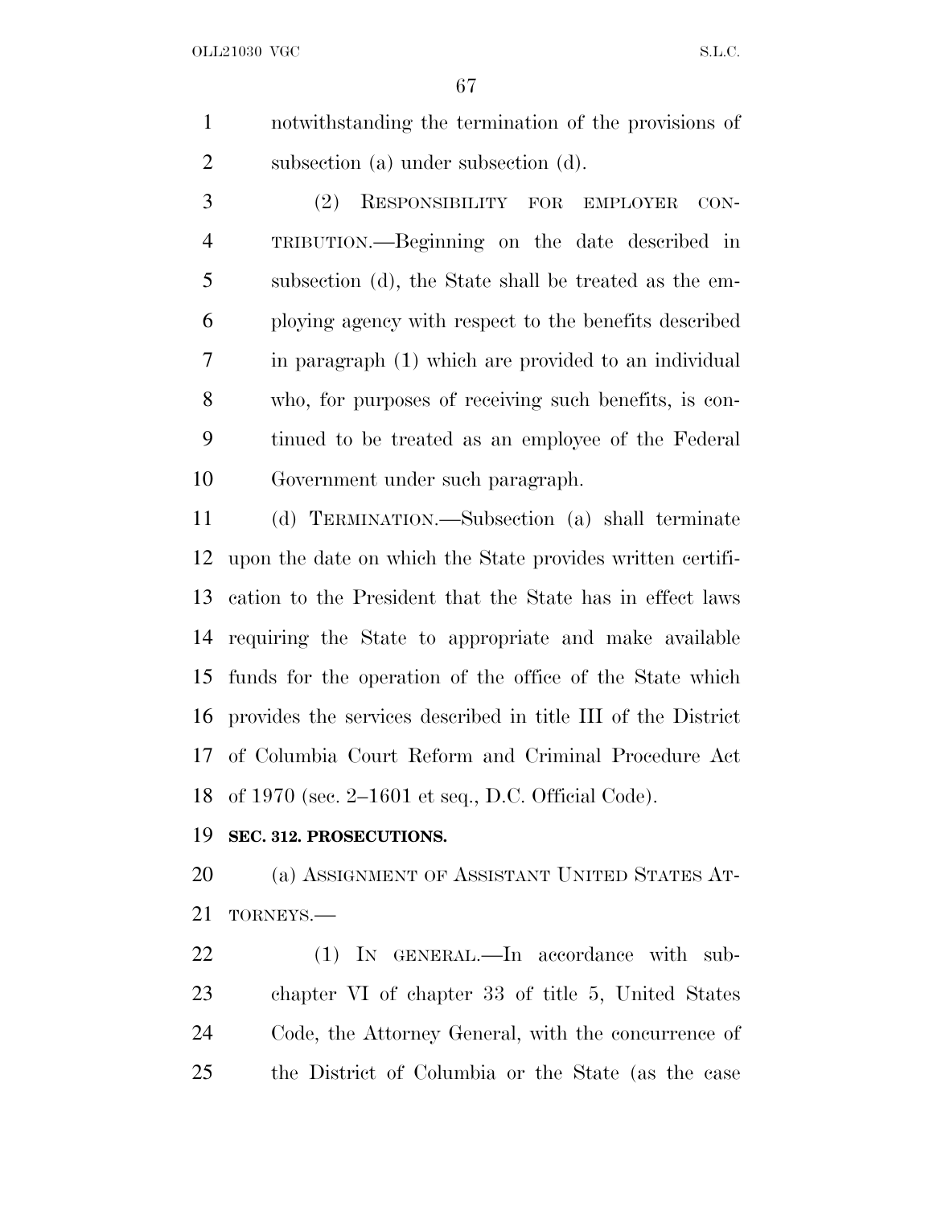notwithstanding the termination of the provisions of subsection (a) under subsection (d).

(2) RESPONSIBILITY FOR EMPLOYER CONTRIBUTION.—Beginning on the date described in subsection (d), the State shall be treated as the employing agency with respect to the benefits described in paragraph (1) which are provided to an individual who, for purposes of receiving such benefits, is continued to be treated as an employee of the Federal Government under such paragraph.

(d) TERMINATION.—Subsection (a) shall terminate upon the date on which the State provides written certification to the President that the State has in effect laws requiring the State to appropriate and make available funds for the operation of the office of the State which provides the services described in title III of the District of Columbia Court Reform and Criminal Procedure Act of 1970 (sec. 2–1601 et seq., D.C. Official Code).

**SEC. 312. PROSECUTIONS.**

(a) ASSIGNMENT OF ASSISTANT UNITED STATES ATTORNEYS.—

(1) IN GENERAL.—In accordance with subchapter VI of chapter 33 of title 5, United States Code, the Attorney General, with the concurrence of the District of Columbia or the State (as the case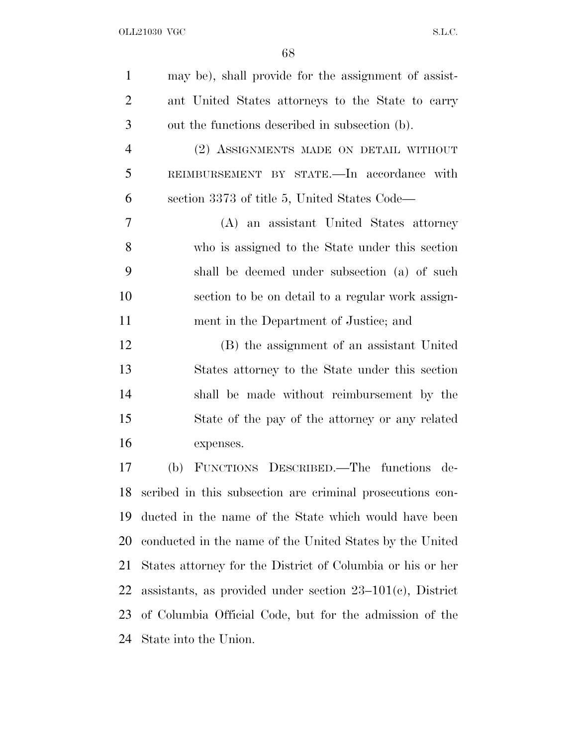may be), shall provide for the assignment of assistant United States attorneys to the State to carry out the functions described in subsection (b).

(2) ASSIGNMENTS MADE ON DETAIL WITHOUT REIMBURSEMENT BY STATE.—In accordance with section 3373 of title 5, United States Code—

(A) an assistant United States attorney who is assigned to the State under this section shall be deemed under subsection (a) of such section to be on detail to a regular work assignment in the Department of Justice; and

(B) the assignment of an assistant United States attorney to the State under this section shall be made without reimbursement by the State of the pay of the attorney or any related expenses.

(b) FUNCTIONS DESCRIBED.—The functions described in this subsection are criminal prosecutions conducted in the name of the State which would have been conducted in the name of the United States by the United States attorney for the District of Columbia or his or her assistants, as provided under section 23–101(c), District of Columbia Official Code, but for the admission of the State into the Union.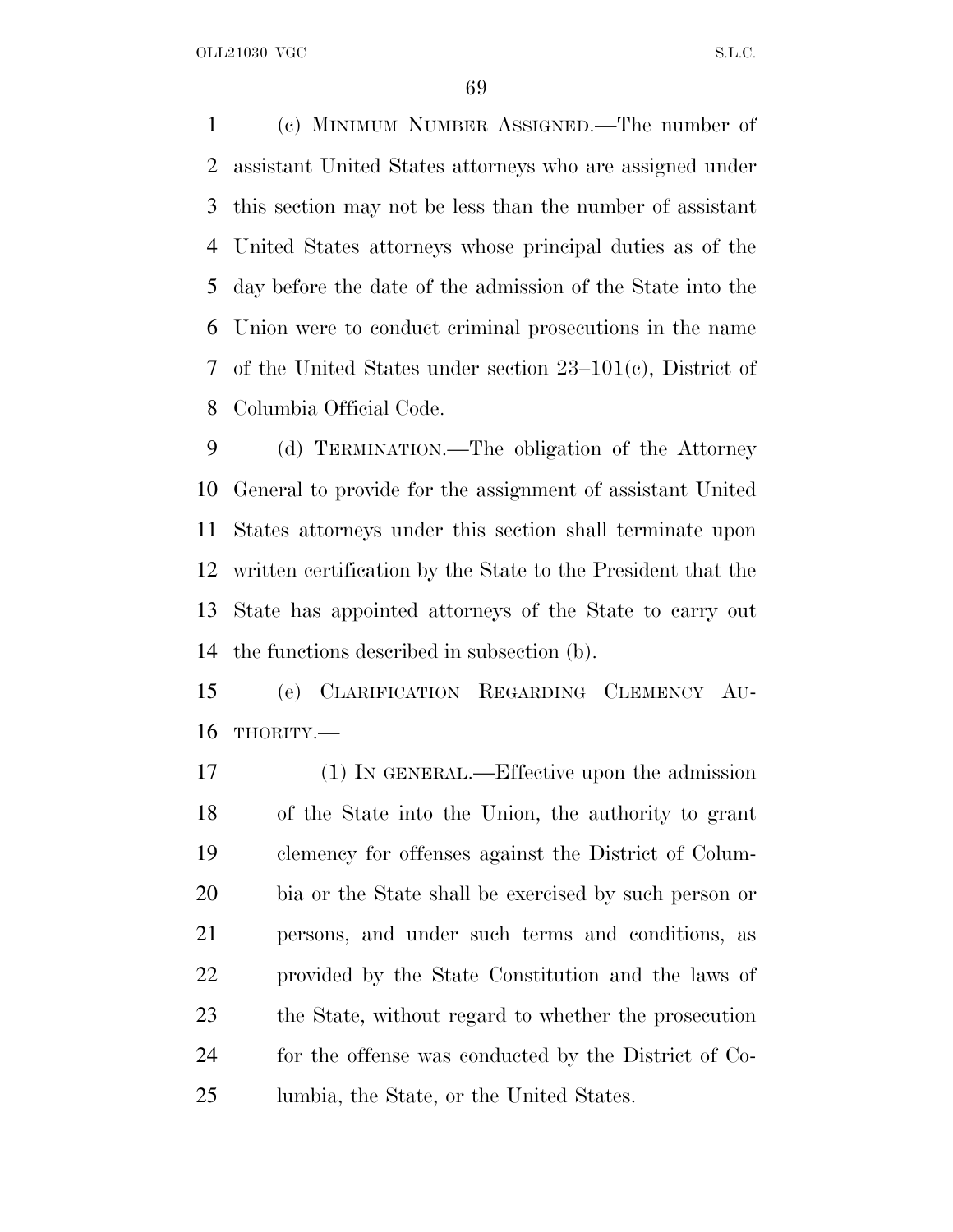(c) MINIMUM NUMBER ASSIGNED.—The number of assistant United States attorneys who are assigned under this section may not be less than the number of assistant United States attorneys whose principal duties as of the day before the date of the admission of the State into the Union were to conduct criminal prosecutions in the name of the United States under section 23–101(c), District of Columbia Official Code.

(d) TERMINATION.—The obligation of the Attorney General to provide for the assignment of assistant United States attorneys under this section shall terminate upon written certification by the State to the President that the State has appointed attorneys of the State to carry out the functions described in subsection (b).

(e) CLARIFICATION REGARDING CLEMENCY AUTHORITY.—

(1) IN GENERAL.—Effective upon the admission of the State into the Union, the authority to grant clemency for offenses against the District of Columbia or the State shall be exercised by such person or persons, and under such terms and conditions, as provided by the State Constitution and the laws of the State, without regard to whether the prosecution for the offense was conducted by the District of Columbia, the State, or the United States.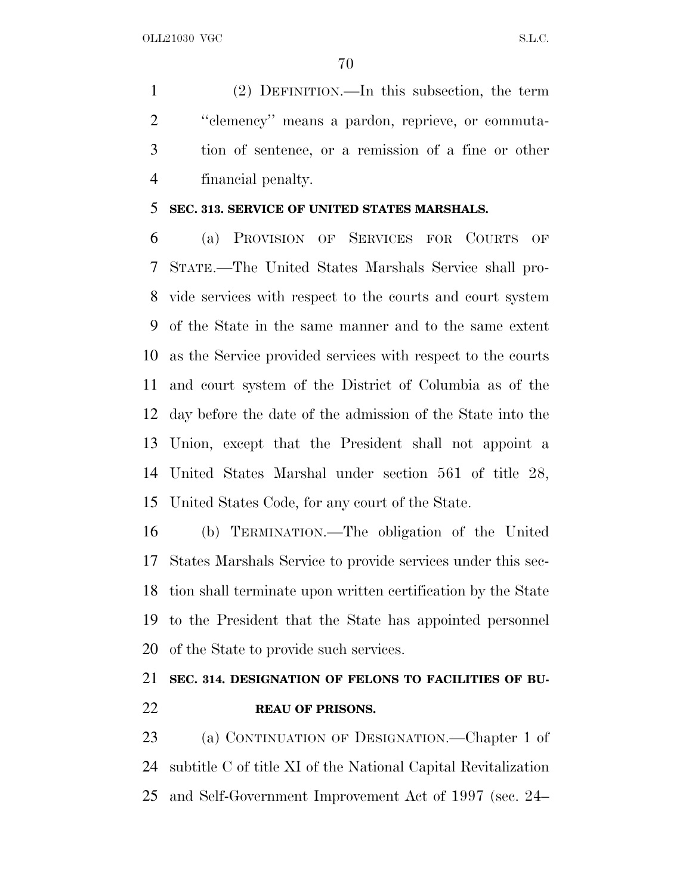(2) DEFINITION.—In this subsection, the term ''clemency'' means a pardon, reprieve, or commutation of sentence, or a remission of a fine or other financial penalty.

**SEC. 313. SERVICE OF UNITED STATES MARSHALS.**

(a) PROVISION OF SERVICES FOR COURTS OF STATE.—The United States Marshals Service shall provide services with respect to the courts and court system of the State in the same manner and to the same extent as the Service provided services with respect to the courts and court system of the District of Columbia as of the day before the date of the admission of the State into the Union, except that the President shall not appoint a United States Marshal under section 561 of title 28, United States Code, for any court of the State.

(b) TERMINATION.—The obligation of the United States Marshals Service to provide services under this section shall terminate upon written certification by the State to the President that the State has appointed personnel of the State to provide such services.

**SEC. 314. DESIGNATION OF FELONS TO FACILITIES OF BUREAU OF PRISONS.**

(a) CONTINUATION OF DESIGNATION.—Chapter 1 of subtitle C of title XI of the National Capital Revitalization and Self-Government Improvement Act of 1997 (sec. 24–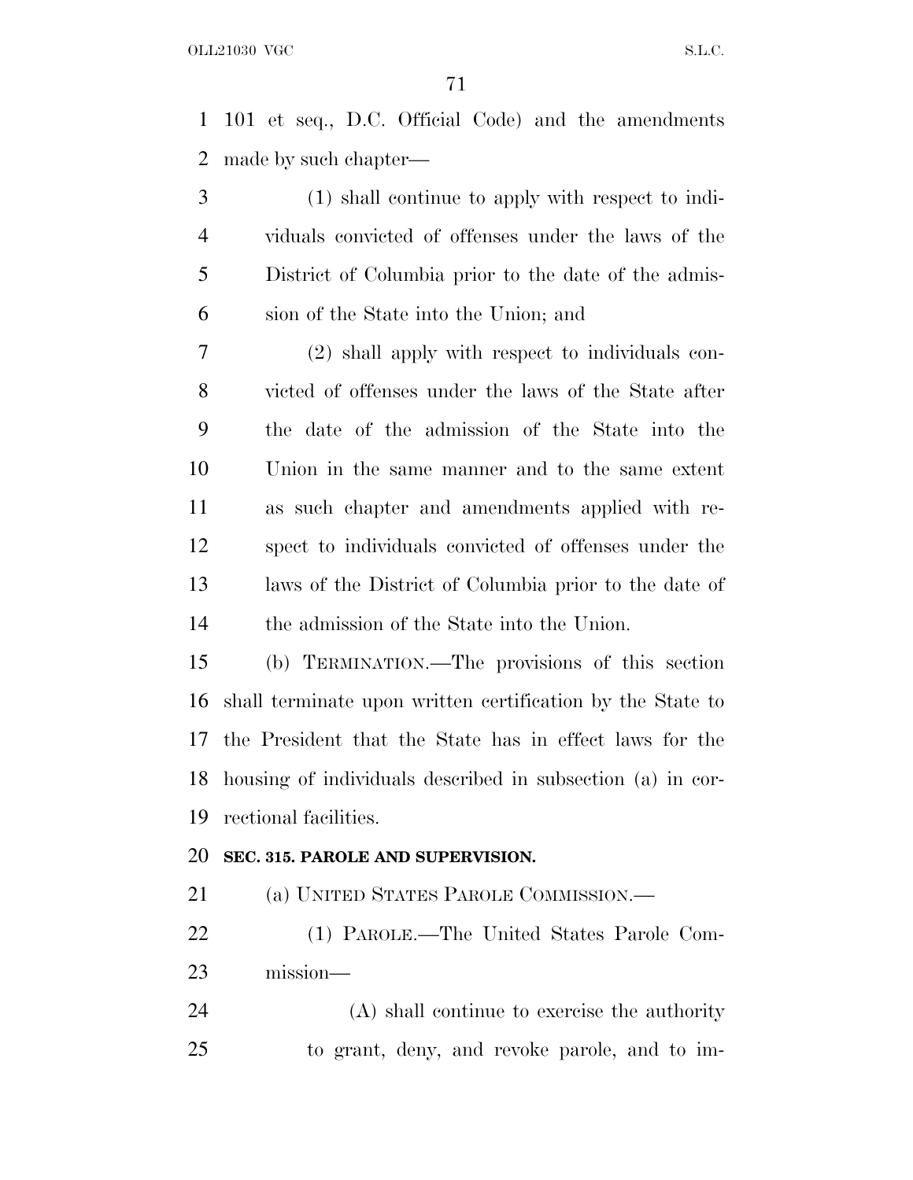101 et seq., D.C. Official Code) and the amendments made by such chapter—

(1) shall continue to apply with respect to individuals convicted of offenses under the laws of the District of Columbia prior to the date of the admission of the State into the Union; and

(2) shall apply with respect to individuals convicted of offenses under the laws of the State after the date of the admission of the State into the Union in the same manner and to the same extent as such chapter and amendments applied with respect to individuals convicted of offenses under the laws of the District of Columbia prior to the date of the admission of the State into the Union.

(b) TERMINATION.—The provisions of this section shall terminate upon written certification by the State to the President that the State has in effect laws for the housing of individuals described in subsection (a) in correctional facilities.

**SEC. 315. PAROLE AND SUPERVISION.**

(a) UNITED STATES PAROLE COMMISSION.—

(1) PAROLE.—The United States Parole Commission—

(A) shall continue to exercise the authority to grant, deny, and revoke parole, and to im-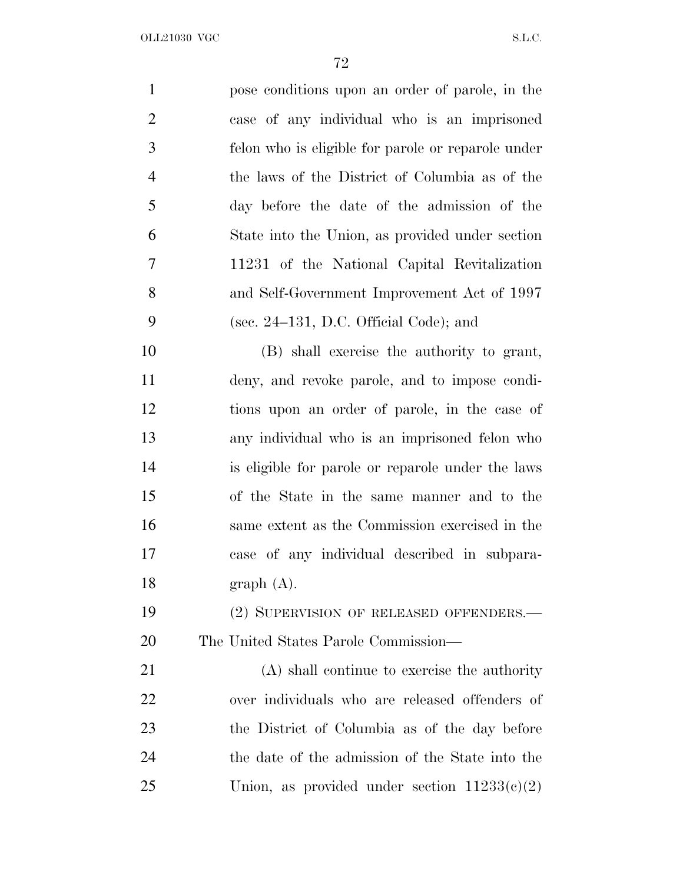pose conditions upon an order of parole, in the case of any individual who is an imprisoned felon who is eligible for parole or reparole under the laws of the District of Columbia as of the day before the date of the admission of the State into the Union, as provided under section 11231 of the National Capital Revitalization and Self-Government Improvement Act of 1997 (sec. 24–131, D.C. Official Code); and

(B) shall exercise the authority to grant, deny, and revoke parole, and to impose conditions upon an order of parole, in the case of any individual who is an imprisoned felon who is eligible for parole or reparole under the laws of the State in the same manner and to the same extent as the Commission exercised in the case of any individual described in subparagraph (A).

(2) SUPERVISION OF RELEASED OFFENDERS.—The United States Parole Commission—

(A) shall continue to exercise the authority over individuals who are released offenders of the District of Columbia as of the day before the date of the admission of the State into the Union, as provided under section 11233(c)(2)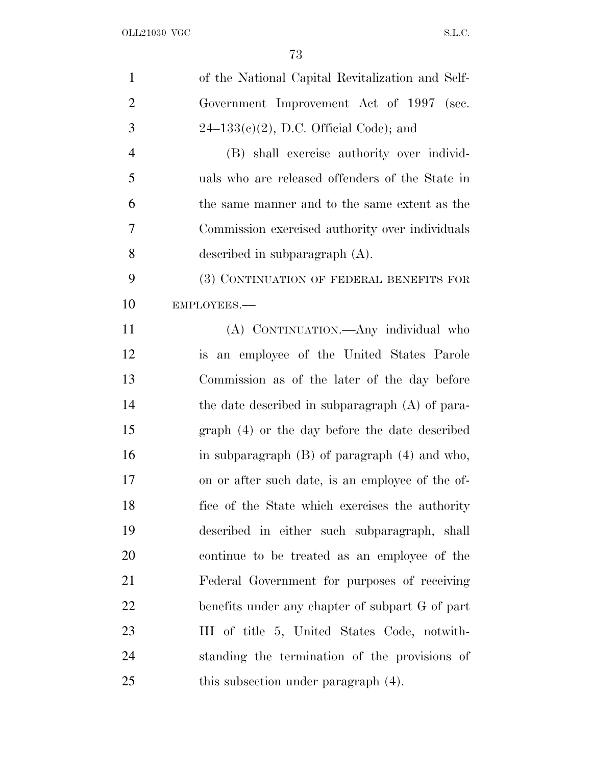of the National Capital Revitalization and Self-Government Improvement Act of 1997 (sec. 24–133(c)(2), D.C. Official Code); and

(B) shall exercise authority over individuals who are released offenders of the State in the same manner and to the same extent as the Commission exercised authority over individuals described in subparagraph (A).

(3) CONTINUATION OF FEDERAL BENEFITS FOR EMPLOYEES.—

(A) CONTINUATION.—Any individual who is an employee of the United States Parole Commission as of the later of the day before the date described in subparagraph (A) of paragraph (4) or the day before the date described in subparagraph (B) of paragraph (4) and who, on or after such date, is an employee of the office of the State which exercises the authority described in either such subparagraph, shall continue to be treated as an employee of the Federal Government for purposes of receiving benefits under any chapter of subpart G of part III of title 5, United States Code, notwithstanding the termination of the provisions of this subsection under paragraph (4).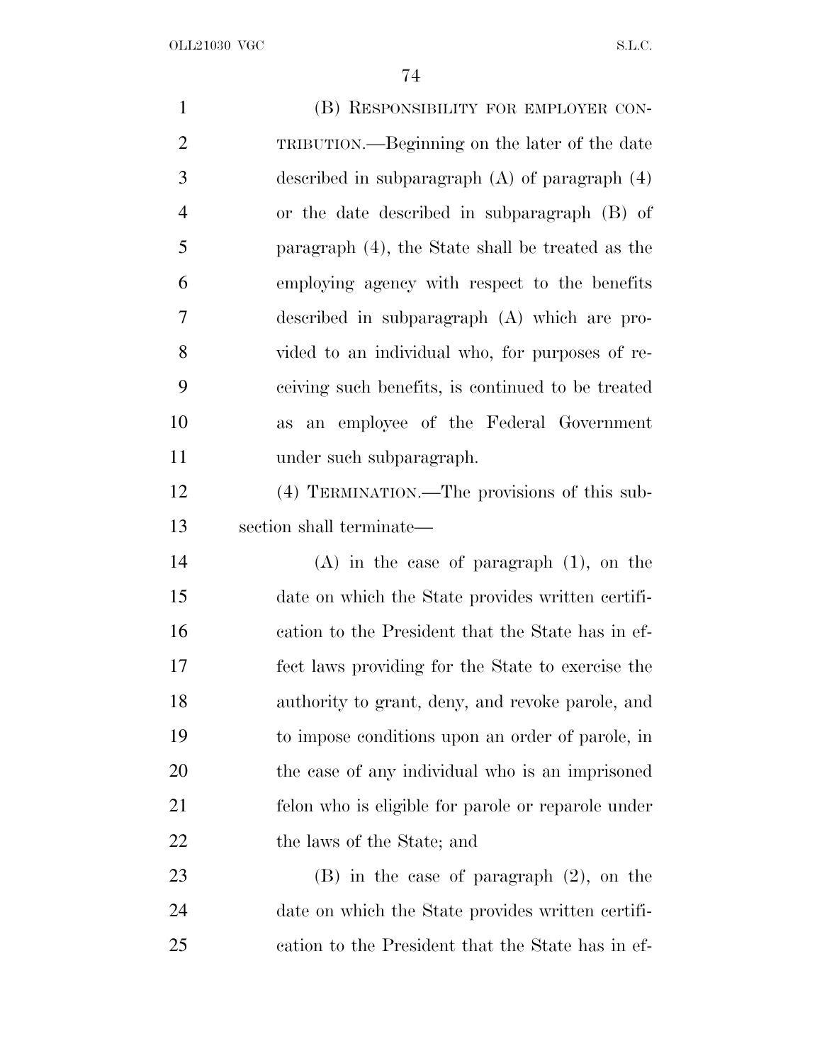(B) RESPONSIBILITY FOR EMPLOYER CONTRIBUTION.—Beginning on the later of the date described in subparagraph (A) of paragraph (4) or the date described in subparagraph (B) of paragraph (4), the State shall be treated as the employing agency with respect to the benefits described in subparagraph (A) which are provided to an individual who, for purposes of receiving such benefits, is continued to be treated as an employee of the Federal Government under such subparagraph.

(4) TERMINATION.—The provisions of this subsection shall terminate—

(A) in the case of paragraph (1), on the date on which the State provides written certification to the President that the State has in effect laws providing for the State to exercise the authority to grant, deny, and revoke parole, and to impose conditions upon an order of parole, in the case of any individual who is an imprisoned felon who is eligible for parole or reparole under the laws of the State; and

(B) in the case of paragraph (2), on the date on which the State provides written certification to the President that the State has in ef-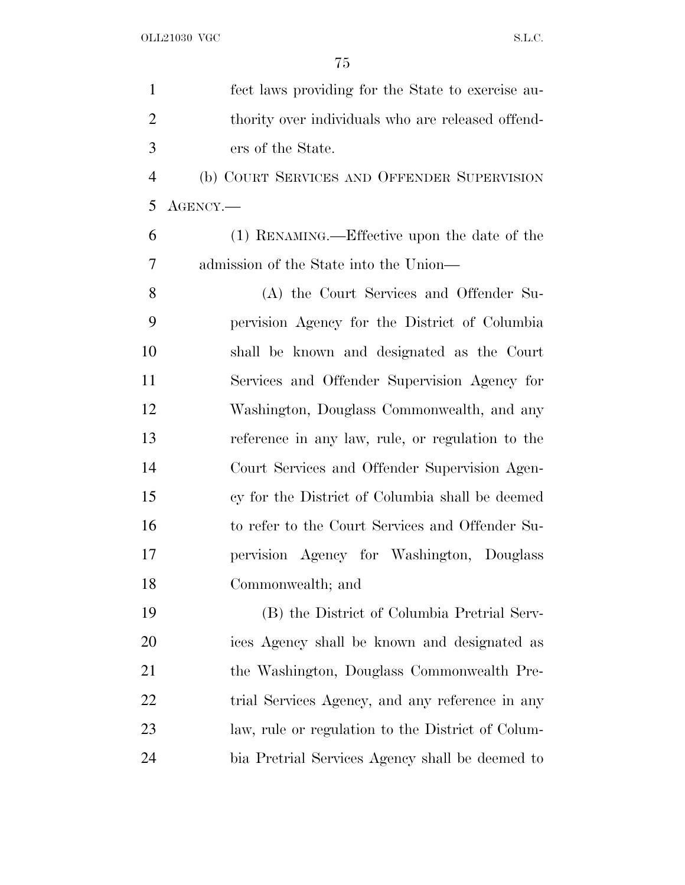fect laws providing for the State to exercise authority over individuals who are released offenders of the State.

(b) COURT SERVICES AND OFFENDER SUPERVISION AGENCY.—

(1) RENAMING.—Effective upon the date of the admission of the State into the Union—

(A) the Court Services and Offender Supervision Agency for the District of Columbia shall be known and designated as the Court Services and Offender Supervision Agency for Washington, Douglass Commonwealth, and any reference in any law, rule, or regulation to the Court Services and Offender Supervision Agency for the District of Columbia shall be deemed to refer to the Court Services and Offender Supervision Agency for Washington, Douglass Commonwealth; and

(B) the District of Columbia Pretrial Services Agency shall be known and designated as the Washington, Douglass Commonwealth Pretrial Services Agency, and any reference in any law, rule or regulation to the District of Columbia Pretrial Services Agency shall be deemed to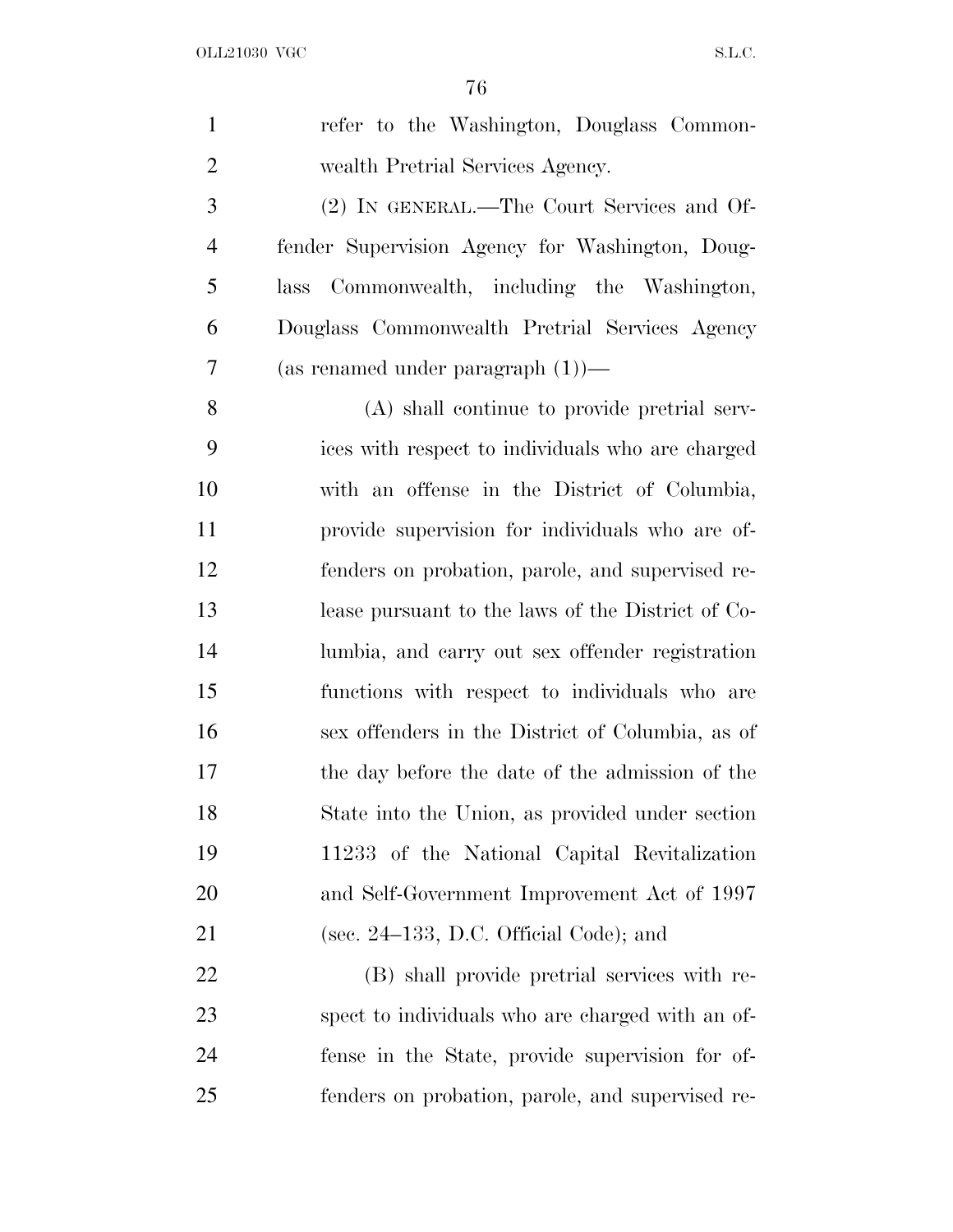refer to the Washington, Douglass Commonwealth Pretrial Services Agency.

(2) IN GENERAL.—The Court Services and Offender Supervision Agency for Washington, Douglass Commonwealth, including the Washington, Douglass Commonwealth Pretrial Services Agency (as renamed under paragraph (1))—

(A) shall continue to provide pretrial services with respect to individuals who are charged with an offense in the District of Columbia, provide supervision for individuals who are offenders on probation, parole, and supervised release pursuant to the laws of the District of Columbia, and carry out sex offender registration functions with respect to individuals who are sex offenders in the District of Columbia, as of the day before the date of the admission of the State into the Union, as provided under section 11233 of the National Capital Revitalization and Self-Government Improvement Act of 1997 (sec. 24–133, D.C. Official Code); and

(B) shall provide pretrial services with respect to individuals who are charged with an offense in the State, provide supervision for offenders on probation, parole, and supervised re-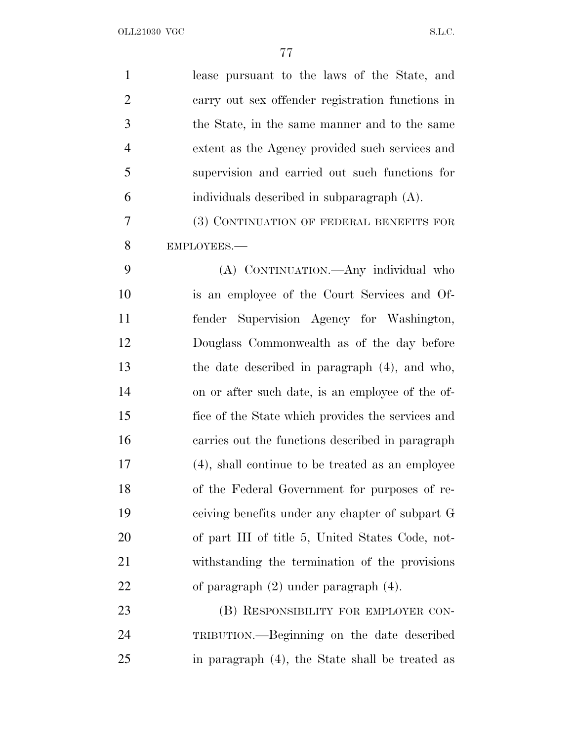lease pursuant to the laws of the State, and carry out sex offender registration functions in the State, in the same manner and to the same extent as the Agency provided such services and supervision and carried out such functions for individuals described in subparagraph (A).

(3) CONTINUATION OF FEDERAL BENEFITS FOR EMPLOYEES.—

(A) CONTINUATION.—Any individual who is an employee of the Court Services and Offender Supervision Agency for Washington, Douglass Commonwealth as of the day before the date described in paragraph (4), and who, on or after such date, is an employee of the office of the State which provides the services and carries out the functions described in paragraph (4), shall continue to be treated as an employee of the Federal Government for purposes of receiving benefits under any chapter of subpart G of part III of title 5, United States Code, notwithstanding the termination of the provisions of paragraph (2) under paragraph (4).

(B) RESPONSIBILITY FOR EMPLOYER CONTRIBUTION.—Beginning on the date described in paragraph (4), the State shall be treated as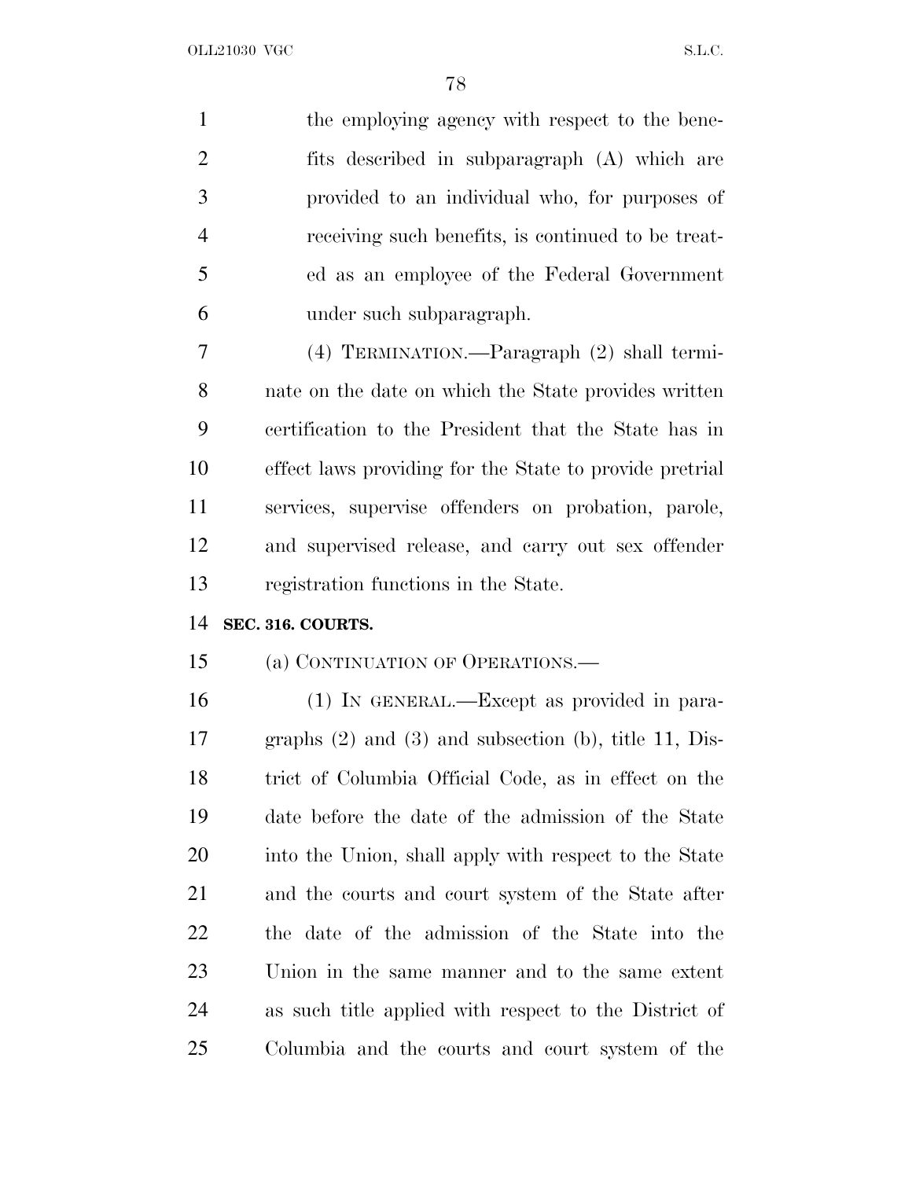the employing agency with respect to the benefits described in subparagraph (A) which are provided to an individual who, for purposes of receiving such benefits, is continued to be treated as an employee of the Federal Government under such subparagraph.

(4) TERMINATION.—Paragraph (2) shall terminate on the date on which the State provides written certification to the President that the State has in effect laws providing for the State to provide pretrial services, supervise offenders on probation, parole, and supervised release, and carry out sex offender registration functions in the State.

**SEC. 316. COURTS.**

(a) CONTINUATION OF OPERATIONS.—

(1) IN GENERAL.—Except as provided in paragraphs (2) and (3) and subsection (b), title 11, District of Columbia Official Code, as in effect on the date before the date of the admission of the State into the Union, shall apply with respect to the State and the courts and court system of the State after the date of the admission of the State into the Union in the same manner and to the same extent as such title applied with respect to the District of Columbia and the courts and court system of the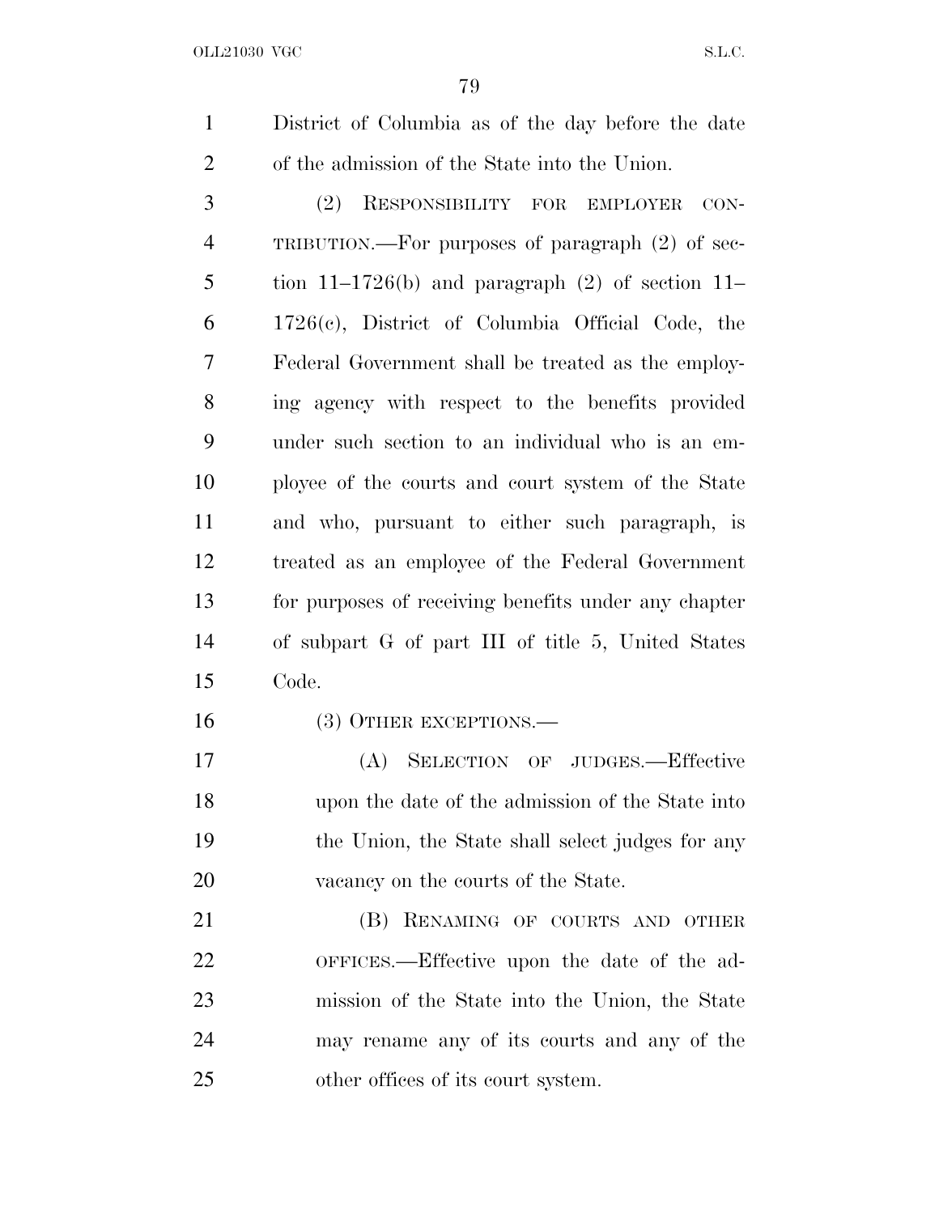District of Columbia as of the day before the date of the admission of the State into the Union.

(2) RESPONSIBILITY FOR EMPLOYER CONTRIBUTION.—For purposes of paragraph (2) of section 11–1726(b) and paragraph (2) of section 11–1726(c), District of Columbia Official Code, the Federal Government shall be treated as the employing agency with respect to the benefits provided under such section to an individual who is an employee of the courts and court system of the State and who, pursuant to either such paragraph, is treated as an employee of the Federal Government for purposes of receiving benefits under any chapter of subpart G of part III of title 5, United States Code.

(3) OTHER EXCEPTIONS.—

(A) SELECTION OF JUDGES.—Effective upon the date of the admission of the State into the Union, the State shall select judges for any vacancy on the courts of the State.

(B) RENAMING OF COURTS AND OTHER OFFICES.—Effective upon the date of the admission of the State into the Union, the State may rename any of its courts and any of the other offices of its court system.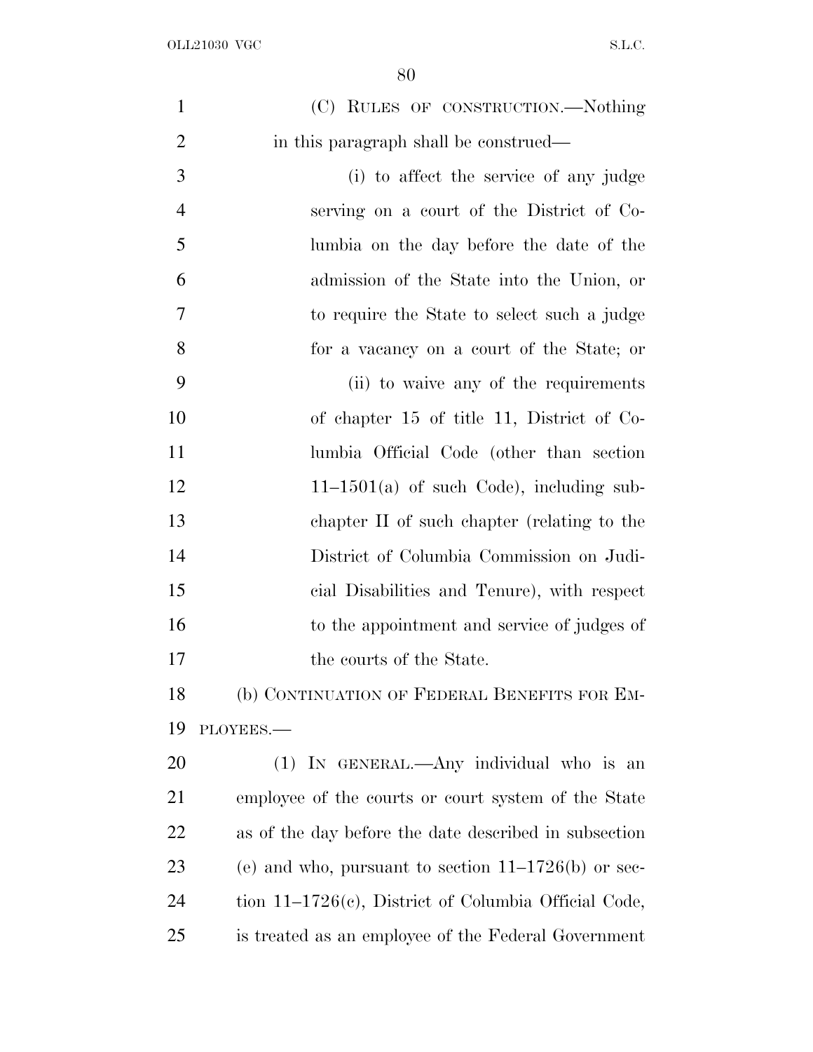(C) RULES OF CONSTRUCTION.—Nothing in this paragraph shall be construed—

(i) to affect the service of any judge serving on a court of the District of Columbia on the day before the date of the admission of the State into the Union, or to require the State to select such a judge for a vacancy on a court of the State; or

(ii) to waive any of the requirements of chapter 15 of title 11, District of Columbia Official Code (other than section 11–1501(a) of such Code), including subchapter II of such chapter (relating to the District of Columbia Commission on Judicial Disabilities and Tenure), with respect to the appointment and service of judges of the courts of the State.

(b) CONTINUATION OF FEDERAL BENEFITS FOR EMPLOYEES.—

(1) IN GENERAL.—Any individual who is an employee of the courts or court system of the State as of the day before the date described in subsection (e) and who, pursuant to section 11–1726(b) or section 11–1726(c), District of Columbia Official Code, is treated as an employee of the Federal Government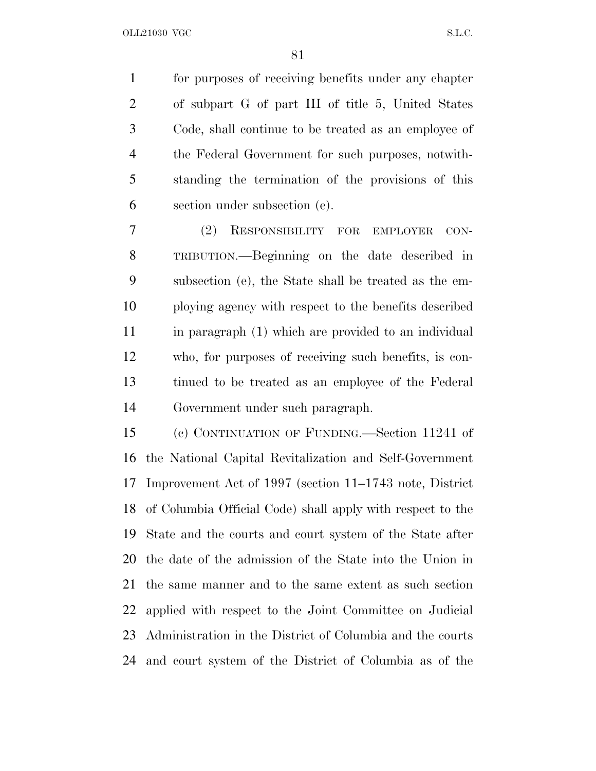for purposes of receiving benefits under any chapter of subpart G of part III of title 5, United States Code, shall continue to be treated as an employee of the Federal Government for such purposes, notwithstanding the termination of the provisions of this section under subsection (e).

(2) RESPONSIBILITY FOR EMPLOYER CONTRIBUTION.—Beginning on the date described in subsection (e), the State shall be treated as the employing agency with respect to the benefits described in paragraph (1) which are provided to an individual who, for purposes of receiving such benefits, is continued to be treated as an employee of the Federal Government under such paragraph.

(c) CONTINUATION OF FUNDING.—Section 11241 of the National Capital Revitalization and Self-Government Improvement Act of 1997 (section 11–1743 note, District of Columbia Official Code) shall apply with respect to the State and the courts and court system of the State after the date of the admission of the State into the Union in the same manner and to the same extent as such section applied with respect to the Joint Committee on Judicial Administration in the District of Columbia and the courts and court system of the District of Columbia as of the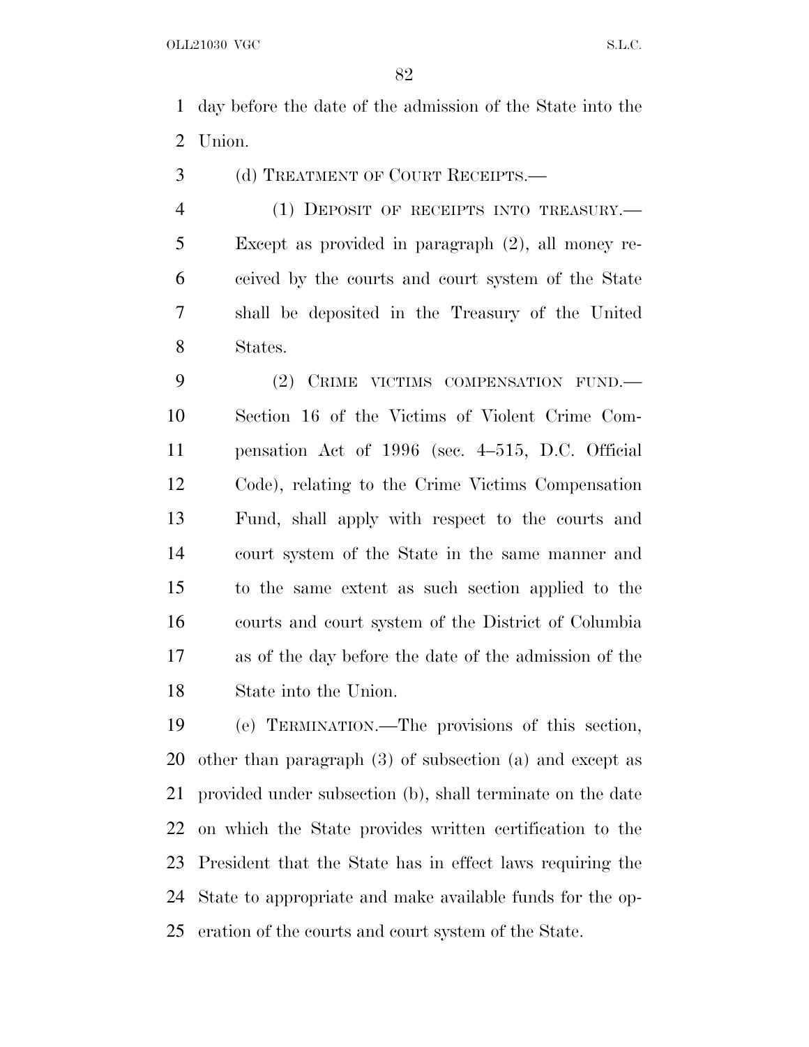day before the date of the admission of the State into the Union.

(d) TREATMENT OF COURT RECEIPTS.—

(1) DEPOSIT OF RECEIPTS INTO TREASURY.—Except as provided in paragraph (2), all money received by the courts and court system of the State shall be deposited in the Treasury of the United States.

(2) CRIME VICTIMS COMPENSATION FUND.—Section 16 of the Victims of Violent Crime Compensation Act of 1996 (sec. 4–515, D.C. Official Code), relating to the Crime Victims Compensation Fund, shall apply with respect to the courts and court system of the State in the same manner and to the same extent as such section applied to the courts and court system of the District of Columbia as of the day before the date of the admission of the State into the Union.

(e) TERMINATION.—The provisions of this section, other than paragraph (3) of subsection (a) and except as provided under subsection (b), shall terminate on the date on which the State provides written certification to the President that the State has in effect laws requiring the State to appropriate and make available funds for the operation of the courts and court system of the State.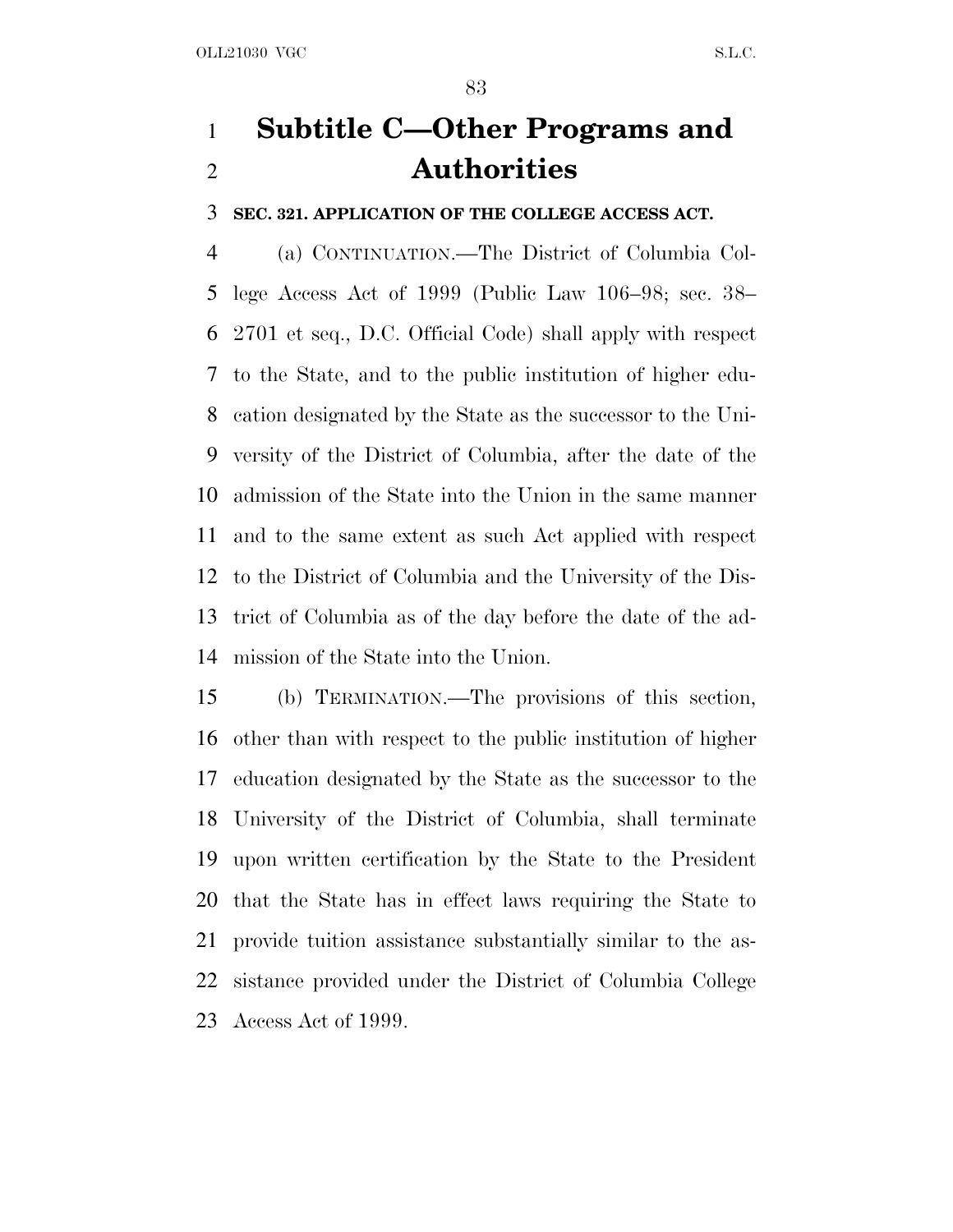# Subtitle C—Other Programs and Authorities

**SEC. 321. APPLICATION OF THE COLLEGE ACCESS ACT.**

(a) CONTINUATION.—The District of Columbia College Access Act of 1999 (Public Law 106–98; sec. 38–2701 et seq., D.C. Official Code) shall apply with respect to the State, and to the public institution of higher education designated by the State as the successor to the University of the District of Columbia, after the date of the admission of the State into the Union in the same manner and to the same extent as such Act applied with respect to the District of Columbia and the University of the District of Columbia as of the day before the date of the admission of the State into the Union.

(b) TERMINATION.—The provisions of this section, other than with respect to the public institution of higher education designated by the State as the successor to the University of the District of Columbia, shall terminate upon written certification by the State to the President that the State has in effect laws requiring the State to provide tuition assistance substantially similar to the assistance provided under the District of Columbia College Access Act of 1999.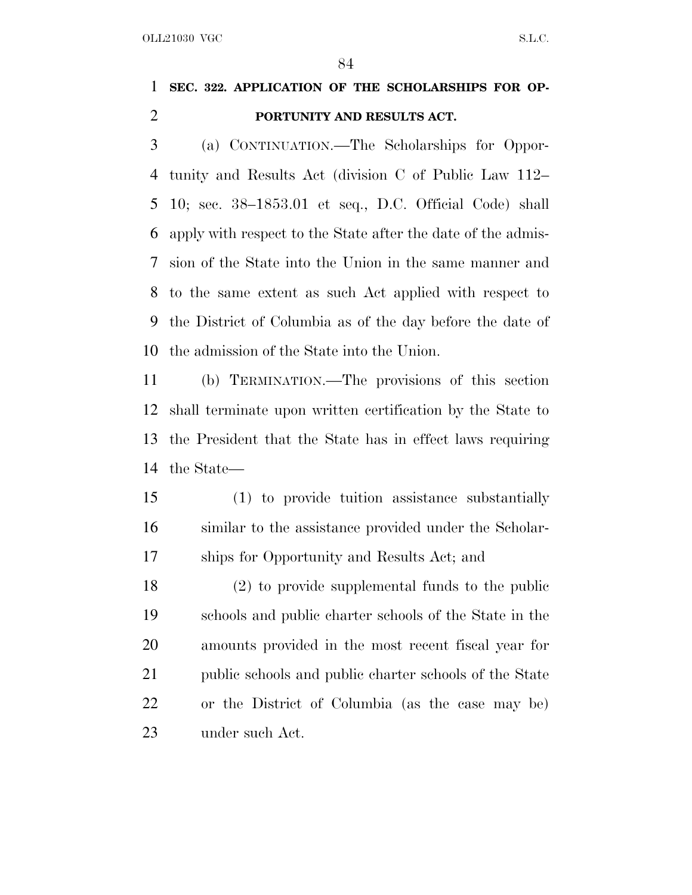**SEC. 322. APPLICATION OF THE SCHOLARSHIPS FOR OPPORTUNITY AND RESULTS ACT.**

(a) CONTINUATION.—The Scholarships for Opportunity and Results Act (division C of Public Law 112–10; sec. 38–1853.01 et seq., D.C. Official Code) shall apply with respect to the State after the date of the admission of the State into the Union in the same manner and to the same extent as such Act applied with respect to the District of Columbia as of the day before the date of the admission of the State into the Union.

(b) TERMINATION.—The provisions of this section shall terminate upon written certification by the State to the President that the State has in effect laws requiring the State—

(1) to provide tuition assistance substantially similar to the assistance provided under the Scholarships for Opportunity and Results Act; and

(2) to provide supplemental funds to the public schools and public charter schools of the State in the amounts provided in the most recent fiscal year for public schools and public charter schools of the State or the District of Columbia (as the case may be) under such Act.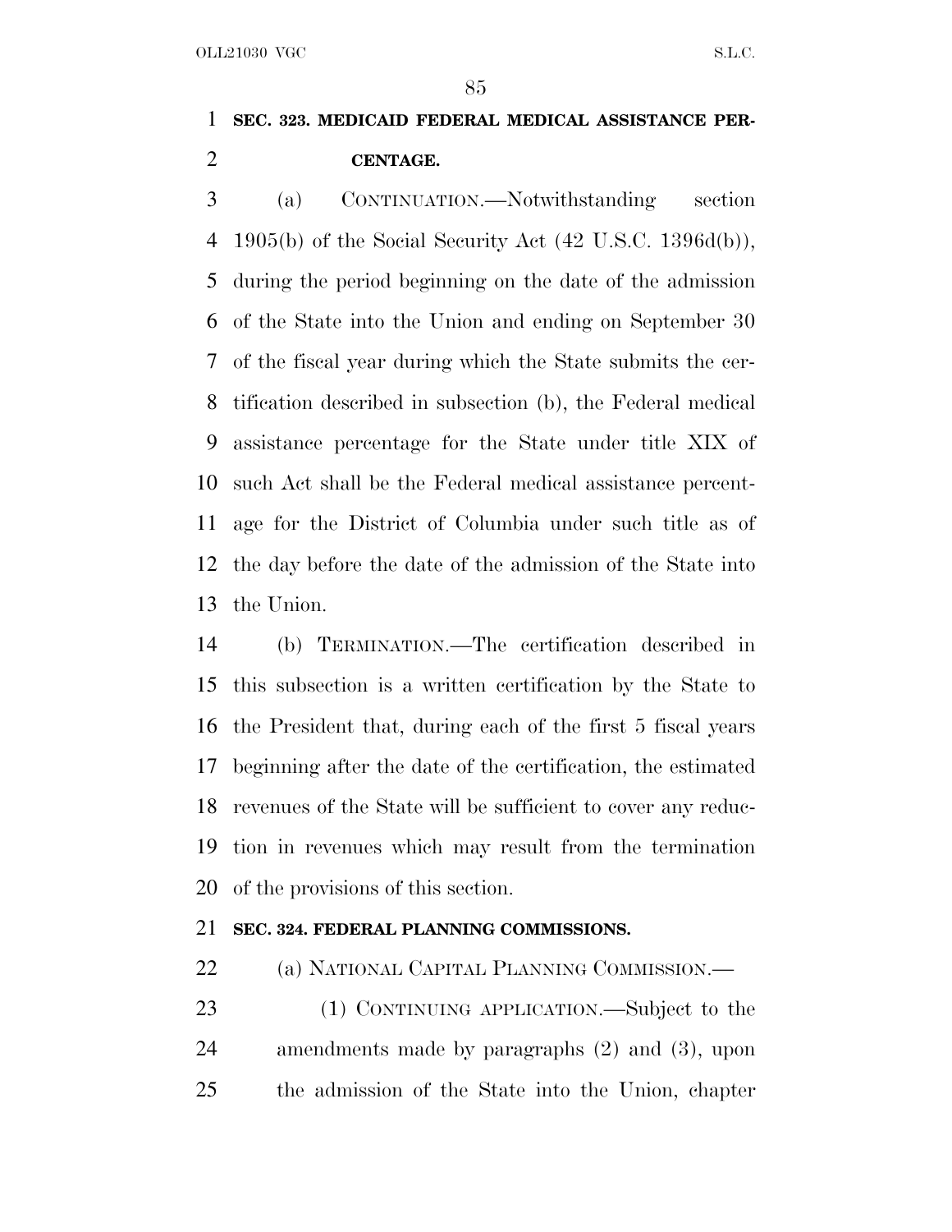**SEC. 323. MEDICAID FEDERAL MEDICAL ASSISTANCE PERCENTAGE.**

(a) CONTINUATION.—Notwithstanding section 1905(b) of the Social Security Act (42 U.S.C. 1396d(b)), during the period beginning on the date of the admission of the State into the Union and ending on September 30 of the fiscal year during which the State submits the certification described in subsection (b), the Federal medical assistance percentage for the State under title XIX of such Act shall be the Federal medical assistance percentage for the District of Columbia under such title as of the day before the date of the admission of the State into the Union.

(b) TERMINATION.—The certification described in this subsection is a written certification by the State to the President that, during each of the first 5 fiscal years beginning after the date of the certification, the estimated revenues of the State will be sufficient to cover any reduction in revenues which may result from the termination of the provisions of this section.

**SEC. 324. FEDERAL PLANNING COMMISSIONS.**

(a) NATIONAL CAPITAL PLANNING COMMISSION.—

(1) CONTINUING APPLICATION.—Subject to the amendments made by paragraphs (2) and (3), upon the admission of the State into the Union, chapter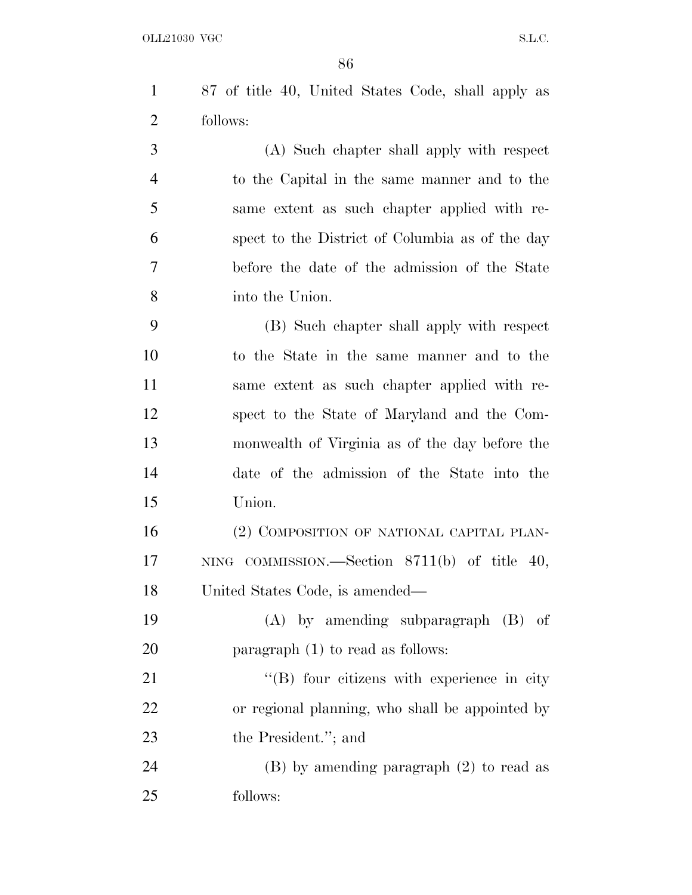87 of title 40, United States Code, shall apply as follows:

(A) Such chapter shall apply with respect to the Capital in the same manner and to the same extent as such chapter applied with respect to the District of Columbia as of the day before the date of the admission of the State into the Union.

(B) Such chapter shall apply with respect to the State in the same manner and to the same extent as such chapter applied with respect to the State of Maryland and the Commonwealth of Virginia as of the day before the date of the admission of the State into the Union.

(2) COMPOSITION OF NATIONAL CAPITAL PLANNING COMMISSION.—Section 8711(b) of title 40, United States Code, is amended—

(A) by amending subparagraph (B) of paragraph (1) to read as follows:

"(B) four citizens with experience in city or regional planning, who shall be appointed by the President."; and

(B) by amending paragraph (2) to read as follows: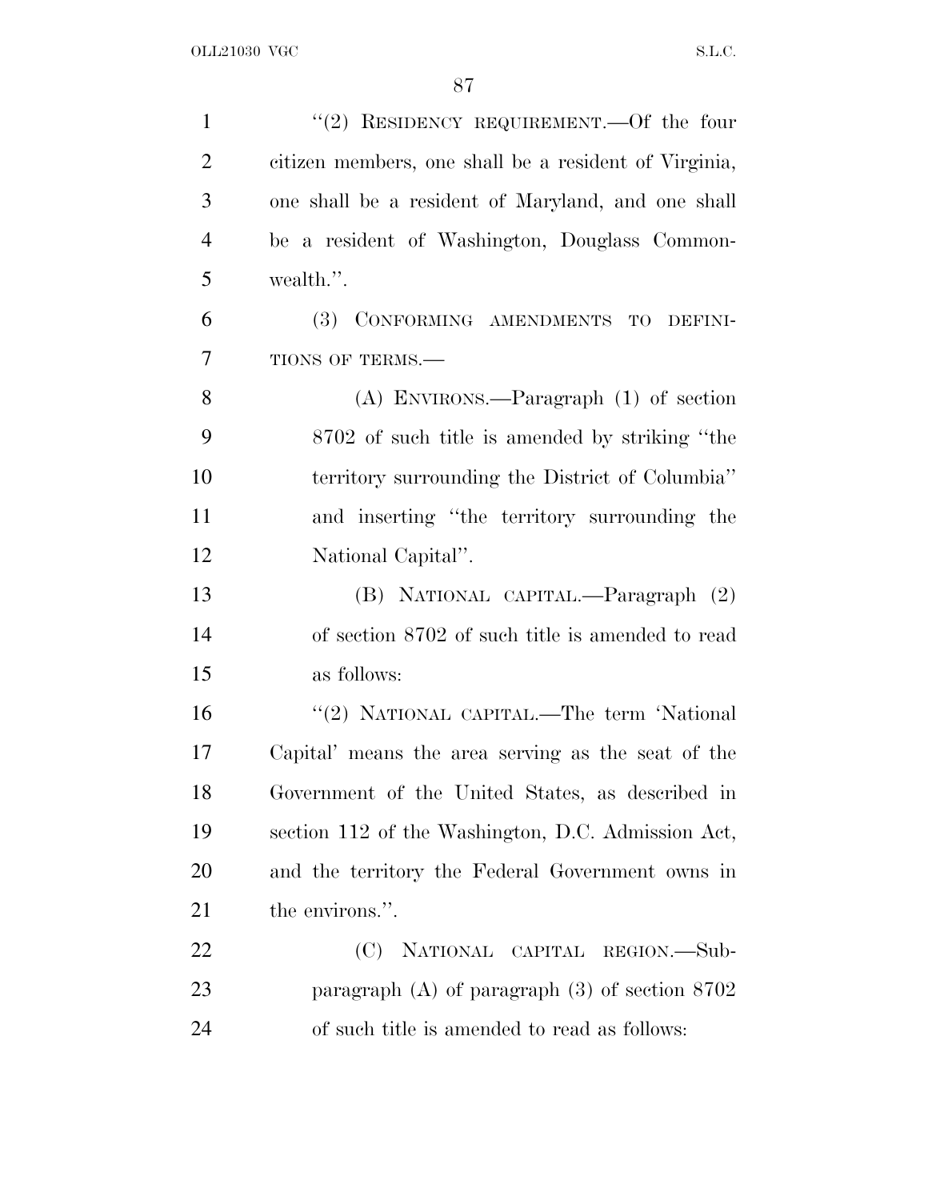"(2) RESIDENCY REQUIREMENT.—Of the four citizen members, one shall be a resident of Virginia, one shall be a resident of Maryland, and one shall be a resident of Washington, Douglass Commonwealth.".

(3) CONFORMING AMENDMENTS TO DEFINITIONS OF TERMS.—

(A) ENVIRONS.—Paragraph (1) of section 8702 of such title is amended by striking "the territory surrounding the District of Columbia" and inserting "the territory surrounding the National Capital".

(B) NATIONAL CAPITAL.—Paragraph (2) of section 8702 of such title is amended to read as follows:

"(2) NATIONAL CAPITAL.—The term 'National Capital' means the area serving as the seat of the Government of the United States, as described in section 112 of the Washington, D.C. Admission Act, and the territory the Federal Government owns in the environs.".

(C) NATIONAL CAPITAL REGION.—Subparagraph (A) of paragraph (3) of section 8702 of such title is amended to read as follows: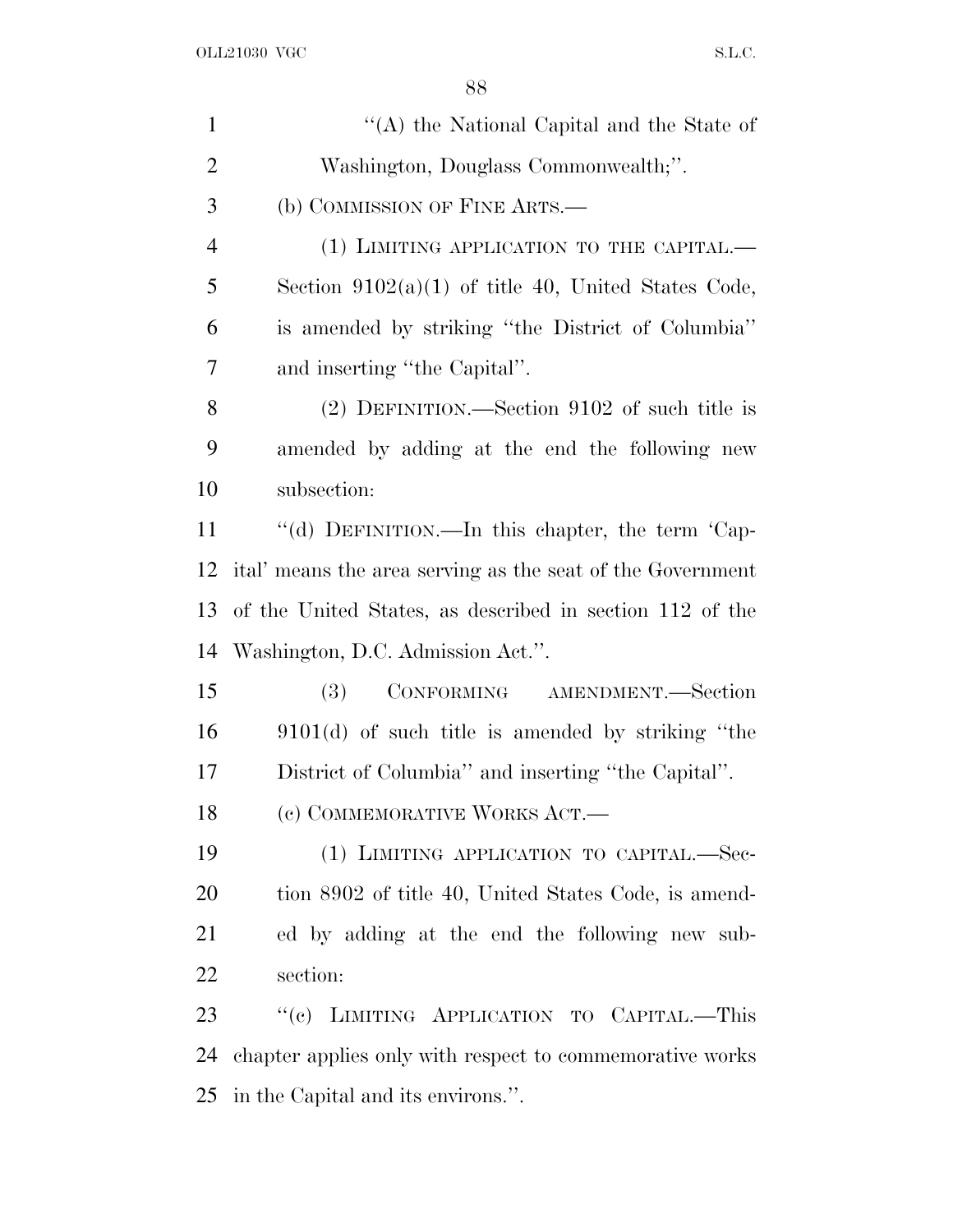''(A) the National Capital and the State of Washington, Douglass Commonwealth;''.

(b) COMMISSION OF FINE ARTS.—

(1) LIMITING APPLICATION TO THE CAPITAL.— Section 9102(a)(1) of title 40, United States Code, is amended by striking ''the District of Columbia'' and inserting ''the Capital''.

(2) DEFINITION.—Section 9102 of such title is amended by adding at the end the following new subsection:

''(d) DEFINITION.—In this chapter, the term 'Capital' means the area serving as the seat of the Government of the United States, as described in section 112 of the Washington, D.C. Admission Act.''.

(3) CONFORMING AMENDMENT.—Section 9101(d) of such title is amended by striking ''the District of Columbia'' and inserting ''the Capital''.

(c) COMMEMORATIVE WORKS ACT.—

(1) LIMITING APPLICATION TO CAPITAL.—Section 8902 of title 40, United States Code, is amended by adding at the end the following new subsection:

''(c) LIMITING APPLICATION TO CAPITAL.—This chapter applies only with respect to commemorative works in the Capital and its environs.''.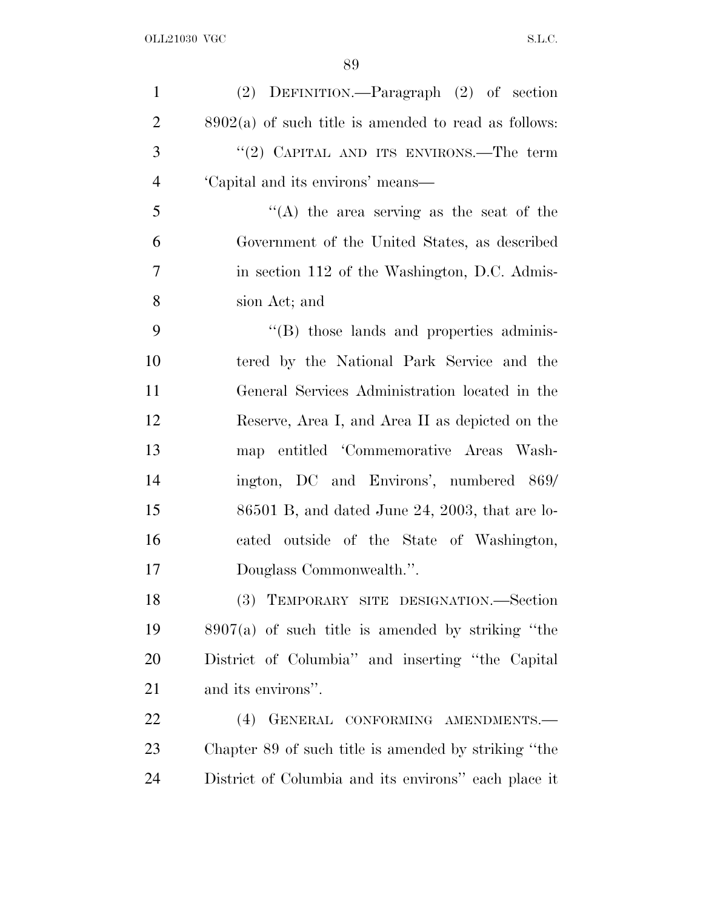(2) DEFINITION.—Paragraph (2) of section 8902(a) of such title is amended to read as follows:

"(2) CAPITAL AND ITS ENVIRONS.—The term 'Capital and its environs' means—

"(A) the area serving as the seat of the Government of the United States, as described in section 112 of the Washington, D.C. Admission Act; and

"(B) those lands and properties administered by the National Park Service and the General Services Administration located in the Reserve, Area I, and Area II as depicted on the map entitled 'Commemorative Areas Washington, DC and Environs', numbered 869/86501 B, and dated June 24, 2003, that are located outside of the State of Washington, Douglass Commonwealth.".

(3) TEMPORARY SITE DESIGNATION.—Section 8907(a) of such title is amended by striking "the District of Columbia" and inserting "the Capital and its environs".

(4) GENERAL CONFORMING AMENDMENTS.—Chapter 89 of such title is amended by striking "the District of Columbia and its environs" each place it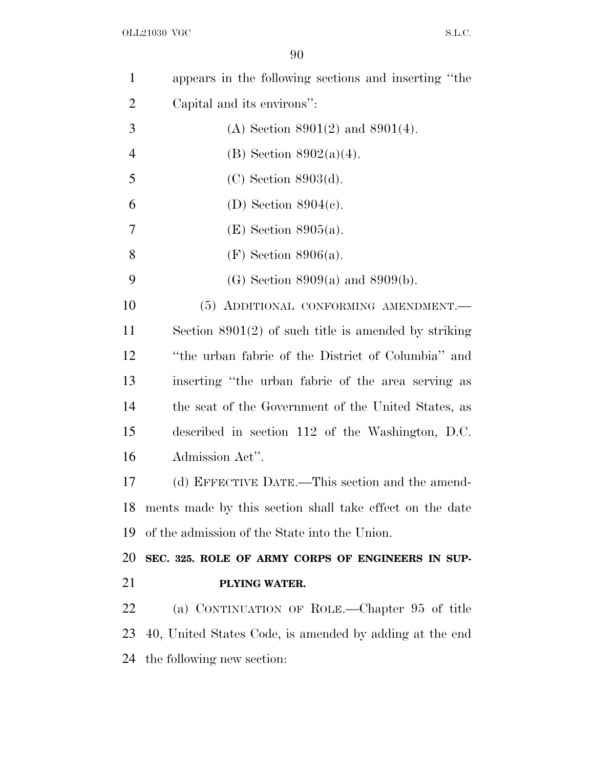appears in the following sections and inserting ''the Capital and its environs'':

(A) Section 8901(2) and 8901(4).

(B) Section 8902(a)(4).

(C) Section 8903(d).

(D) Section 8904(c).

(E) Section 8905(a).

(F) Section 8906(a).

(G) Section 8909(a) and 8909(b).

(5) ADDITIONAL CONFORMING AMENDMENT.—Section 8901(2) of such title is amended by striking ''the urban fabric of the District of Columbia'' and inserting ''the urban fabric of the area serving as the seat of the Government of the United States, as described in section 112 of the Washington, D.C. Admission Act''.

(d) EFFECTIVE DATE.—This section and the amendments made by this section shall take effect on the date of the admission of the State into the Union.

**SEC. 325. ROLE OF ARMY CORPS OF ENGINEERS IN SUPPLYING WATER.**

(a) CONTINUATION OF ROLE.—Chapter 95 of title 40, United States Code, is amended by adding at the end the following new section: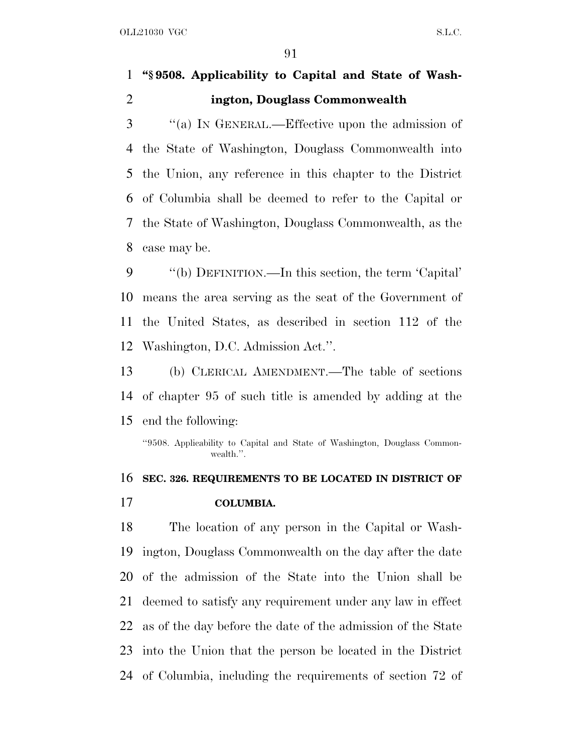**"§ 9508. Applicability to Capital and State of Washington, Douglass Commonwealth**

"(a) IN GENERAL.—Effective upon the admission of the State of Washington, Douglass Commonwealth into the Union, any reference in this chapter to the District of Columbia shall be deemed to refer to the Capital or the State of Washington, Douglass Commonwealth, as the case may be.

"(b) DEFINITION.—In this section, the term 'Capital' means the area serving as the seat of the Government of the United States, as described in section 112 of the Washington, D.C. Admission Act.".

(b) CLERICAL AMENDMENT.—The table of sections of chapter 95 of such title is amended by adding at the end the following:

"9508. Applicability to Capital and State of Washington, Douglass Commonwealth.".

**SEC. 326. REQUIREMENTS TO BE LOCATED IN DISTRICT OF COLUMBIA.**

The location of any person in the Capital or Washington, Douglass Commonwealth on the day after the date of the admission of the State into the Union shall be deemed to satisfy any requirement under any law in effect as of the day before the date of the admission of the State into the Union that the person be located in the District of Columbia, including the requirements of section 72 of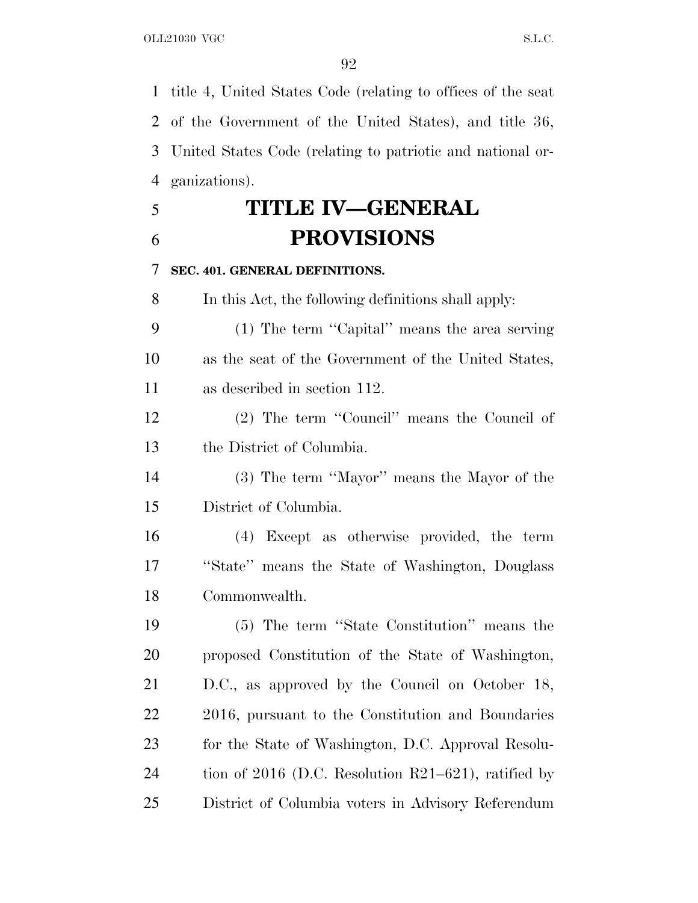title 4, United States Code (relating to offices of the seat of the Government of the United States), and title 36, United States Code (relating to patriotic and national organizations).

# TITLE IV—GENERAL PROVISIONS

**SEC. 401. GENERAL DEFINITIONS.**

In this Act, the following definitions shall apply:

(1) The term ''Capital'' means the area serving as the seat of the Government of the United States, as described in section 112.

(2) The term ''Council'' means the Council of the District of Columbia.

(3) The term ''Mayor'' means the Mayor of the District of Columbia.

(4) Except as otherwise provided, the term ''State'' means the State of Washington, Douglass Commonwealth.

(5) The term ''State Constitution'' means the proposed Constitution of the State of Washington, D.C., as approved by the Council on October 18, 2016, pursuant to the Constitution and Boundaries for the State of Washington, D.C. Approval Resolution of 2016 (D.C. Resolution R21–621), ratified by District of Columbia voters in Advisory Referendum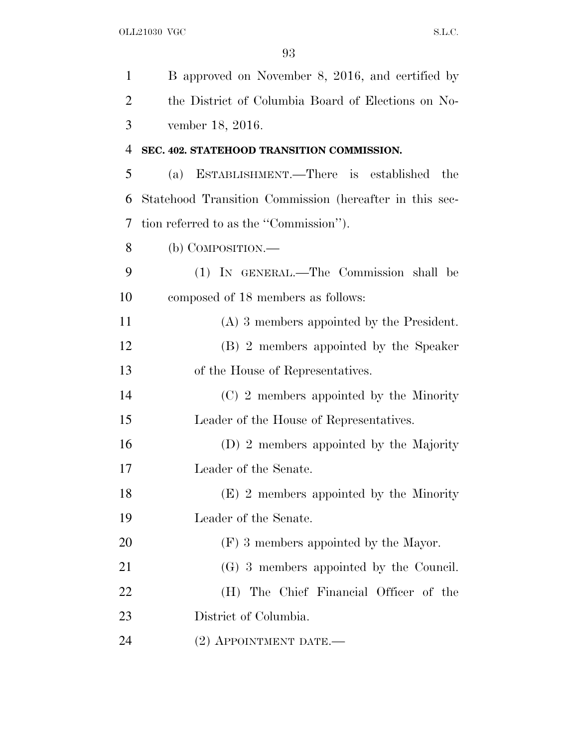B approved on November 8, 2016, and certified by the District of Columbia Board of Elections on November 18, 2016.

**SEC. 402. STATEHOOD TRANSITION COMMISSION.**

(a) ESTABLISHMENT.—There is established the Statehood Transition Commission (hereafter in this section referred to as the "Commission").

(b) COMPOSITION.—

(1) IN GENERAL.—The Commission shall be composed of 18 members as follows:

(A) 3 members appointed by the President.

(B) 2 members appointed by the Speaker of the House of Representatives.

(C) 2 members appointed by the Minority Leader of the House of Representatives.

(D) 2 members appointed by the Majority Leader of the Senate.

(E) 2 members appointed by the Minority Leader of the Senate.

(F) 3 members appointed by the Mayor.

(G) 3 members appointed by the Council.

(H) The Chief Financial Officer of the District of Columbia.

(2) APPOINTMENT DATE.—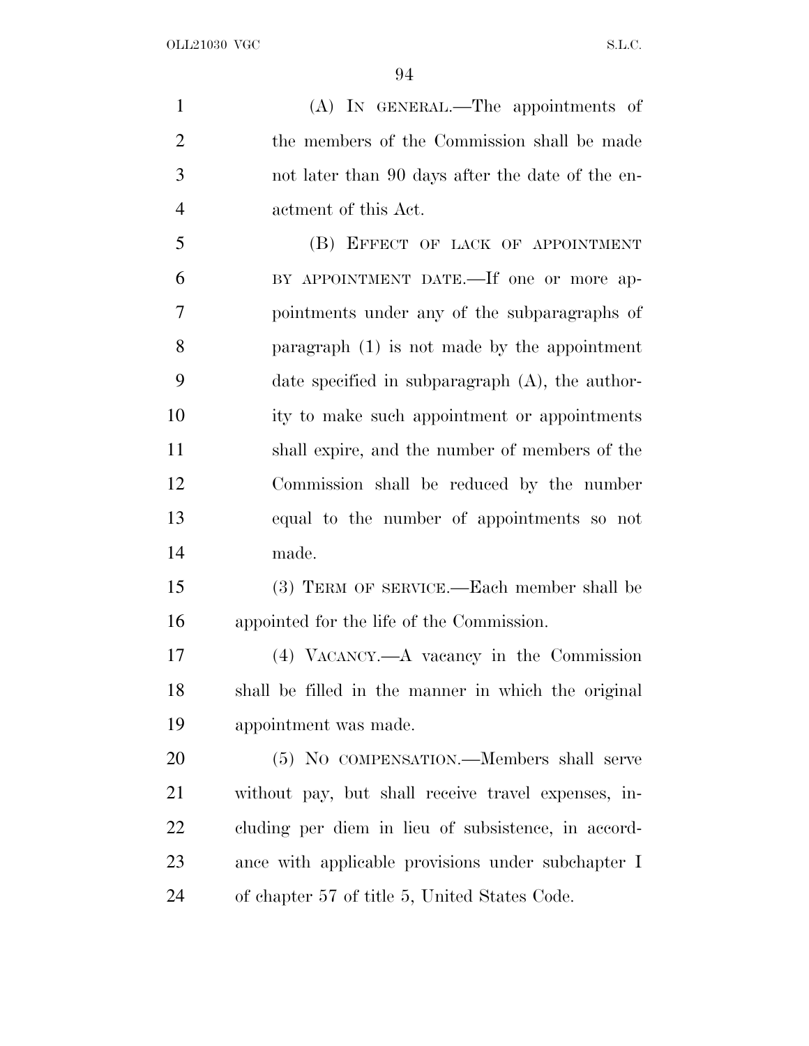(A) IN GENERAL.—The appointments of the members of the Commission shall be made not later than 90 days after the date of the enactment of this Act.

(B) EFFECT OF LACK OF APPOINTMENT BY APPOINTMENT DATE.—If one or more appointments under any of the subparagraphs of paragraph (1) is not made by the appointment date specified in subparagraph (A), the authority to make such appointment or appointments shall expire, and the number of members of the Commission shall be reduced by the number equal to the number of appointments so not made.

(3) TERM OF SERVICE.—Each member shall be appointed for the life of the Commission.

(4) VACANCY.—A vacancy in the Commission shall be filled in the manner in which the original appointment was made.

(5) NO COMPENSATION.—Members shall serve without pay, but shall receive travel expenses, including per diem in lieu of subsistence, in accordance with applicable provisions under subchapter I of chapter 57 of title 5, United States Code.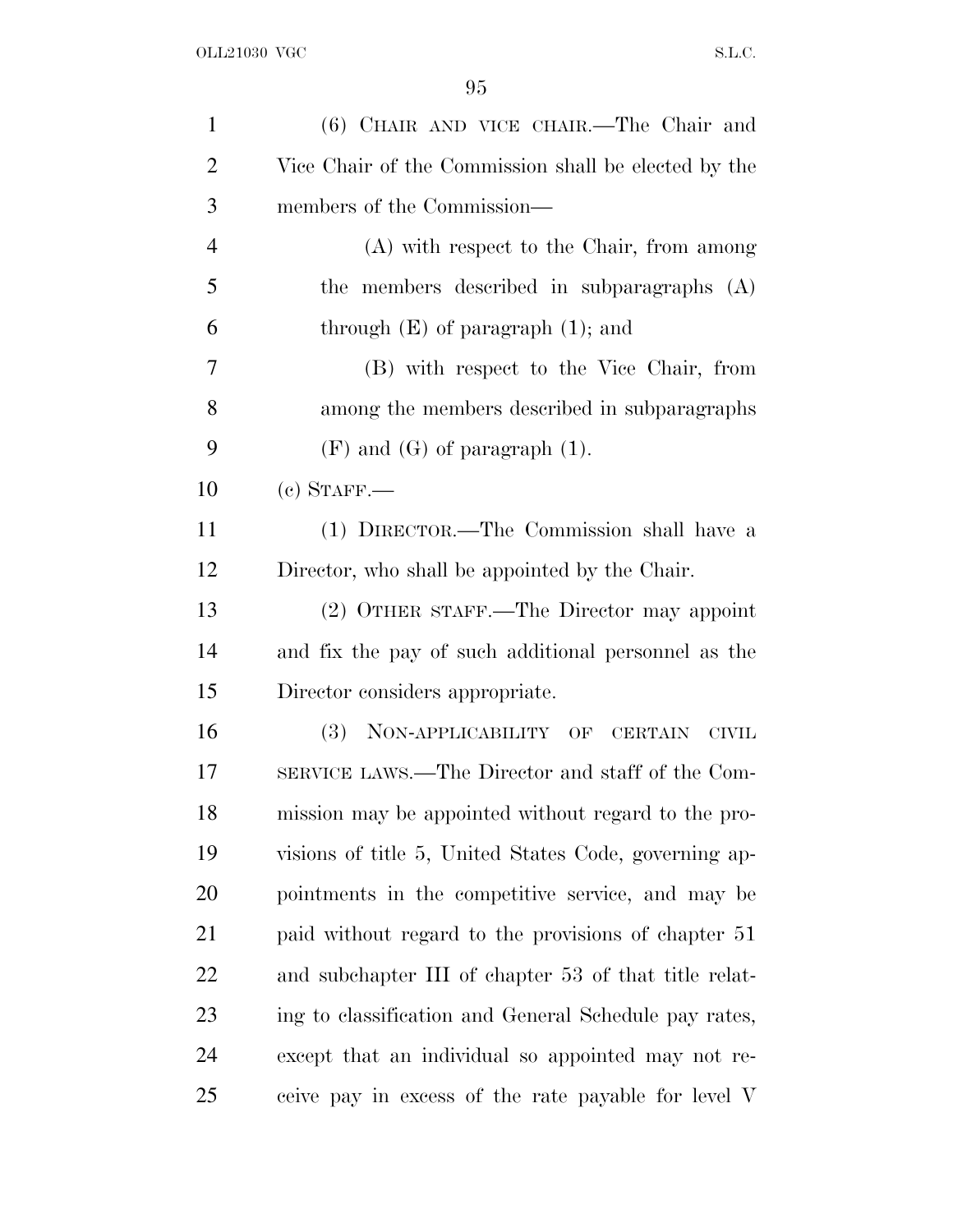(6) CHAIR AND VICE CHAIR.—The Chair and Vice Chair of the Commission shall be elected by the members of the Commission—

(A) with respect to the Chair, from among the members described in subparagraphs (A) through (E) of paragraph (1); and

(B) with respect to the Vice Chair, from among the members described in subparagraphs (F) and (G) of paragraph (1).

(c) STAFF.—

(1) DIRECTOR.—The Commission shall have a Director, who shall be appointed by the Chair.

(2) OTHER STAFF.—The Director may appoint and fix the pay of such additional personnel as the Director considers appropriate.

(3) NON-APPLICABILITY OF CERTAIN CIVIL SERVICE LAWS.—The Director and staff of the Commission may be appointed without regard to the provisions of title 5, United States Code, governing appointments in the competitive service, and may be paid without regard to the provisions of chapter 51 and subchapter III of chapter 53 of that title relating to classification and General Schedule pay rates, except that an individual so appointed may not receive pay in excess of the rate payable for level V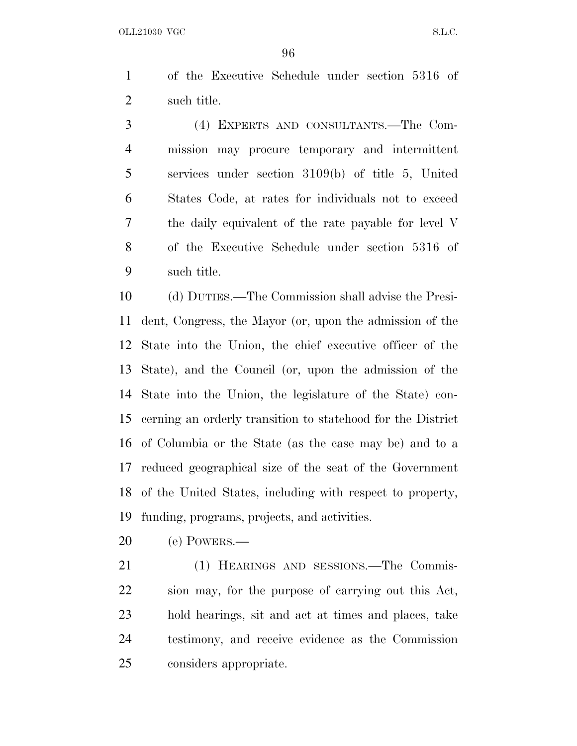of the Executive Schedule under section 5316 of such title.

(4) EXPERTS AND CONSULTANTS.—The Commission may procure temporary and intermittent services under section 3109(b) of title 5, United States Code, at rates for individuals not to exceed the daily equivalent of the rate payable for level V of the Executive Schedule under section 5316 of such title.

(d) DUTIES.—The Commission shall advise the President, Congress, the Mayor (or, upon the admission of the State into the Union, the chief executive officer of the State), and the Council (or, upon the admission of the State into the Union, the legislature of the State) concerning an orderly transition to statehood for the District of Columbia or the State (as the case may be) and to a reduced geographical size of the seat of the Government of the United States, including with respect to property, funding, programs, projects, and activities.

(e) POWERS.—

(1) HEARINGS AND SESSIONS.—The Commission may, for the purpose of carrying out this Act, hold hearings, sit and act at times and places, take testimony, and receive evidence as the Commission considers appropriate.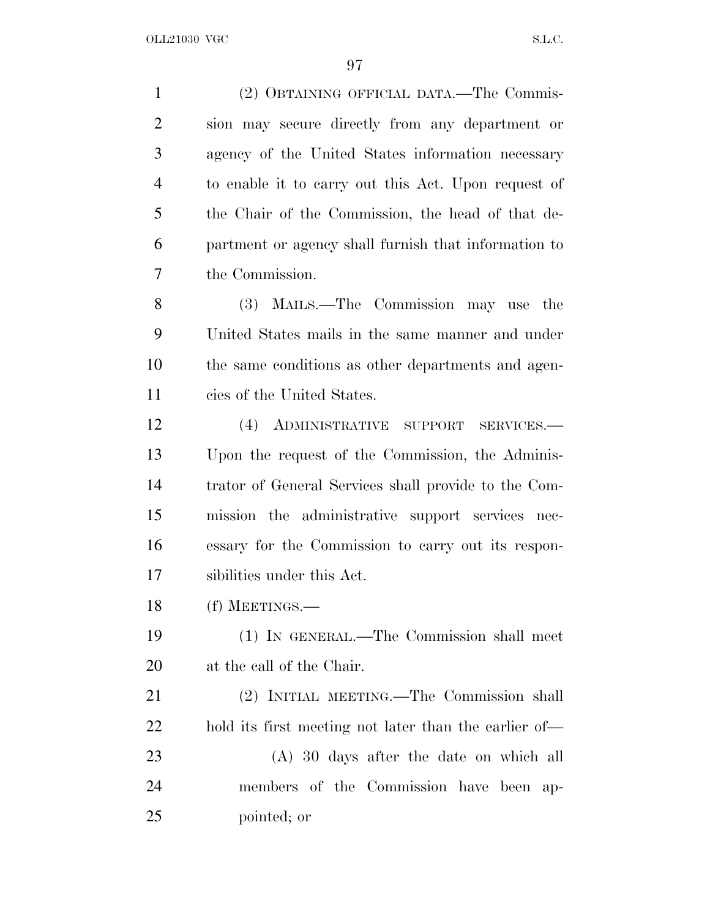(2) OBTAINING OFFICIAL DATA.—The Commission may secure directly from any department or agency of the United States information necessary to enable it to carry out this Act. Upon request of the Chair of the Commission, the head of that department or agency shall furnish that information to the Commission.

(3) MAILS.—The Commission may use the United States mails in the same manner and under the same conditions as other departments and agencies of the United States.

(4) ADMINISTRATIVE SUPPORT SERVICES.—Upon the request of the Commission, the Administrator of General Services shall provide to the Commission the administrative support services necessary for the Commission to carry out its responsibilities under this Act.

(f) MEETINGS.—

(1) IN GENERAL.—The Commission shall meet at the call of the Chair.

(2) INITIAL MEETING.—The Commission shall hold its first meeting not later than the earlier of—

(A) 30 days after the date on which all members of the Commission have been appointed; or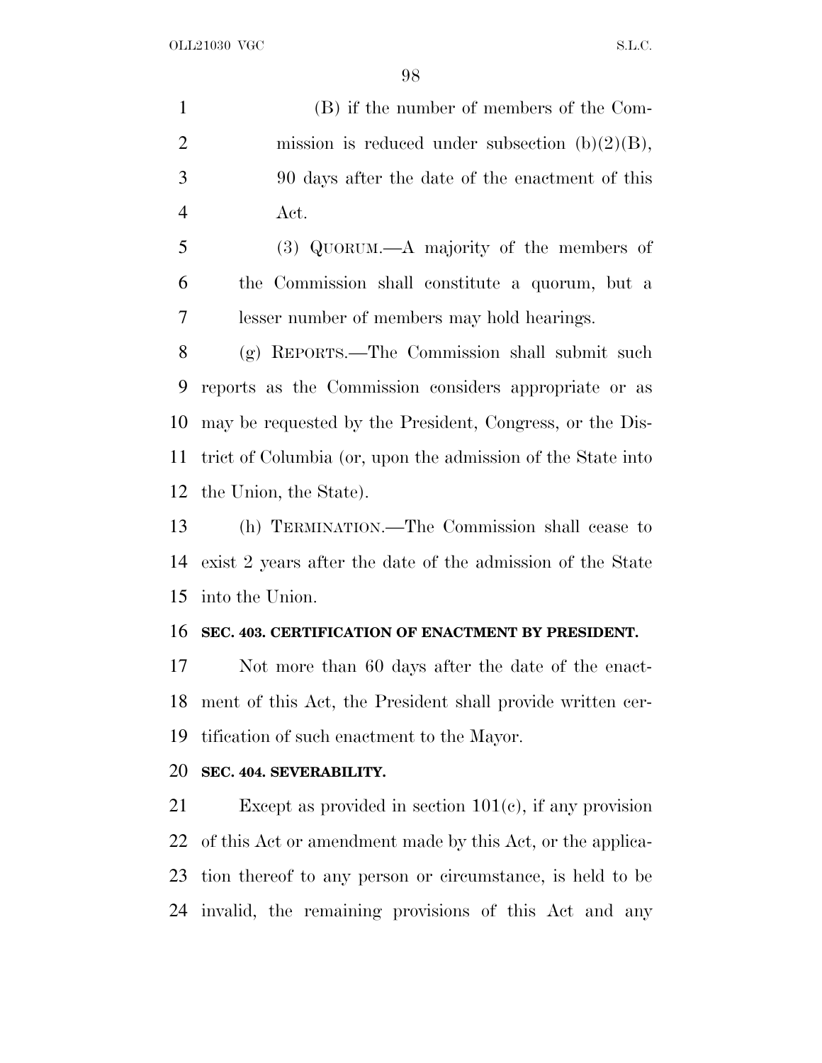(B) if the number of members of the Commission is reduced under subsection (b)(2)(B), 90 days after the date of the enactment of this Act.

(3) QUORUM.—A majority of the members of the Commission shall constitute a quorum, but a lesser number of members may hold hearings.

(g) REPORTS.—The Commission shall submit such reports as the Commission considers appropriate or as may be requested by the President, Congress, or the District of Columbia (or, upon the admission of the State into the Union, the State).

(h) TERMINATION.—The Commission shall cease to exist 2 years after the date of the admission of the State into the Union.

**SEC. 403. CERTIFICATION OF ENACTMENT BY PRESIDENT.**

Not more than 60 days after the date of the enactment of this Act, the President shall provide written certification of such enactment to the Mayor.

**SEC. 404. SEVERABILITY.**

Except as provided in section 101(c), if any provision of this Act or amendment made by this Act, or the application thereof to any person or circumstance, is held to be invalid, the remaining provisions of this Act and any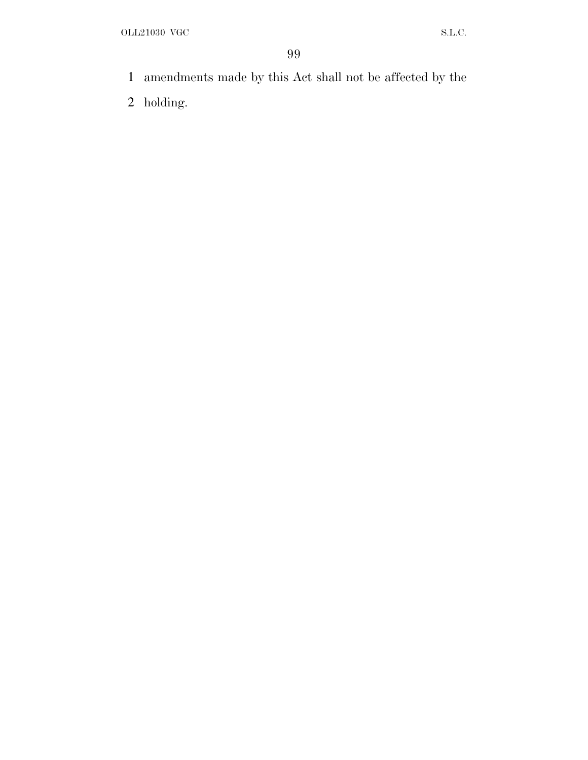amendments made by this Act shall not be affected by the holding.